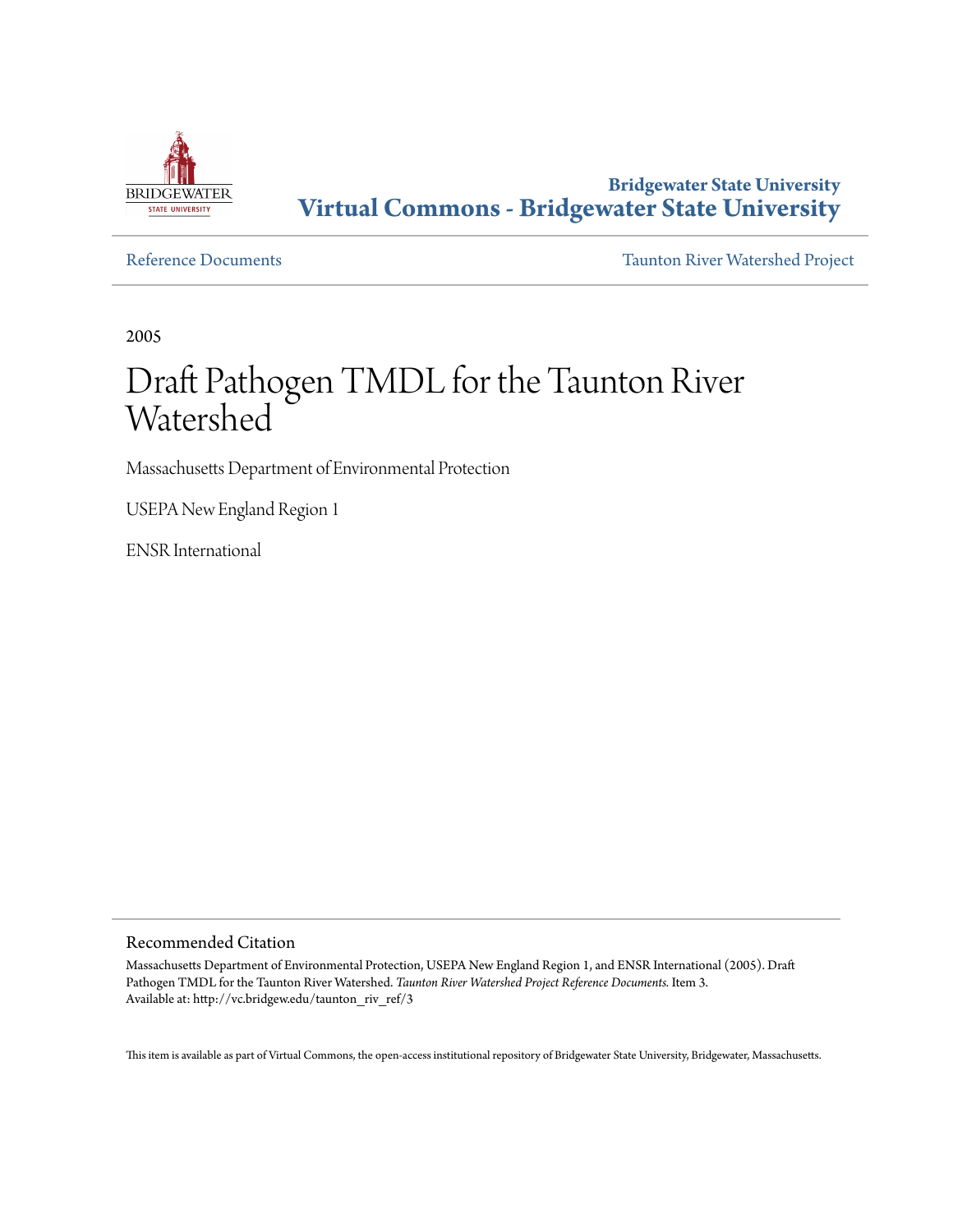Bridgewater State University
**Virtual Commons - Bridgewater State University**

Reference Documents

Taunton River Watershed Project

2005

# Draft Pathogen TMDL for the Taunton River Watershed

Massachusetts Department of Environmental Protection

USEPA New England Region 1

ENSR International

## Recommended Citation

Massachusetts Department of Environmental Protection, USEPA New England Region 1, and ENSR International (2005). Draft Pathogen TMDL for the Taunton River Watershed. *Taunton River Watershed Project Reference Documents.* Item 3.
Available at: http://vc.bridgew.edu/taunton_riv_ref/3

This item is available as part of Virtual Commons, the open-access institutional repository of Bridgewater State University, Bridgewater, Massachusetts.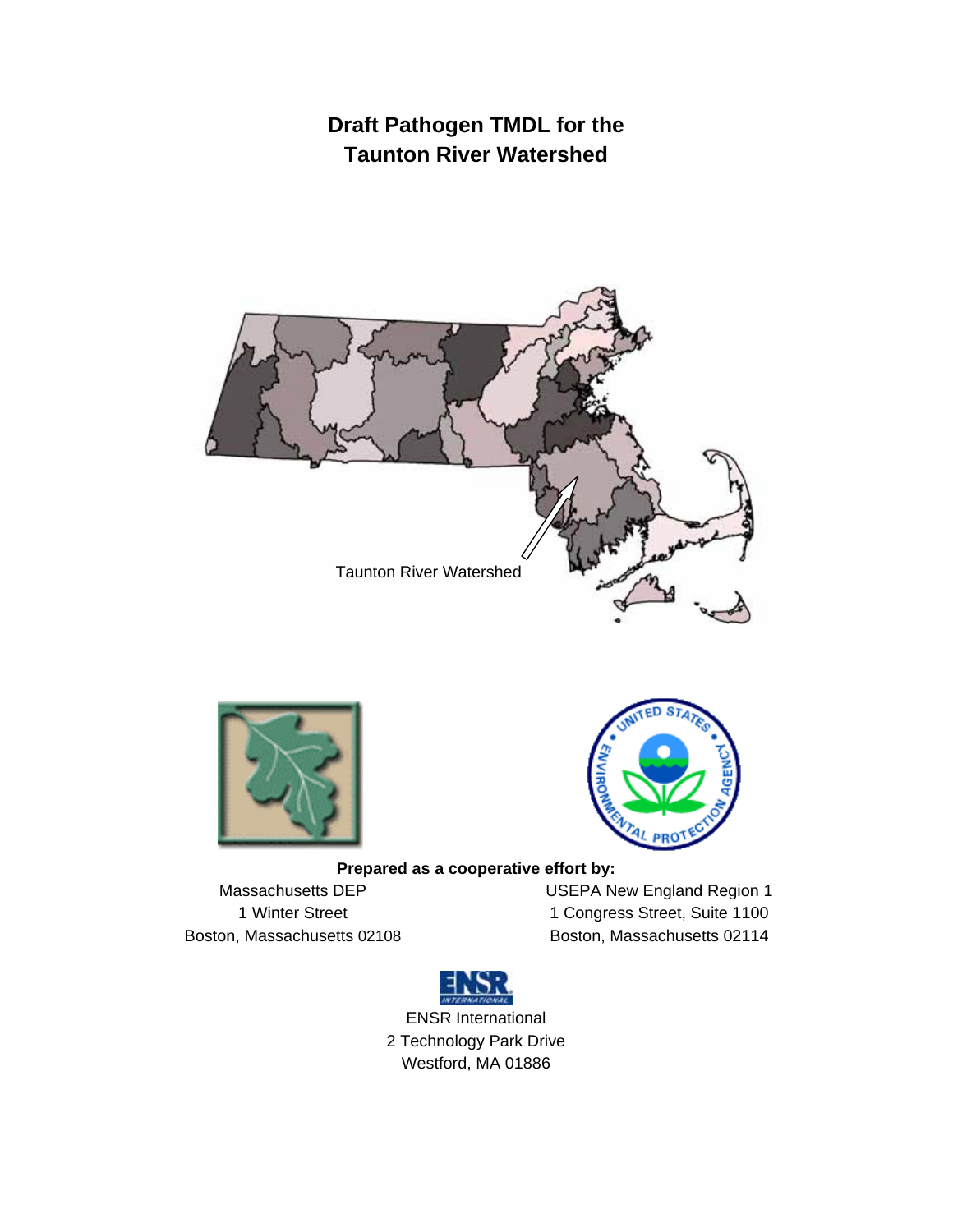# Draft Pathogen TMDL for the Taunton River Watershed

Taunton River Watershed

**Prepared as a cooperative effort by:**

Massachusetts DEP
1 Winter Street
Boston, Massachusetts 02108

USEPA New England Region 1
1 Congress Street, Suite 1100
Boston, Massachusetts 02114

ENSR International
2 Technology Park Drive
Westford, MA 01886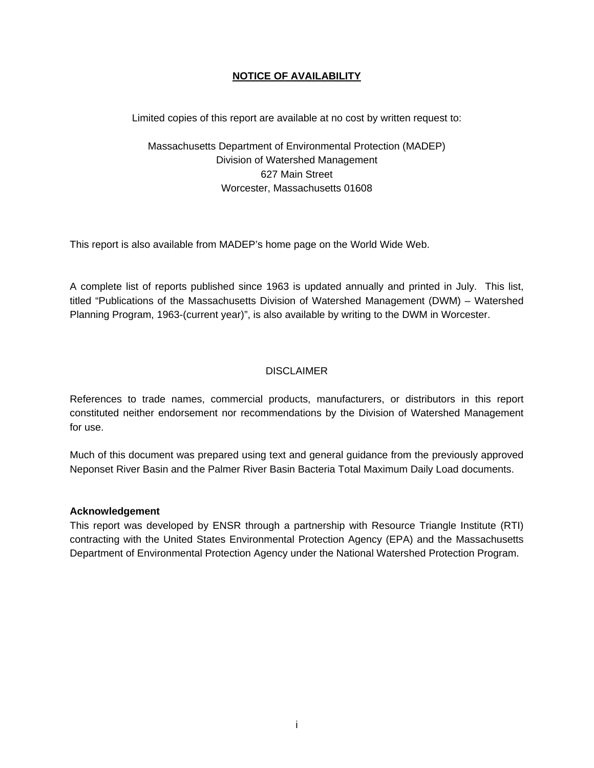## NOTICE OF AVAILABILITY

Limited copies of this report are available at no cost by written request to:

Massachusetts Department of Environmental Protection (MADEP)
Division of Watershed Management
627 Main Street
Worcester, Massachusetts 01608

This report is also available from MADEP's home page on the World Wide Web.

A complete list of reports published since 1963 is updated annually and printed in July. This list, titled "Publications of the Massachusetts Division of Watershed Management (DWM) – Watershed Planning Program, 1963-(current year)", is also available by writing to the DWM in Worcester.

## DISCLAIMER

References to trade names, commercial products, manufacturers, or distributors in this report constituted neither endorsement nor recommendations by the Division of Watershed Management for use.

Much of this document was prepared using text and general guidance from the previously approved Neponset River Basin and the Palmer River Basin Bacteria Total Maximum Daily Load documents.

**Acknowledgement**

This report was developed by ENSR through a partnership with Resource Triangle Institute (RTI) contracting with the United States Environmental Protection Agency (EPA) and the Massachusetts Department of Environmental Protection Agency under the National Watershed Protection Program.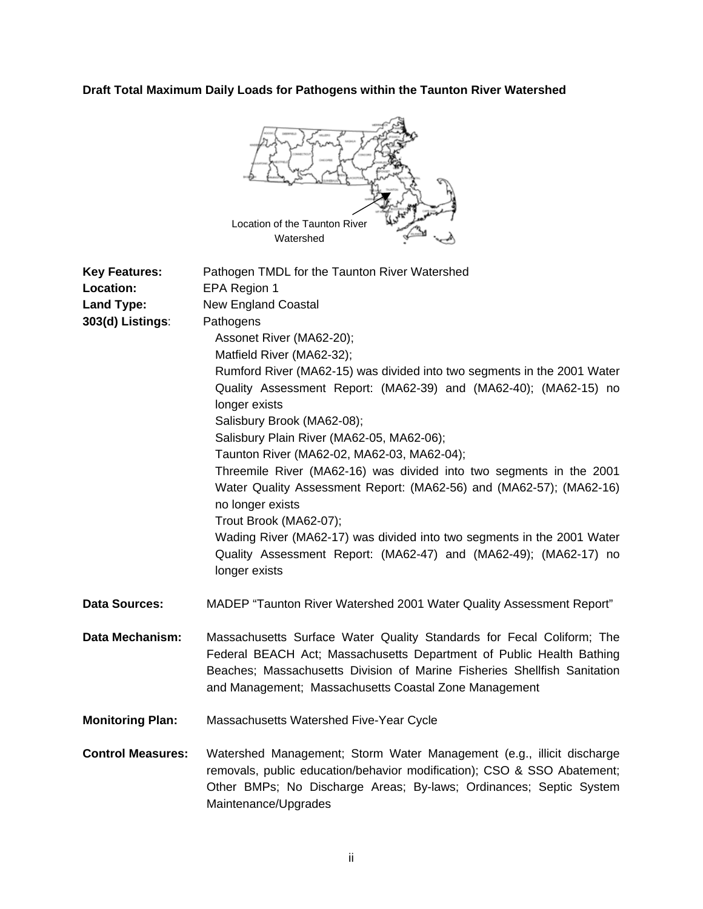**Draft Total Maximum Daily Loads for Pathogens within the Taunton River Watershed**

Location of the Taunton River Watershed

**Key Features:** Pathogen TMDL for the Taunton River Watershed

**Location:** EPA Region 1

**Land Type:** New England Coastal

**303(d) Listings**: Pathogens

- Assonet River (MA62-20);
- Matfield River (MA62-32);
- Rumford River (MA62-15) was divided into two segments in the 2001 Water Quality Assessment Report: (MA62-39) and (MA62-40); (MA62-15) no longer exists
- Salisbury Brook (MA62-08);
- Salisbury Plain River (MA62-05, MA62-06);
- Taunton River (MA62-02, MA62-03, MA62-04);
- Threemile River (MA62-16) was divided into two segments in the 2001 Water Quality Assessment Report: (MA62-56) and (MA62-57); (MA62-16) no longer exists
- Trout Brook (MA62-07);
- Wading River (MA62-17) was divided into two segments in the 2001 Water Quality Assessment Report: (MA62-47) and (MA62-49); (MA62-17) no longer exists

**Data Sources:** MADEP "Taunton River Watershed 2001 Water Quality Assessment Report"

**Data Mechanism:** Massachusetts Surface Water Quality Standards for Fecal Coliform; The Federal BEACH Act; Massachusetts Department of Public Health Bathing Beaches; Massachusetts Division of Marine Fisheries Shellfish Sanitation and Management; Massachusetts Coastal Zone Management

**Monitoring Plan:** Massachusetts Watershed Five-Year Cycle

**Control Measures:** Watershed Management; Storm Water Management (e.g., illicit discharge removals, public education/behavior modification); CSO & SSO Abatement; Other BMPs; No Discharge Areas; By-laws; Ordinances; Septic System Maintenance/Upgrades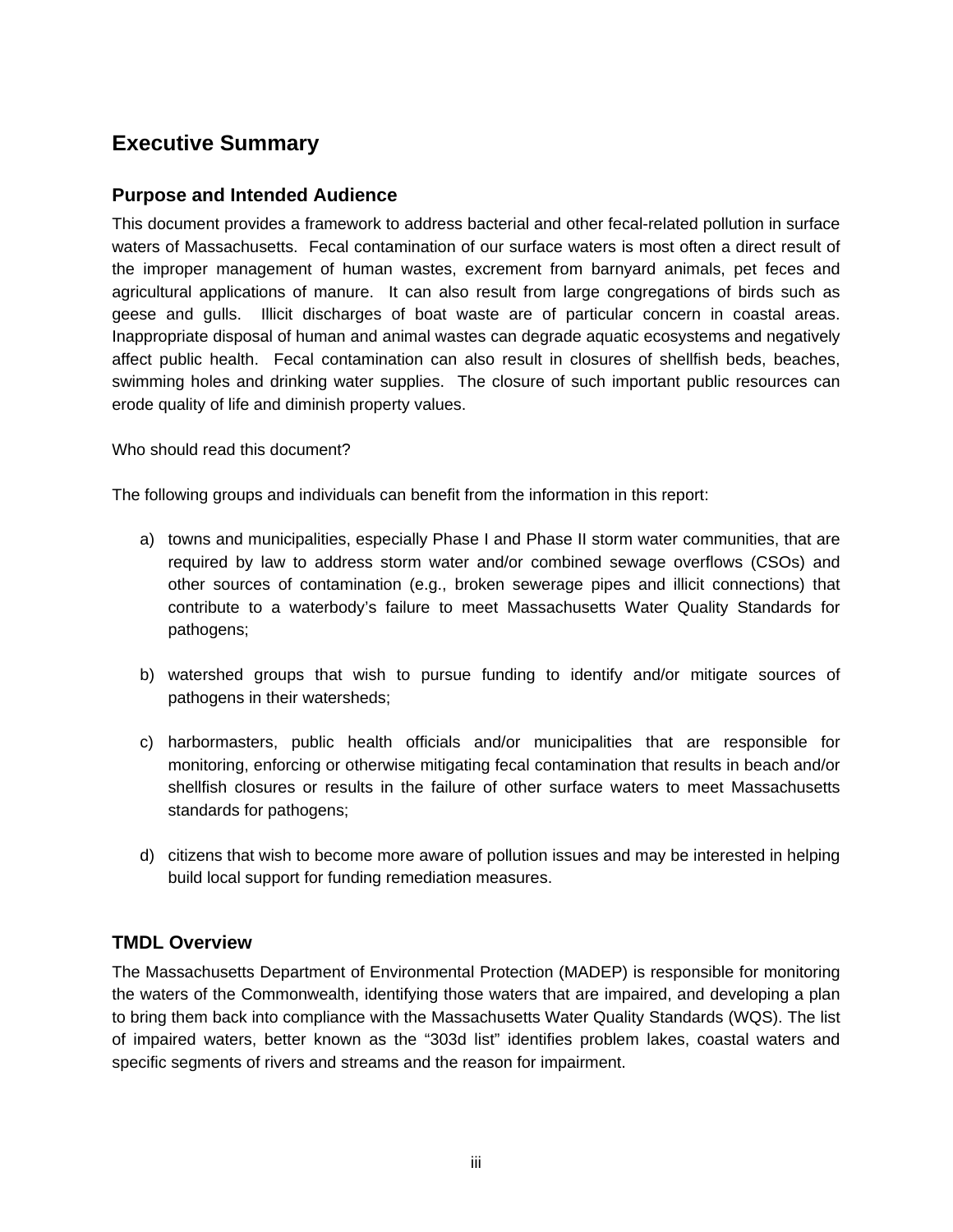# Executive Summary

## Purpose and Intended Audience

This document provides a framework to address bacterial and other fecal-related pollution in surface waters of Massachusetts. Fecal contamination of our surface waters is most often a direct result of the improper management of human wastes, excrement from barnyard animals, pet feces and agricultural applications of manure. It can also result from large congregations of birds such as geese and gulls. Illicit discharges of boat waste are of particular concern in coastal areas. Inappropriate disposal of human and animal wastes can degrade aquatic ecosystems and negatively affect public health. Fecal contamination can also result in closures of shellfish beds, beaches, swimming holes and drinking water supplies. The closure of such important public resources can erode quality of life and diminish property values.

Who should read this document?

The following groups and individuals can benefit from the information in this report:

a) towns and municipalities, especially Phase I and Phase II storm water communities, that are required by law to address storm water and/or combined sewage overflows (CSOs) and other sources of contamination (e.g., broken sewerage pipes and illicit connections) that contribute to a waterbody's failure to meet Massachusetts Water Quality Standards for pathogens;

b) watershed groups that wish to pursue funding to identify and/or mitigate sources of pathogens in their watersheds;

c) harbormasters, public health officials and/or municipalities that are responsible for monitoring, enforcing or otherwise mitigating fecal contamination that results in beach and/or shellfish closures or results in the failure of other surface waters to meet Massachusetts standards for pathogens;

d) citizens that wish to become more aware of pollution issues and may be interested in helping build local support for funding remediation measures.

## TMDL Overview

The Massachusetts Department of Environmental Protection (MADEP) is responsible for monitoring the waters of the Commonwealth, identifying those waters that are impaired, and developing a plan to bring them back into compliance with the Massachusetts Water Quality Standards (WQS). The list of impaired waters, better known as the "303d list" identifies problem lakes, coastal waters and specific segments of rivers and streams and the reason for impairment.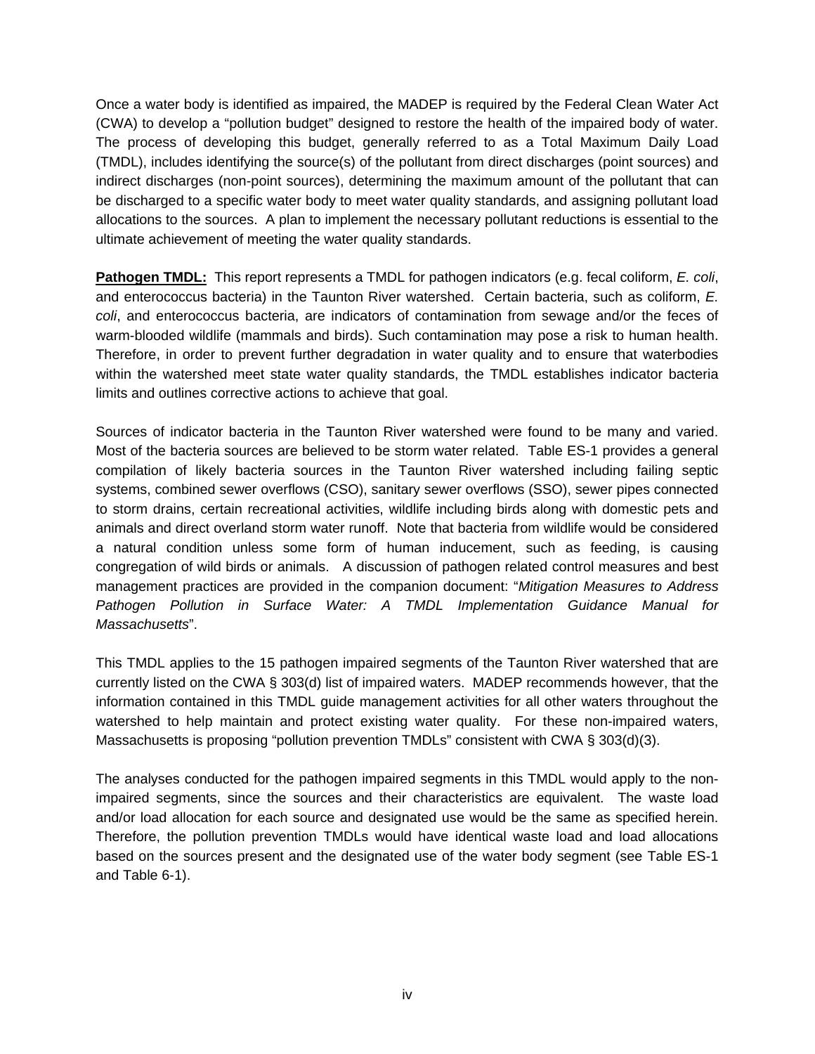Once a water body is identified as impaired, the MADEP is required by the Federal Clean Water Act (CWA) to develop a "pollution budget" designed to restore the health of the impaired body of water. The process of developing this budget, generally referred to as a Total Maximum Daily Load (TMDL), includes identifying the source(s) of the pollutant from direct discharges (point sources) and indirect discharges (non-point sources), determining the maximum amount of the pollutant that can be discharged to a specific water body to meet water quality standards, and assigning pollutant load allocations to the sources. A plan to implement the necessary pollutant reductions is essential to the ultimate achievement of meeting the water quality standards.

**Pathogen TMDL:** This report represents a TMDL for pathogen indicators (e.g. fecal coliform, *E. coli*, and enterococcus bacteria) in the Taunton River watershed. Certain bacteria, such as coliform, *E. coli*, and enterococcus bacteria, are indicators of contamination from sewage and/or the feces of warm-blooded wildlife (mammals and birds). Such contamination may pose a risk to human health. Therefore, in order to prevent further degradation in water quality and to ensure that waterbodies within the watershed meet state water quality standards, the TMDL establishes indicator bacteria limits and outlines corrective actions to achieve that goal.

Sources of indicator bacteria in the Taunton River watershed were found to be many and varied. Most of the bacteria sources are believed to be storm water related. Table ES-1 provides a general compilation of likely bacteria sources in the Taunton River watershed including failing septic systems, combined sewer overflows (CSO), sanitary sewer overflows (SSO), sewer pipes connected to storm drains, certain recreational activities, wildlife including birds along with domestic pets and animals and direct overland storm water runoff. Note that bacteria from wildlife would be considered a natural condition unless some form of human inducement, such as feeding, is causing congregation of wild birds or animals. A discussion of pathogen related control measures and best management practices are provided in the companion document: "*Mitigation Measures to Address Pathogen Pollution in Surface Water: A TMDL Implementation Guidance Manual for Massachusetts*".

This TMDL applies to the 15 pathogen impaired segments of the Taunton River watershed that are currently listed on the CWA § 303(d) list of impaired waters. MADEP recommends however, that the information contained in this TMDL guide management activities for all other waters throughout the watershed to help maintain and protect existing water quality. For these non-impaired waters, Massachusetts is proposing "pollution prevention TMDLs" consistent with CWA § 303(d)(3).

The analyses conducted for the pathogen impaired segments in this TMDL would apply to the non-impaired segments, since the sources and their characteristics are equivalent. The waste load and/or load allocation for each source and designated use would be the same as specified herein. Therefore, the pollution prevention TMDLs would have identical waste load and load allocations based on the sources present and the designated use of the water body segment (see Table ES-1 and Table 6-1).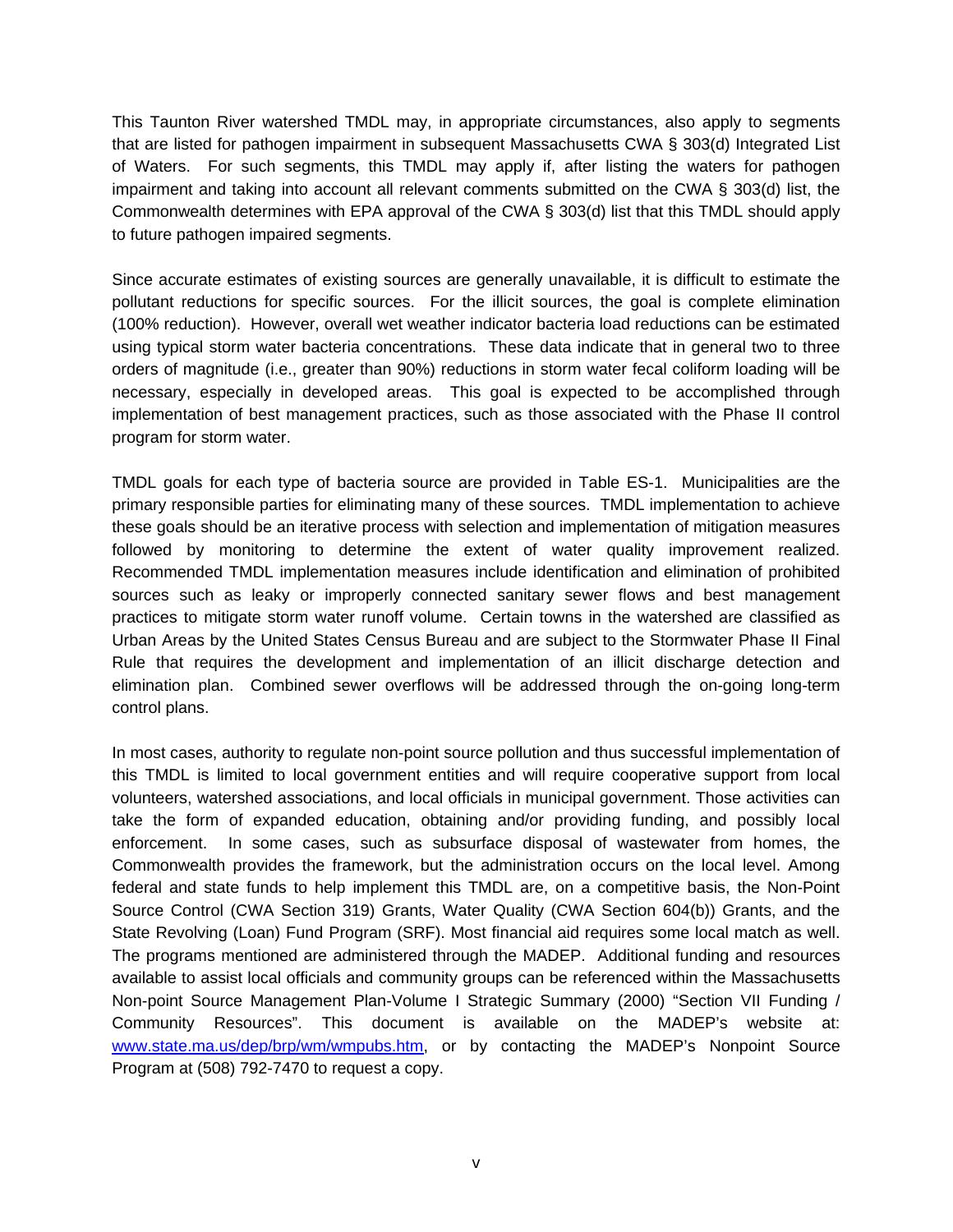This Taunton River watershed TMDL may, in appropriate circumstances, also apply to segments that are listed for pathogen impairment in subsequent Massachusetts CWA § 303(d) Integrated List of Waters. For such segments, this TMDL may apply if, after listing the waters for pathogen impairment and taking into account all relevant comments submitted on the CWA § 303(d) list, the Commonwealth determines with EPA approval of the CWA § 303(d) list that this TMDL should apply to future pathogen impaired segments.

Since accurate estimates of existing sources are generally unavailable, it is difficult to estimate the pollutant reductions for specific sources. For the illicit sources, the goal is complete elimination (100% reduction). However, overall wet weather indicator bacteria load reductions can be estimated using typical storm water bacteria concentrations. These data indicate that in general two to three orders of magnitude (i.e., greater than 90%) reductions in storm water fecal coliform loading will be necessary, especially in developed areas. This goal is expected to be accomplished through implementation of best management practices, such as those associated with the Phase II control program for storm water.

TMDL goals for each type of bacteria source are provided in Table ES-1. Municipalities are the primary responsible parties for eliminating many of these sources. TMDL implementation to achieve these goals should be an iterative process with selection and implementation of mitigation measures followed by monitoring to determine the extent of water quality improvement realized. Recommended TMDL implementation measures include identification and elimination of prohibited sources such as leaky or improperly connected sanitary sewer flows and best management practices to mitigate storm water runoff volume. Certain towns in the watershed are classified as Urban Areas by the United States Census Bureau and are subject to the Stormwater Phase II Final Rule that requires the development and implementation of an illicit discharge detection and elimination plan. Combined sewer overflows will be addressed through the on-going long-term control plans.

In most cases, authority to regulate non-point source pollution and thus successful implementation of this TMDL is limited to local government entities and will require cooperative support from local volunteers, watershed associations, and local officials in municipal government. Those activities can take the form of expanded education, obtaining and/or providing funding, and possibly local enforcement. In some cases, such as subsurface disposal of wastewater from homes, the Commonwealth provides the framework, but the administration occurs on the local level. Among federal and state funds to help implement this TMDL are, on a competitive basis, the Non-Point Source Control (CWA Section 319) Grants, Water Quality (CWA Section 604(b)) Grants, and the State Revolving (Loan) Fund Program (SRF). Most financial aid requires some local match as well. The programs mentioned are administered through the MADEP. Additional funding and resources available to assist local officials and community groups can be referenced within the Massachusetts Non-point Source Management Plan-Volume I Strategic Summary (2000) "Section VII Funding / Community Resources". This document is available on the MADEP's website at: [www.state.ma.us/dep/brp/wm/wmpubs.htm](www.state.ma.us/dep/brp/wm/wmpubs.htm), or by contacting the MADEP's Nonpoint Source Program at (508) 792-7470 to request a copy.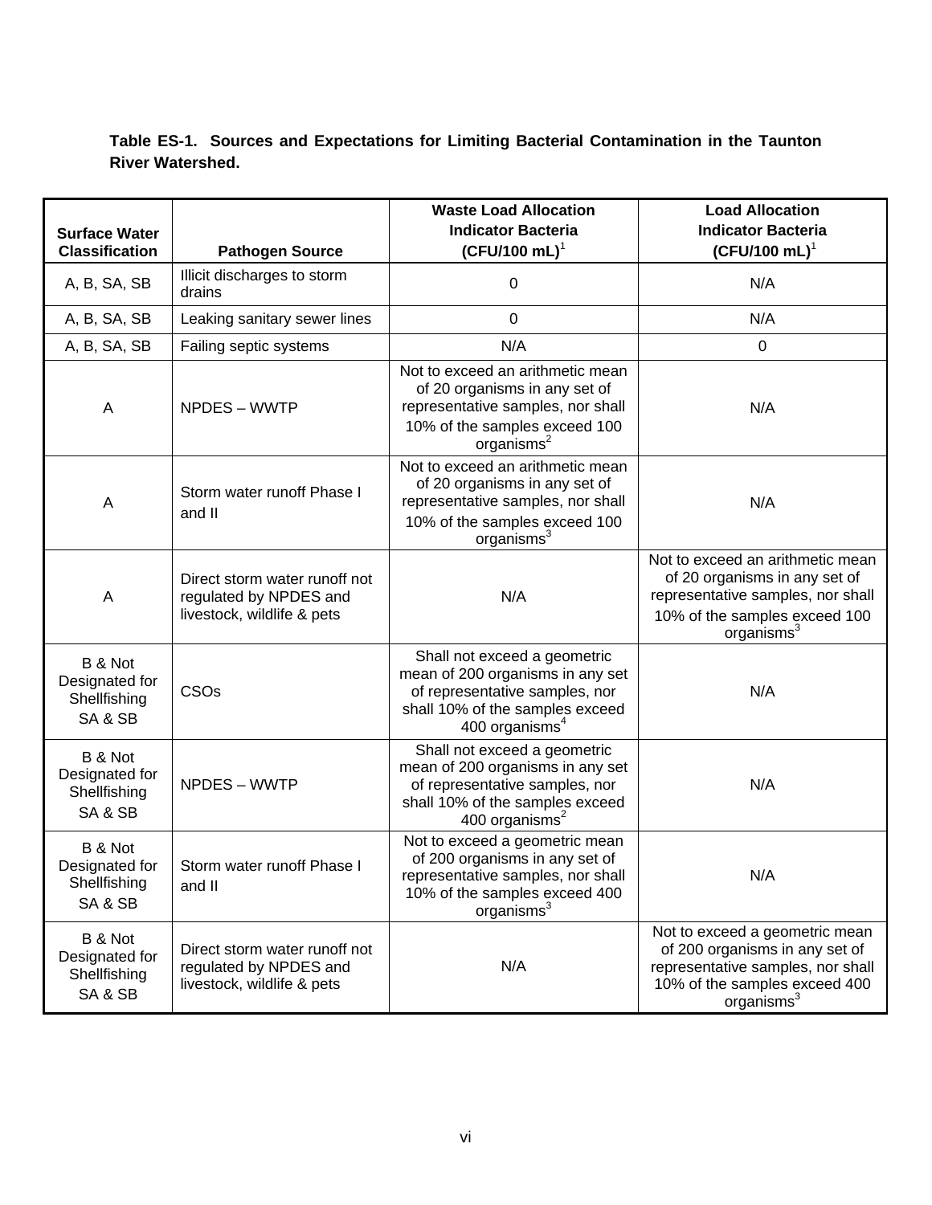**Table ES-1. Sources and Expectations for Limiting Bacterial Contamination in the Taunton River Watershed.**

| Surface Water Classification | Pathogen Source | Waste Load Allocation Indicator Bacteria (CFU/100 mL)[1] | Load Allocation Indicator Bacteria (CFU/100 mL)[1] |
|---|---|---|---|
| A, B, SA, SB | Illicit discharges to storm drains | 0 | N/A |
| A, B, SA, SB | Leaking sanitary sewer lines | 0 | N/A |
| A, B, SA, SB | Failing septic systems | N/A | 0 |
| A | NPDES – WWTP | Not to exceed an arithmetic mean of 20 organisms in any set of representative samples, nor shall 10% of the samples exceed 100 organisms[2] | N/A |
| A | Storm water runoff Phase I and II | Not to exceed an arithmetic mean of 20 organisms in any set of representative samples, nor shall 10% of the samples exceed 100 organisms[3] | N/A |
| A | Direct storm water runoff not regulated by NPDES and livestock, wildlife & pets | N/A | Not to exceed an arithmetic mean of 20 organisms in any set of representative samples, nor shall 10% of the samples exceed 100 organisms[3] |
| B & Not Designated for Shellfishing SA & SB | CSOs | Shall not exceed a geometric mean of 200 organisms in any set of representative samples, nor shall 10% of the samples exceed 400 organisms[4] | N/A |
| B & Not Designated for Shellfishing SA & SB | NPDES – WWTP | Shall not exceed a geometric mean of 200 organisms in any set of representative samples, nor shall 10% of the samples exceed 400 organisms[2] | N/A |
| B & Not Designated for Shellfishing SA & SB | Storm water runoff Phase I and II | Not to exceed a geometric mean of 200 organisms in any set of representative samples, nor shall 10% of the samples exceed 400 organisms[3] | N/A |
| B & Not Designated for Shellfishing SA & SB | Direct storm water runoff not regulated by NPDES and livestock, wildlife & pets | N/A | Not to exceed a geometric mean of 200 organisms in any set of representative samples, nor shall 10% of the samples exceed 400 organisms[3] |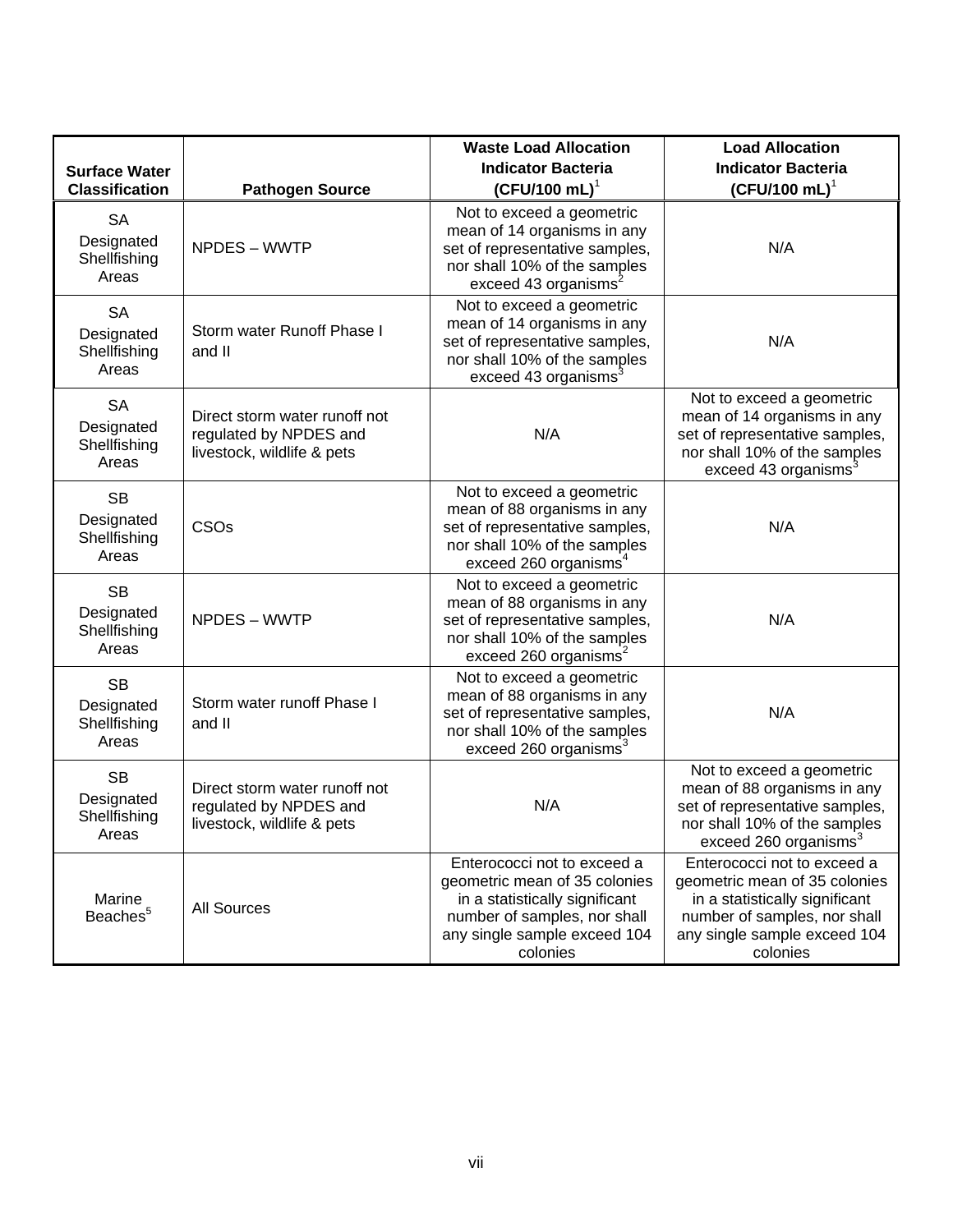| Surface Water Classification | Pathogen Source | Waste Load Allocation Indicator Bacteria (CFU/100 mL)[1] | Load Allocation Indicator Bacteria (CFU/100 mL)[1] |
|---|---|---|---|
| SA Designated Shellfishing Areas | NPDES – WWTP | Not to exceed a geometric mean of 14 organisms in any set of representative samples, nor shall 10% of the samples exceed 43 organisms[2] | N/A |
| SA Designated Shellfishing Areas | Storm water Runoff Phase I and II | Not to exceed a geometric mean of 14 organisms in any set of representative samples, nor shall 10% of the samples exceed 43 organisms[3] | N/A |
| SA Designated Shellfishing Areas | Direct storm water runoff not regulated by NPDES and livestock, wildlife & pets | N/A | Not to exceed a geometric mean of 14 organisms in any set of representative samples, nor shall 10% of the samples exceed 43 organisms[3] |
| SB Designated Shellfishing Areas | CSOs | Not to exceed a geometric mean of 88 organisms in any set of representative samples, nor shall 10% of the samples exceed 260 organisms[4] | N/A |
| SB Designated Shellfishing Areas | NPDES – WWTP | Not to exceed a geometric mean of 88 organisms in any set of representative samples, nor shall 10% of the samples exceed 260 organisms[2] | N/A |
| SB Designated Shellfishing Areas | Storm water runoff Phase I and II | Not to exceed a geometric mean of 88 organisms in any set of representative samples, nor shall 10% of the samples exceed 260 organisms[3] | N/A |
| SB Designated Shellfishing Areas | Direct storm water runoff not regulated by NPDES and livestock, wildlife & pets | N/A | Not to exceed a geometric mean of 88 organisms in any set of representative samples, nor shall 10% of the samples exceed 260 organisms[3] |
| Marine Beaches[5] | All Sources | Enterococci not to exceed a geometric mean of 35 colonies in a statistically significant number of samples, nor shall any single sample exceed 104 colonies | Enterococci not to exceed a geometric mean of 35 colonies in a statistically significant number of samples, nor shall any single sample exceed 104 colonies |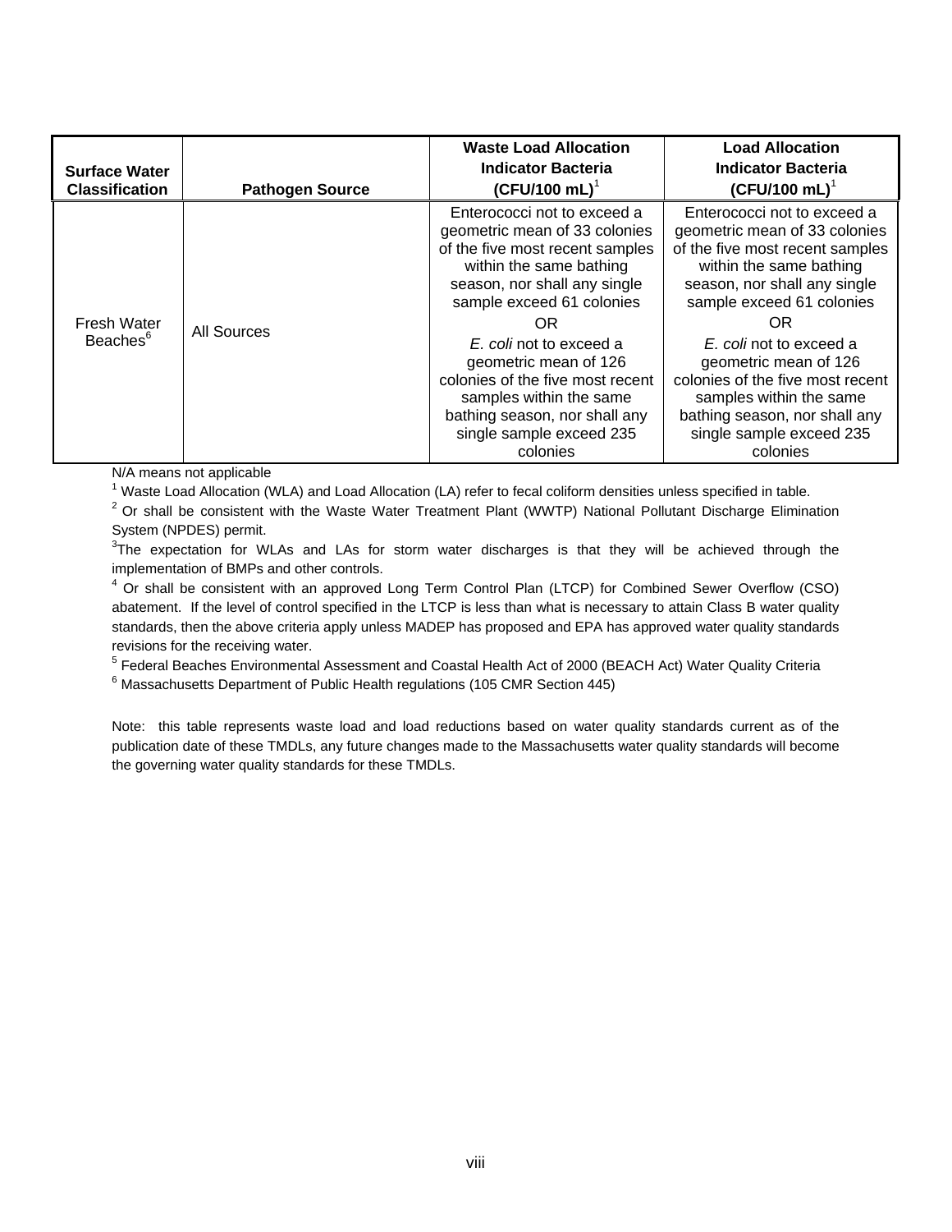| Surface Water Classification | Pathogen Source | Waste Load Allocation Indicator Bacteria (CFU/100 mL)[1] | Load Allocation Indicator Bacteria (CFU/100 mL)[1] |
| --- | --- | --- | --- |
| Fresh Water Beaches[6] | All Sources | Enterococci not to exceed a geometric mean of 33 colonies of the five most recent samples within the same bathing season, nor shall any single sample exceed 61 colonies OR *E. coli* not to exceed a geometric mean of 126 colonies of the five most recent samples within the same bathing season, nor shall any single sample exceed 235 colonies | Enterococci not to exceed a geometric mean of 33 colonies of the five most recent samples within the same bathing season, nor shall any single sample exceed 61 colonies OR *E. coli* not to exceed a geometric mean of 126 colonies of the five most recent samples within the same bathing season, nor shall any single sample exceed 235 colonies |

N/A means not applicable

[1] Waste Load Allocation (WLA) and Load Allocation (LA) refer to fecal coliform densities unless specified in table.

[2] Or shall be consistent with the Waste Water Treatment Plant (WWTP) National Pollutant Discharge Elimination System (NPDES) permit.

[3] The expectation for WLAs and LAs for storm water discharges is that they will be achieved through the implementation of BMPs and other controls.

[4] Or shall be consistent with an approved Long Term Control Plan (LTCP) for Combined Sewer Overflow (CSO) abatement. If the level of control specified in the LTCP is less than what is necessary to attain Class B water quality standards, then the above criteria apply unless MADEP has proposed and EPA has approved water quality standards revisions for the receiving water.

[5] Federal Beaches Environmental Assessment and Coastal Health Act of 2000 (BEACH Act) Water Quality Criteria

[6] Massachusetts Department of Public Health regulations (105 CMR Section 445)

Note: this table represents waste load and load reductions based on water quality standards current as of the publication date of these TMDLs, any future changes made to the Massachusetts water quality standards will become the governing water quality standards for these TMDLs.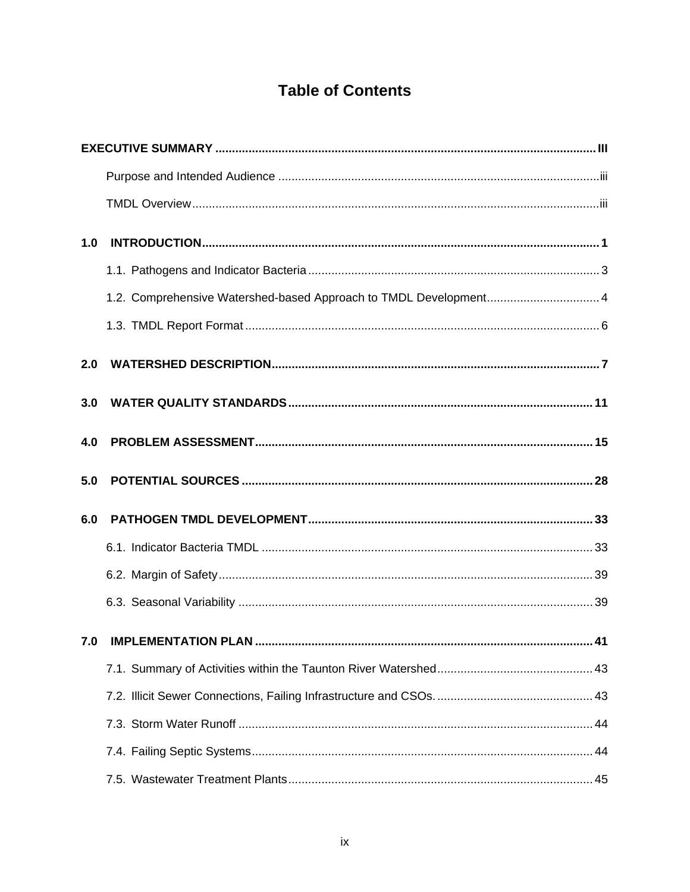# Table of Contents

**EXECUTIVE SUMMARY** .......... **III**

- Purpose and Intended Audience .......... iii
- TMDL Overview .......... iii

**1.0 INTRODUCTION** .......... **1**

- 1.1. Pathogens and Indicator Bacteria .......... 3
- 1.2. Comprehensive Watershed-based Approach to TMDL Development .......... 4
- 1.3. TMDL Report Format .......... 6

**2.0 WATERSHED DESCRIPTION** .......... **7**

**3.0 WATER QUALITY STANDARDS** .......... **11**

**4.0 PROBLEM ASSESSMENT** .......... **15**

**5.0 POTENTIAL SOURCES** .......... **28**

**6.0 PATHOGEN TMDL DEVELOPMENT** .......... **33**

- 6.1. Indicator Bacteria TMDL .......... 33
- 6.2. Margin of Safety .......... 39
- 6.3. Seasonal Variability .......... 39

**7.0 IMPLEMENTATION PLAN** .......... **41**

- 7.1. Summary of Activities within the Taunton River Watershed .......... 43
- 7.2. Illicit Sewer Connections, Failing Infrastructure and CSOs. .......... 43
- 7.3. Storm Water Runoff .......... 44
- 7.4. Failing Septic Systems .......... 44
- 7.5. Wastewater Treatment Plants .......... 45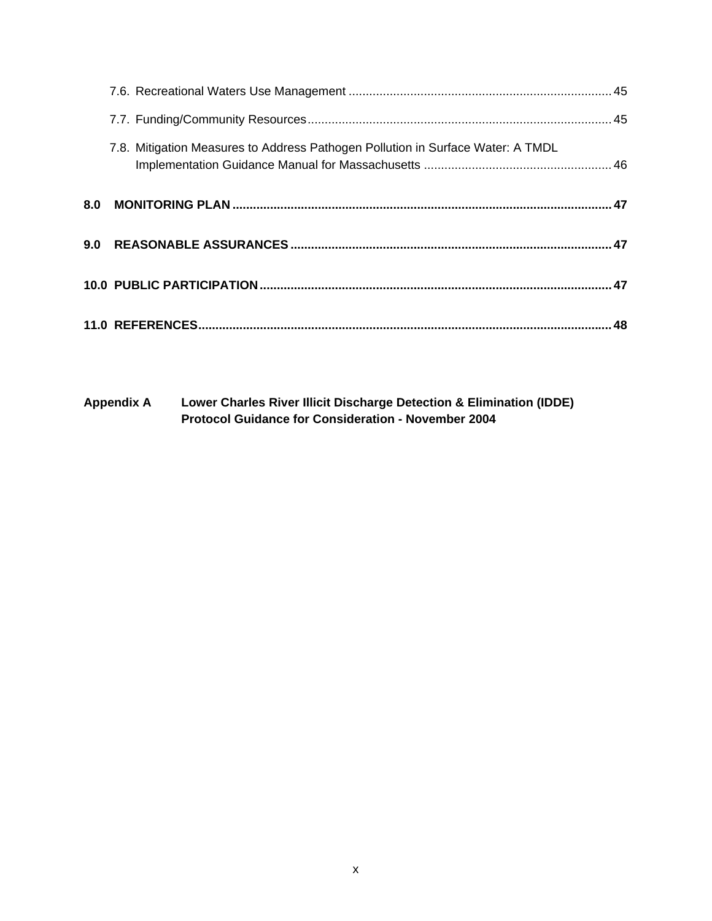7.6. Recreational Waters Use Management ............................................................................. 45

7.7. Funding/Community Resources......................................................................................... 45

7.8. Mitigation Measures to Address Pathogen Pollution in Surface Water: A TMDL Implementation Guidance Manual for Massachusetts ....................................................... 46

**8.0 MONITORING PLAN ............................................................................................................ 47**

**9.0 REASONABLE ASSURANCES ............................................................................................ 47**

**10.0 PUBLIC PARTICIPATION..................................................................................................... 47**

**11.0 REFERENCES....................................................................................................................... 48**

**Appendix A Lower Charles River Illicit Discharge Detection & Elimination (IDDE) Protocol Guidance for Consideration - November 2004**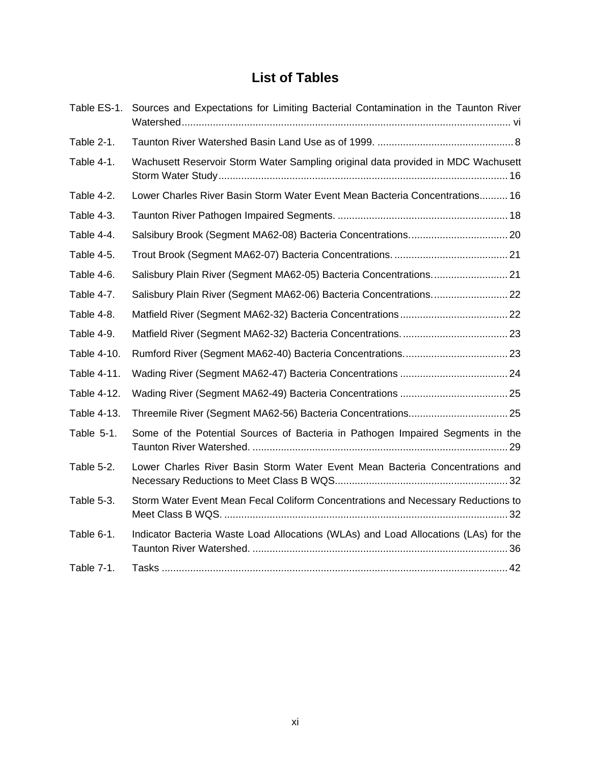# List of Tables

| | | |
|---|---|---|
| Table ES-1. | Sources and Expectations for Limiting Bacterial Contamination in the Taunton River Watershed | vi |
| Table 2-1. | Taunton River Watershed Basin Land Use as of 1999. | 8 |
| Table 4-1. | Wachusett Reservoir Storm Water Sampling original data provided in MDC Wachusett Storm Water Study | 16 |
| Table 4-2. | Lower Charles River Basin Storm Water Event Mean Bacteria Concentrations | 16 |
| Table 4-3. | Taunton River Pathogen Impaired Segments. | 18 |
| Table 4-4. | Salsibury Brook (Segment MA62-08) Bacteria Concentrations. | 20 |
| Table 4-5. | Trout Brook (Segment MA62-07) Bacteria Concentrations. | 21 |
| Table 4-6. | Salisbury Plain River (Segment MA62-05) Bacteria Concentrations. | 21 |
| Table 4-7. | Salisbury Plain River (Segment MA62-06) Bacteria Concentrations. | 22 |
| Table 4-8. | Matfield River (Segment MA62-32) Bacteria Concentrations | 22 |
| Table 4-9. | Matfield River (Segment MA62-32) Bacteria Concentrations. | 23 |
| Table 4-10. | Rumford River (Segment MA62-40) Bacteria Concentrations. | 23 |
| Table 4-11. | Wading River (Segment MA62-47) Bacteria Concentrations | 24 |
| Table 4-12. | Wading River (Segment MA62-49) Bacteria Concentrations | 25 |
| Table 4-13. | Threemile River (Segment MA62-56) Bacteria Concentrations | 25 |
| Table 5-1. | Some of the Potential Sources of Bacteria in Pathogen Impaired Segments in the Taunton River Watershed. | 29 |
| Table 5-2. | Lower Charles River Basin Storm Water Event Mean Bacteria Concentrations and Necessary Reductions to Meet Class B WQS | 32 |
| Table 5-3. | Storm Water Event Mean Fecal Coliform Concentrations and Necessary Reductions to Meet Class B WQS. | 32 |
| Table 6-1. | Indicator Bacteria Waste Load Allocations (WLAs) and Load Allocations (LAs) for the Taunton River Watershed. | 36 |
| Table 7-1. | Tasks | 42 |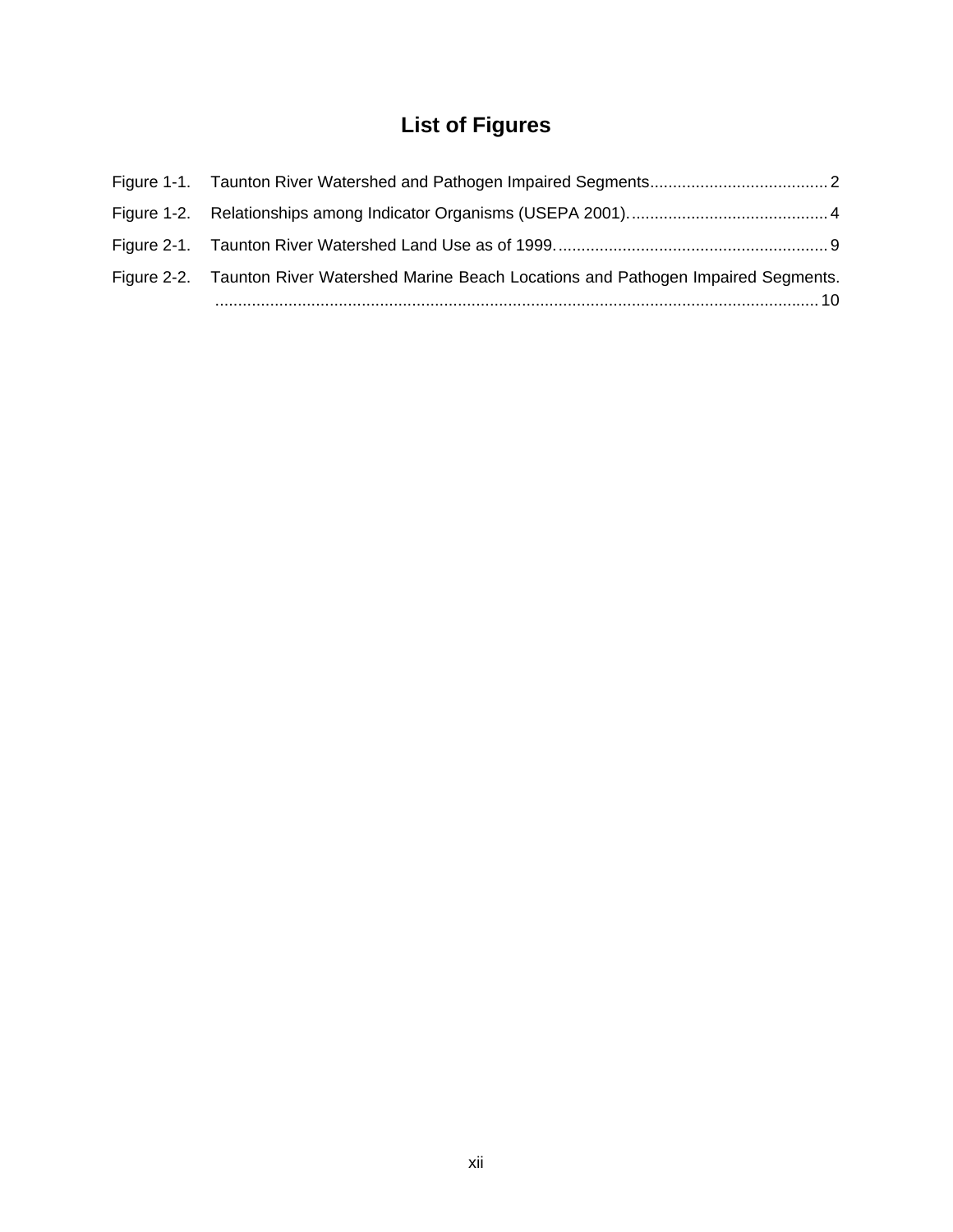# List of Figures

Figure 1-1. Taunton River Watershed and Pathogen Impaired Segments....................................... 2

Figure 1-2. Relationships among Indicator Organisms (USEPA 2001). ........................................... 4

Figure 2-1. Taunton River Watershed Land Use as of 1999. ........................................................... 9

Figure 2-2. Taunton River Watershed Marine Beach Locations and Pathogen Impaired Segments. ................................................................................................................................... 10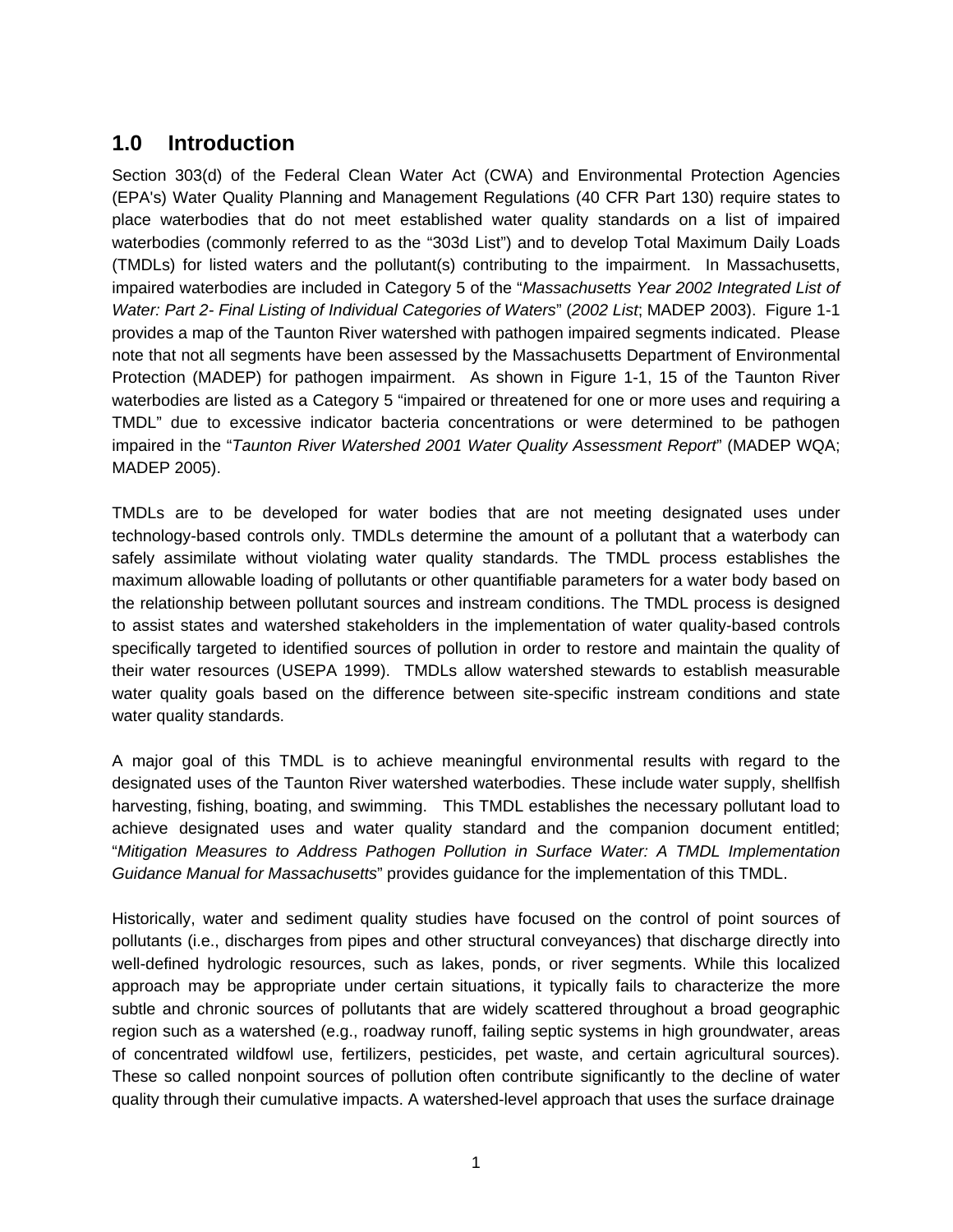# 1.0 Introduction

Section 303(d) of the Federal Clean Water Act (CWA) and Environmental Protection Agencies (EPA's) Water Quality Planning and Management Regulations (40 CFR Part 130) require states to place waterbodies that do not meet established water quality standards on a list of impaired waterbodies (commonly referred to as the "303d List") and to develop Total Maximum Daily Loads (TMDLs) for listed waters and the pollutant(s) contributing to the impairment. In Massachusetts, impaired waterbodies are included in Category 5 of the "*Massachusetts Year 2002 Integrated List of Water: Part 2- Final Listing of Individual Categories of Waters*" (*2002 List*; MADEP 2003). Figure 1-1 provides a map of the Taunton River watershed with pathogen impaired segments indicated. Please note that not all segments have been assessed by the Massachusetts Department of Environmental Protection (MADEP) for pathogen impairment. As shown in Figure 1-1, 15 of the Taunton River waterbodies are listed as a Category 5 "impaired or threatened for one or more uses and requiring a TMDL" due to excessive indicator bacteria concentrations or were determined to be pathogen impaired in the "*Taunton River Watershed 2001 Water Quality Assessment Report*" (MADEP WQA; MADEP 2005).

TMDLs are to be developed for water bodies that are not meeting designated uses under technology-based controls only. TMDLs determine the amount of a pollutant that a waterbody can safely assimilate without violating water quality standards. The TMDL process establishes the maximum allowable loading of pollutants or other quantifiable parameters for a water body based on the relationship between pollutant sources and instream conditions. The TMDL process is designed to assist states and watershed stakeholders in the implementation of water quality-based controls specifically targeted to identified sources of pollution in order to restore and maintain the quality of their water resources (USEPA 1999). TMDLs allow watershed stewards to establish measurable water quality goals based on the difference between site-specific instream conditions and state water quality standards.

A major goal of this TMDL is to achieve meaningful environmental results with regard to the designated uses of the Taunton River watershed waterbodies. These include water supply, shellfish harvesting, fishing, boating, and swimming. This TMDL establishes the necessary pollutant load to achieve designated uses and water quality standard and the companion document entitled; "*Mitigation Measures to Address Pathogen Pollution in Surface Water: A TMDL Implementation Guidance Manual for Massachusetts*" provides guidance for the implementation of this TMDL.

Historically, water and sediment quality studies have focused on the control of point sources of pollutants (i.e., discharges from pipes and other structural conveyances) that discharge directly into well-defined hydrologic resources, such as lakes, ponds, or river segments. While this localized approach may be appropriate under certain situations, it typically fails to characterize the more subtle and chronic sources of pollutants that are widely scattered throughout a broad geographic region such as a watershed (e.g., roadway runoff, failing septic systems in high groundwater, areas of concentrated wildfowl use, fertilizers, pesticides, pet waste, and certain agricultural sources). These so called nonpoint sources of pollution often contribute significantly to the decline of water quality through their cumulative impacts. A watershed-level approach that uses the surface drainage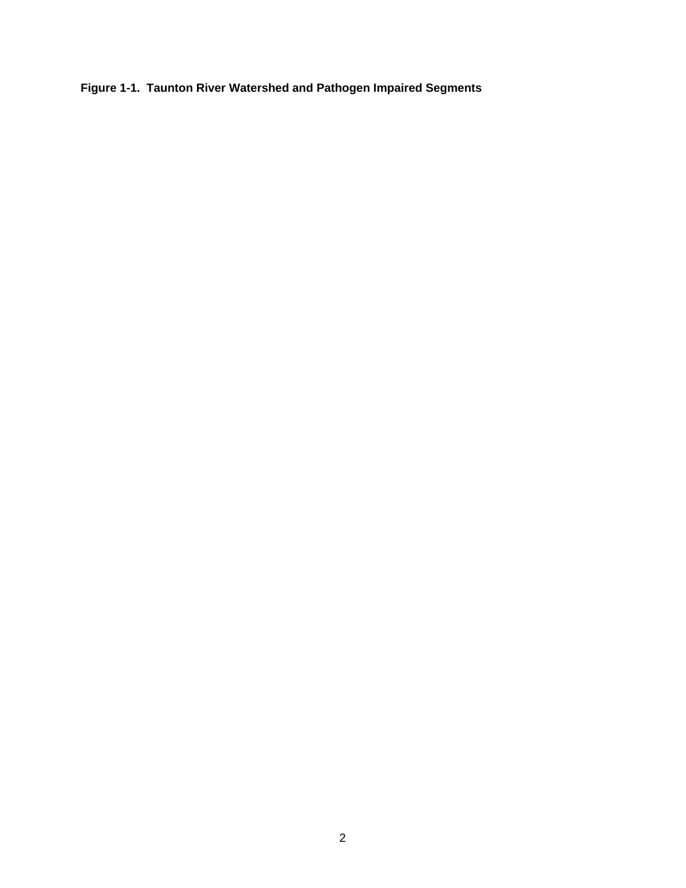**Figure 1-1. Taunton River Watershed and Pathogen Impaired Segments**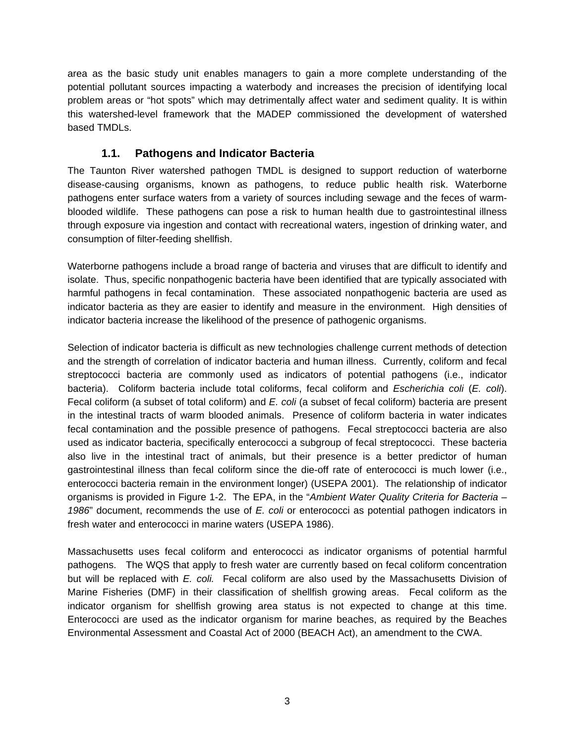area as the basic study unit enables managers to gain a more complete understanding of the potential pollutant sources impacting a waterbody and increases the precision of identifying local problem areas or "hot spots" which may detrimentally affect water and sediment quality. It is within this watershed-level framework that the MADEP commissioned the development of watershed based TMDLs.

## 1.1. Pathogens and Indicator Bacteria

The Taunton River watershed pathogen TMDL is designed to support reduction of waterborne disease-causing organisms, known as pathogens, to reduce public health risk. Waterborne pathogens enter surface waters from a variety of sources including sewage and the feces of warm-blooded wildlife. These pathogens can pose a risk to human health due to gastrointestinal illness through exposure via ingestion and contact with recreational waters, ingestion of drinking water, and consumption of filter-feeding shellfish.

Waterborne pathogens include a broad range of bacteria and viruses that are difficult to identify and isolate. Thus, specific nonpathogenic bacteria have been identified that are typically associated with harmful pathogens in fecal contamination. These associated nonpathogenic bacteria are used as indicator bacteria as they are easier to identify and measure in the environment. High densities of indicator bacteria increase the likelihood of the presence of pathogenic organisms.

Selection of indicator bacteria is difficult as new technologies challenge current methods of detection and the strength of correlation of indicator bacteria and human illness. Currently, coliform and fecal streptococci bacteria are commonly used as indicators of potential pathogens (i.e., indicator bacteria). Coliform bacteria include total coliforms, fecal coliform and *Escherichia coli* (*E. coli*). Fecal coliform (a subset of total coliform) and *E. coli* (a subset of fecal coliform) bacteria are present in the intestinal tracts of warm blooded animals. Presence of coliform bacteria in water indicates fecal contamination and the possible presence of pathogens. Fecal streptococci bacteria are also used as indicator bacteria, specifically enterococci a subgroup of fecal streptococci. These bacteria also live in the intestinal tract of animals, but their presence is a better predictor of human gastrointestinal illness than fecal coliform since the die-off rate of enterococci is much lower (i.e., enterococci bacteria remain in the environment longer) (USEPA 2001). The relationship of indicator organisms is provided in Figure 1-2. The EPA, in the "*Ambient Water Quality Criteria for Bacteria – 1986*" document, recommends the use of *E. coli* or enterococci as potential pathogen indicators in fresh water and enterococci in marine waters (USEPA 1986).

Massachusetts uses fecal coliform and enterococci as indicator organisms of potential harmful pathogens. The WQS that apply to fresh water are currently based on fecal coliform concentration but will be replaced with *E. coli.* Fecal coliform are also used by the Massachusetts Division of Marine Fisheries (DMF) in their classification of shellfish growing areas. Fecal coliform as the indicator organism for shellfish growing area status is not expected to change at this time. Enterococci are used as the indicator organism for marine beaches, as required by the Beaches Environmental Assessment and Coastal Act of 2000 (BEACH Act), an amendment to the CWA.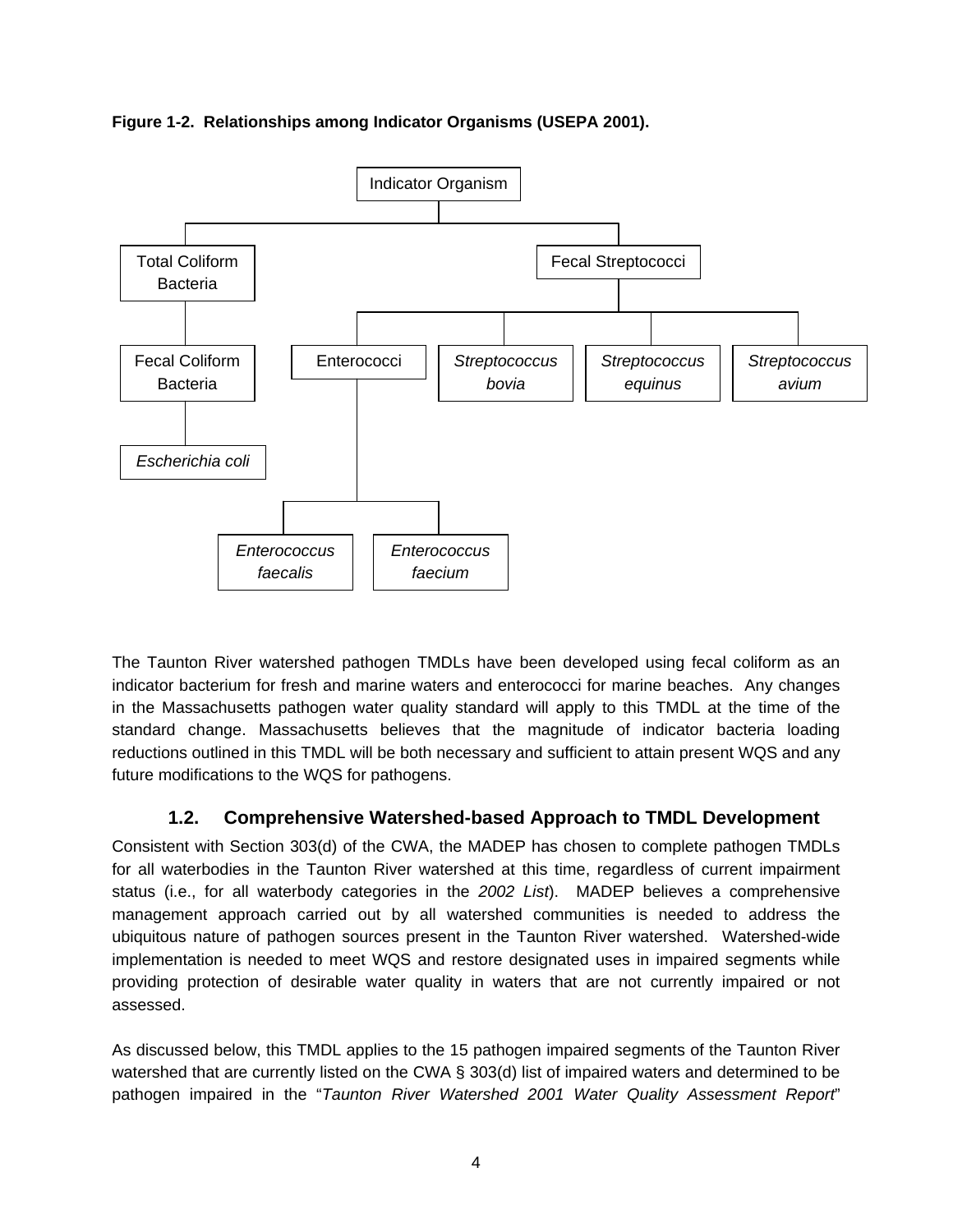**Figure 1-2. Relationships among Indicator Organisms (USEPA 2001).**

- Indicator Organism
  - Total Coliform Bacteria
    - Fecal Coliform Bacteria
      - *Escherichia coli*
  - Fecal Streptococci
    - Enterococci
      - *Enterococcus faecalis*
      - *Enterococcus faecium*
    - *Streptococcus bovia*
    - *Streptococcus equinus*
    - *Streptococcus avium*

The Taunton River watershed pathogen TMDLs have been developed using fecal coliform as an indicator bacterium for fresh and marine waters and enterococci for marine beaches. Any changes in the Massachusetts pathogen water quality standard will apply to this TMDL at the time of the standard change. Massachusetts believes that the magnitude of indicator bacteria loading reductions outlined in this TMDL will be both necessary and sufficient to attain present WQS and any future modifications to the WQS for pathogens.

## 1.2. Comprehensive Watershed-based Approach to TMDL Development

Consistent with Section 303(d) of the CWA, the MADEP has chosen to complete pathogen TMDLs for all waterbodies in the Taunton River watershed at this time, regardless of current impairment status (i.e., for all waterbody categories in the *2002 List*). MADEP believes a comprehensive management approach carried out by all watershed communities is needed to address the ubiquitous nature of pathogen sources present in the Taunton River watershed. Watershed-wide implementation is needed to meet WQS and restore designated uses in impaired segments while providing protection of desirable water quality in waters that are not currently impaired or not assessed.

As discussed below, this TMDL applies to the 15 pathogen impaired segments of the Taunton River watershed that are currently listed on the CWA § 303(d) list of impaired waters and determined to be pathogen impaired in the "*Taunton River Watershed 2001 Water Quality Assessment Report*"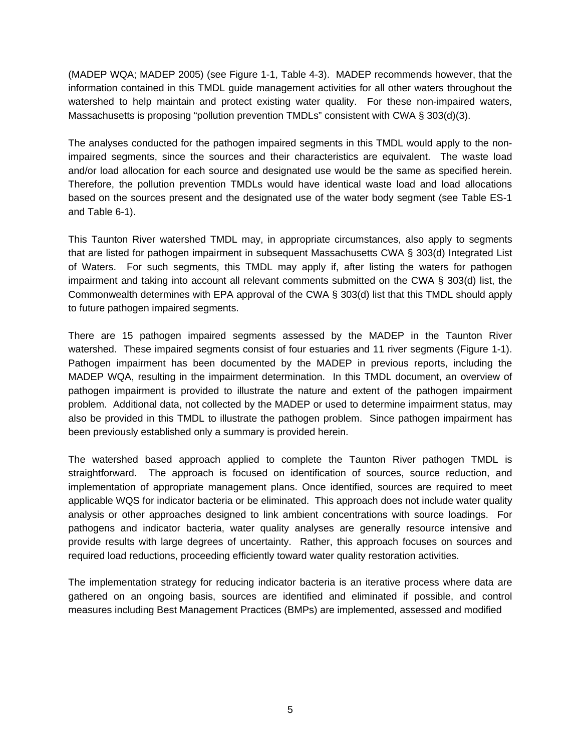(MADEP WQA; MADEP 2005) (see Figure 1-1, Table 4-3). MADEP recommends however, that the information contained in this TMDL guide management activities for all other waters throughout the watershed to help maintain and protect existing water quality. For these non-impaired waters, Massachusetts is proposing "pollution prevention TMDLs" consistent with CWA § 303(d)(3).

The analyses conducted for the pathogen impaired segments in this TMDL would apply to the non-impaired segments, since the sources and their characteristics are equivalent. The waste load and/or load allocation for each source and designated use would be the same as specified herein. Therefore, the pollution prevention TMDLs would have identical waste load and load allocations based on the sources present and the designated use of the water body segment (see Table ES-1 and Table 6-1).

This Taunton River watershed TMDL may, in appropriate circumstances, also apply to segments that are listed for pathogen impairment in subsequent Massachusetts CWA § 303(d) Integrated List of Waters. For such segments, this TMDL may apply if, after listing the waters for pathogen impairment and taking into account all relevant comments submitted on the CWA § 303(d) list, the Commonwealth determines with EPA approval of the CWA § 303(d) list that this TMDL should apply to future pathogen impaired segments.

There are 15 pathogen impaired segments assessed by the MADEP in the Taunton River watershed. These impaired segments consist of four estuaries and 11 river segments (Figure 1-1). Pathogen impairment has been documented by the MADEP in previous reports, including the MADEP WQA, resulting in the impairment determination. In this TMDL document, an overview of pathogen impairment is provided to illustrate the nature and extent of the pathogen impairment problem. Additional data, not collected by the MADEP or used to determine impairment status, may also be provided in this TMDL to illustrate the pathogen problem. Since pathogen impairment has been previously established only a summary is provided herein.

The watershed based approach applied to complete the Taunton River pathogen TMDL is straightforward. The approach is focused on identification of sources, source reduction, and implementation of appropriate management plans. Once identified, sources are required to meet applicable WQS for indicator bacteria or be eliminated. This approach does not include water quality analysis or other approaches designed to link ambient concentrations with source loadings. For pathogens and indicator bacteria, water quality analyses are generally resource intensive and provide results with large degrees of uncertainty. Rather, this approach focuses on sources and required load reductions, proceeding efficiently toward water quality restoration activities.

The implementation strategy for reducing indicator bacteria is an iterative process where data are gathered on an ongoing basis, sources are identified and eliminated if possible, and control measures including Best Management Practices (BMPs) are implemented, assessed and modified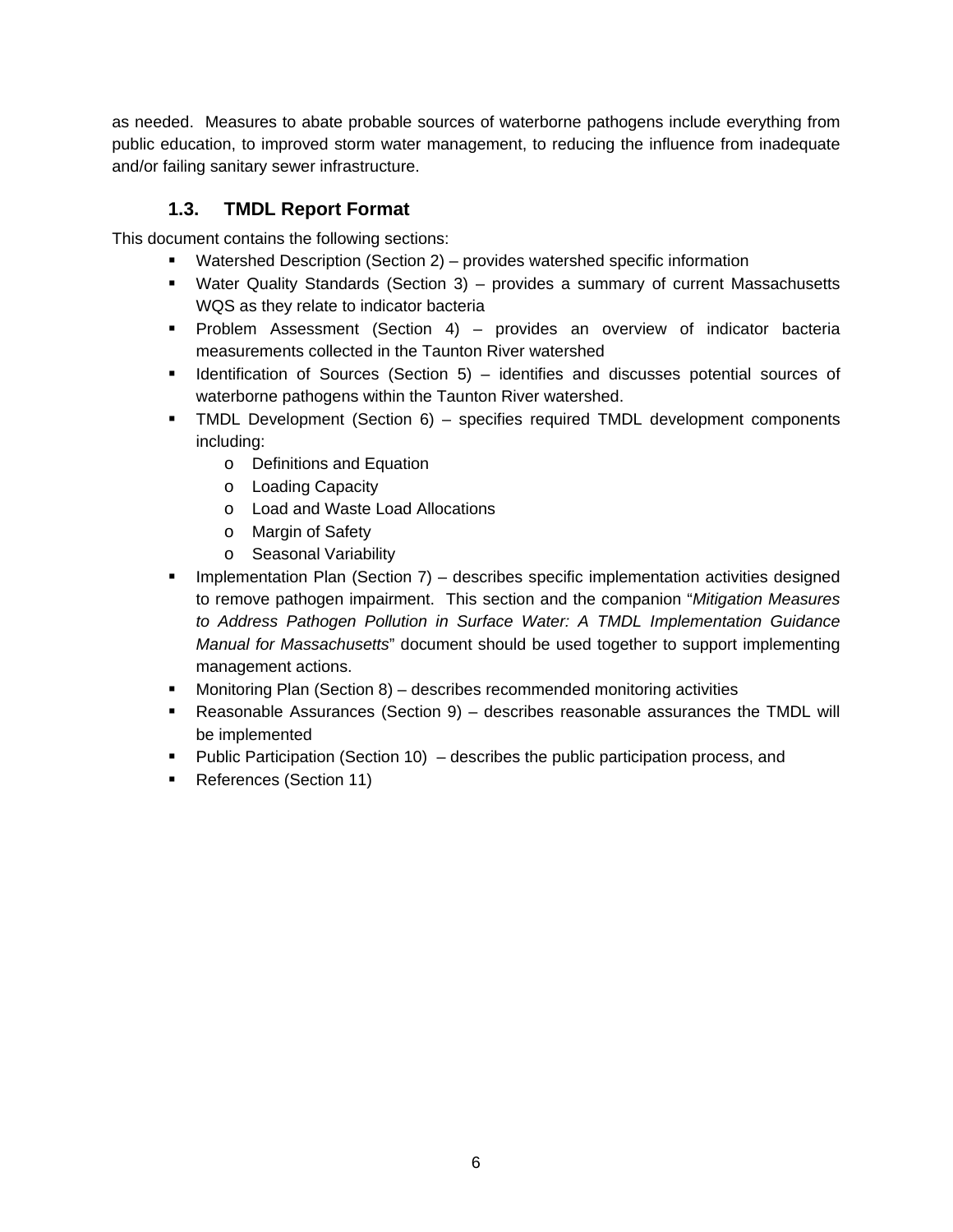as needed. Measures to abate probable sources of waterborne pathogens include everything from public education, to improved storm water management, to reducing the influence from inadequate and/or failing sanitary sewer infrastructure.

### 1.3. TMDL Report Format

This document contains the following sections:

- Watershed Description (Section 2) – provides watershed specific information
- Water Quality Standards (Section 3) – provides a summary of current Massachusetts WQS as they relate to indicator bacteria
- Problem Assessment (Section 4) – provides an overview of indicator bacteria measurements collected in the Taunton River watershed
- Identification of Sources (Section 5) – identifies and discusses potential sources of waterborne pathogens within the Taunton River watershed.
- TMDL Development (Section 6) – specifies required TMDL development components including:
  - Definitions and Equation
  - Loading Capacity
  - Load and Waste Load Allocations
  - Margin of Safety
  - Seasonal Variability
- Implementation Plan (Section 7) – describes specific implementation activities designed to remove pathogen impairment. This section and the companion "*Mitigation Measures to Address Pathogen Pollution in Surface Water: A TMDL Implementation Guidance Manual for Massachusetts*" document should be used together to support implementing management actions.
- Monitoring Plan (Section 8) – describes recommended monitoring activities
- Reasonable Assurances (Section 9) – describes reasonable assurances the TMDL will be implemented
- Public Participation (Section 10) – describes the public participation process, and
- References (Section 11)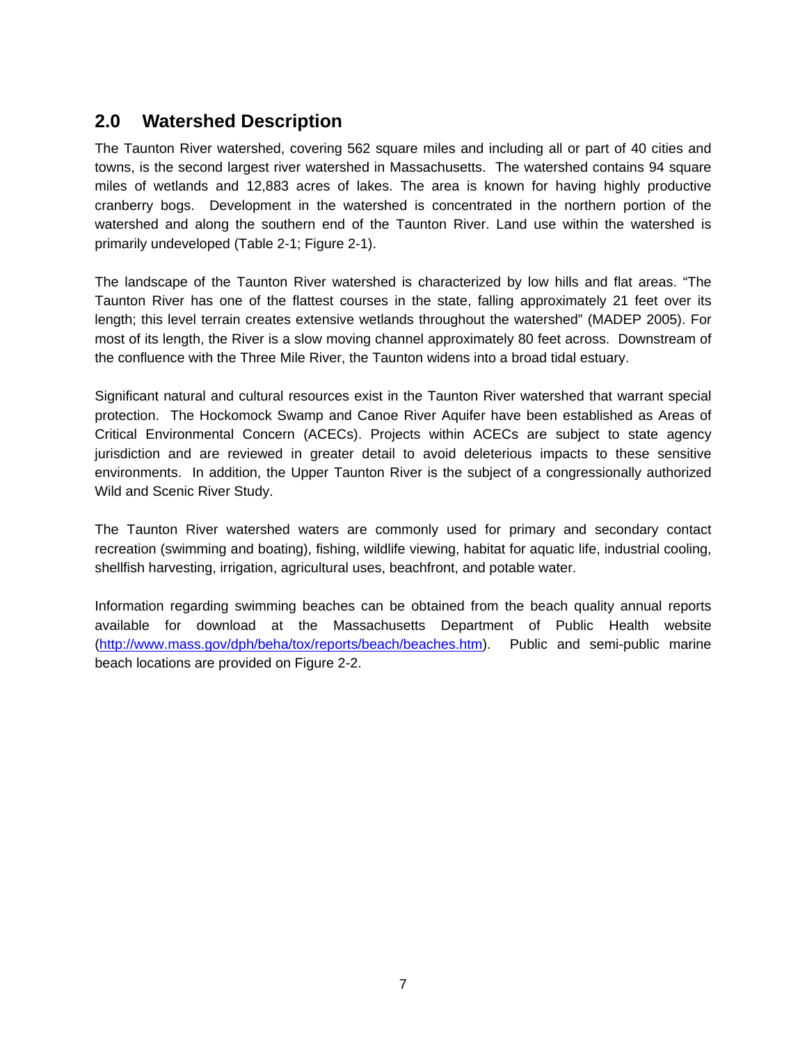## 2.0 Watershed Description

The Taunton River watershed, covering 562 square miles and including all or part of 40 cities and towns, is the second largest river watershed in Massachusetts. The watershed contains 94 square miles of wetlands and 12,883 acres of lakes. The area is known for having highly productive cranberry bogs. Development in the watershed is concentrated in the northern portion of the watershed and along the southern end of the Taunton River. Land use within the watershed is primarily undeveloped (Table 2-1; Figure 2-1).

The landscape of the Taunton River watershed is characterized by low hills and flat areas. "The Taunton River has one of the flattest courses in the state, falling approximately 21 feet over its length; this level terrain creates extensive wetlands throughout the watershed" (MADEP 2005). For most of its length, the River is a slow moving channel approximately 80 feet across. Downstream of the confluence with the Three Mile River, the Taunton widens into a broad tidal estuary.

Significant natural and cultural resources exist in the Taunton River watershed that warrant special protection. The Hockomock Swamp and Canoe River Aquifer have been established as Areas of Critical Environmental Concern (ACECs). Projects within ACECs are subject to state agency jurisdiction and are reviewed in greater detail to avoid deleterious impacts to these sensitive environments. In addition, the Upper Taunton River is the subject of a congressionally authorized Wild and Scenic River Study.

The Taunton River watershed waters are commonly used for primary and secondary contact recreation (swimming and boating), fishing, wildlife viewing, habitat for aquatic life, industrial cooling, shellfish harvesting, irrigation, agricultural uses, beachfront, and potable water.

Information regarding swimming beaches can be obtained from the beach quality annual reports available for download at the Massachusetts Department of Public Health website (http://www.mass.gov/dph/beha/tox/reports/beach/beaches.htm). Public and semi-public marine beach locations are provided on Figure 2-2.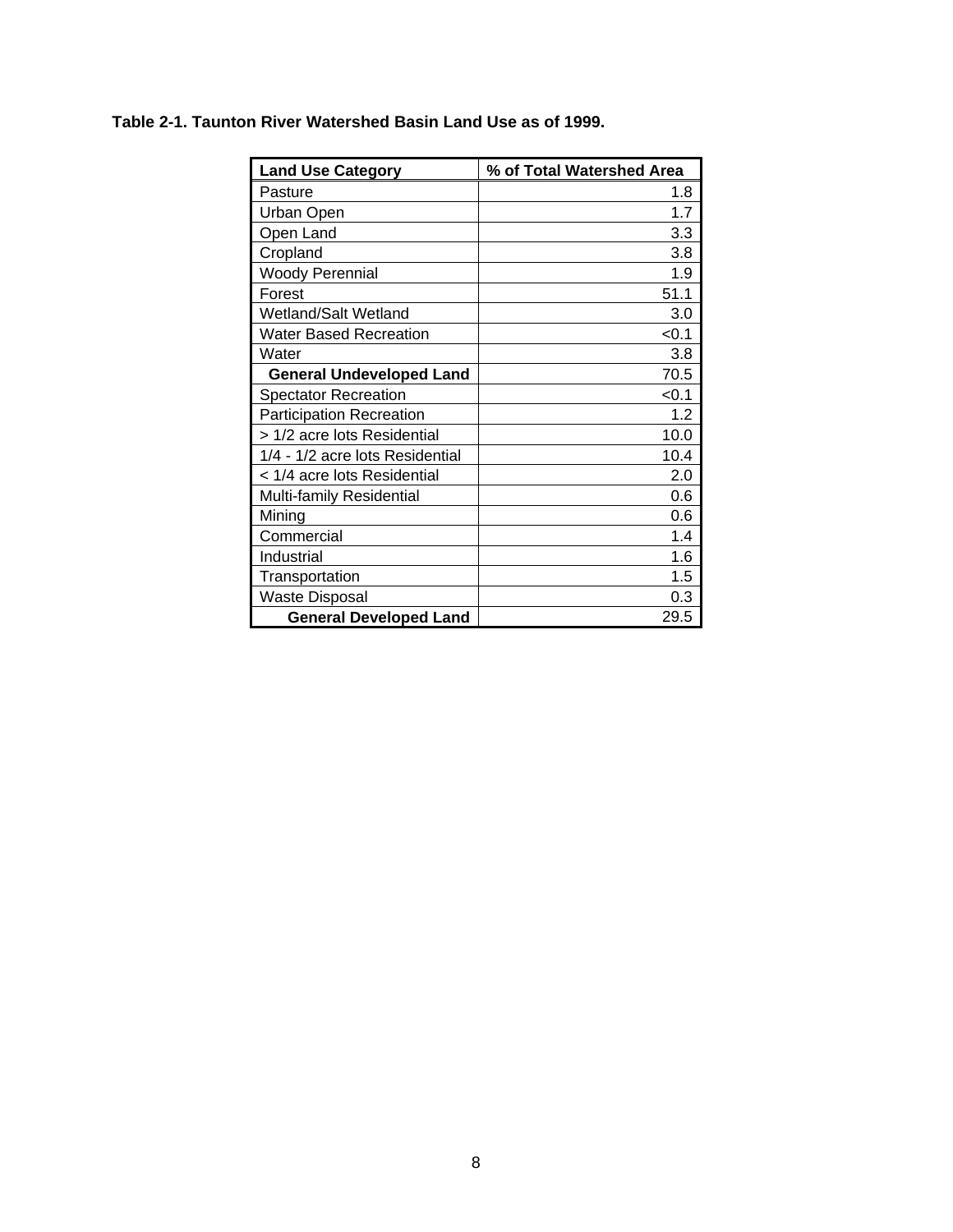**Table 2-1. Taunton River Watershed Basin Land Use as of 1999.**

| Land Use Category | % of Total Watershed Area |
| --- | --- |
| Pasture | 1.8 |
| Urban Open | 1.7 |
| Open Land | 3.3 |
| Cropland | 3.8 |
| Woody Perennial | 1.9 |
| Forest | 51.1 |
| Wetland/Salt Wetland | 3.0 |
| Water Based Recreation | <0.1 |
| Water | 3.8 |
| **General Undeveloped Land** | 70.5 |
| Spectator Recreation | <0.1 |
| Participation Recreation | 1.2 |
| > 1/2 acre lots Residential | 10.0 |
| 1/4 - 1/2 acre lots Residential | 10.4 |
| < 1/4 acre lots Residential | 2.0 |
| Multi-family Residential | 0.6 |
| Mining | 0.6 |
| Commercial | 1.4 |
| Industrial | 1.6 |
| Transportation | 1.5 |
| Waste Disposal | 0.3 |
| **General Developed Land** | 29.5 |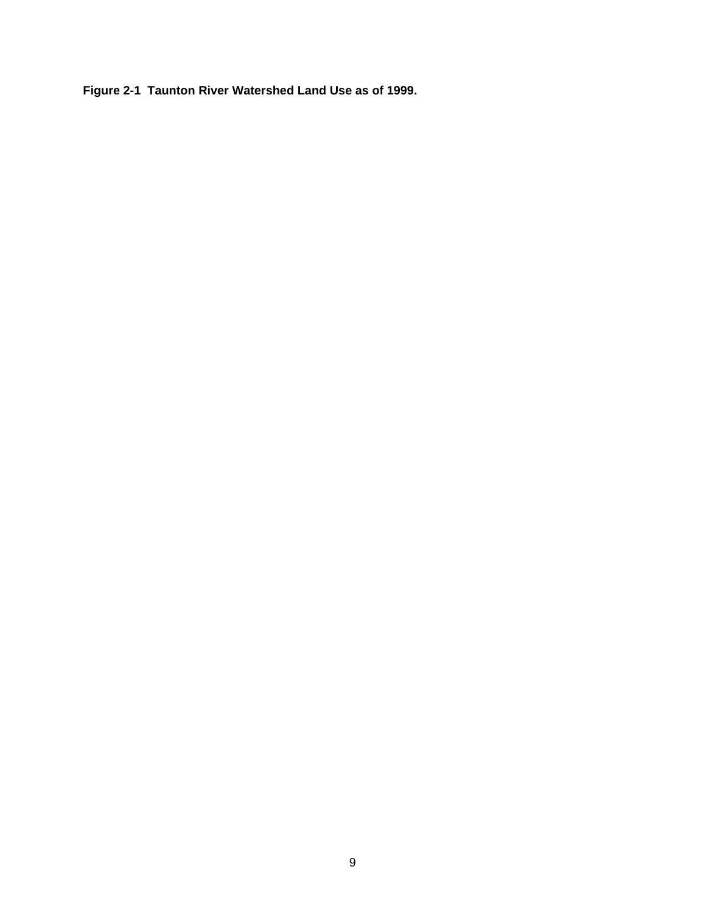**Figure 2-1 Taunton River Watershed Land Use as of 1999.**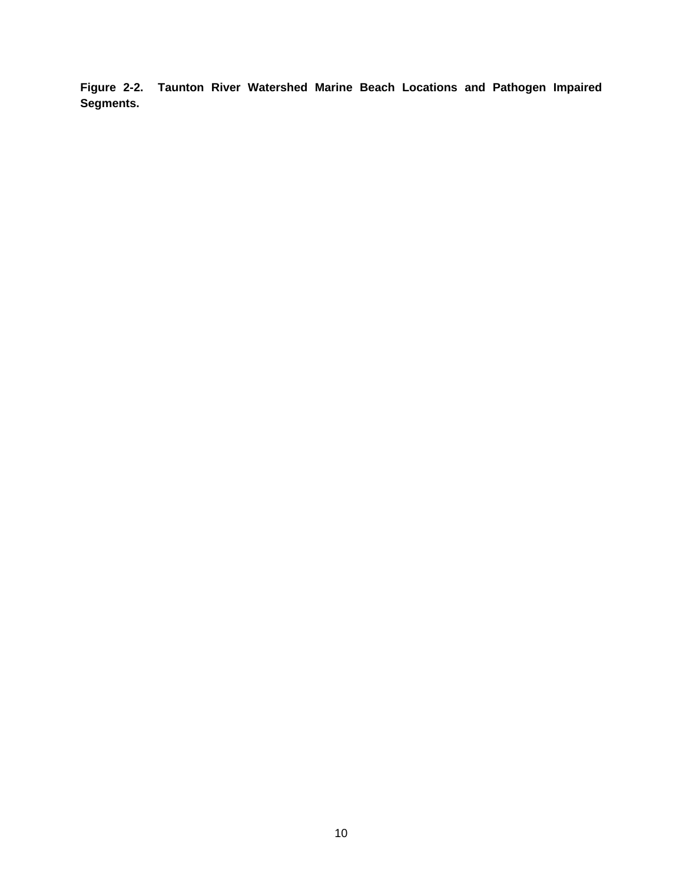**Figure 2-2. Taunton River Watershed Marine Beach Locations and Pathogen Impaired Segments.**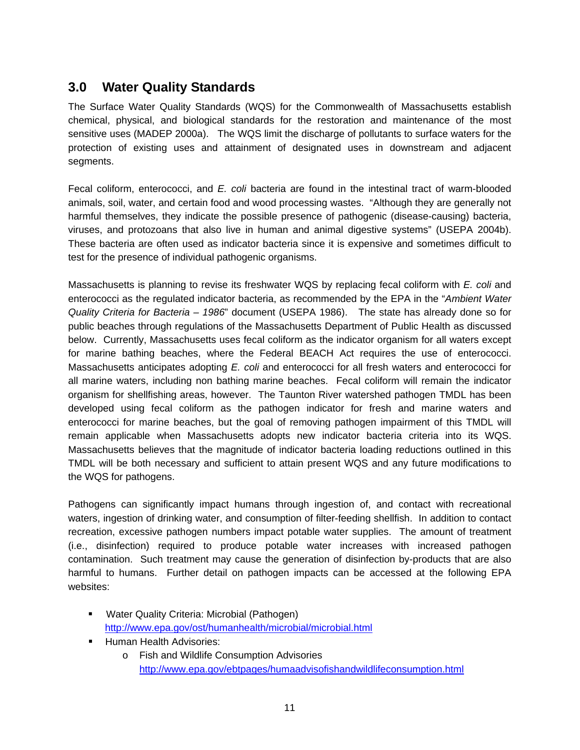## 3.0 Water Quality Standards

The Surface Water Quality Standards (WQS) for the Commonwealth of Massachusetts establish chemical, physical, and biological standards for the restoration and maintenance of the most sensitive uses (MADEP 2000a). The WQS limit the discharge of pollutants to surface waters for the protection of existing uses and attainment of designated uses in downstream and adjacent segments.

Fecal coliform, enterococci, and *E. coli* bacteria are found in the intestinal tract of warm-blooded animals, soil, water, and certain food and wood processing wastes. "Although they are generally not harmful themselves, they indicate the possible presence of pathogenic (disease-causing) bacteria, viruses, and protozoans that also live in human and animal digestive systems" (USEPA 2004b). These bacteria are often used as indicator bacteria since it is expensive and sometimes difficult to test for the presence of individual pathogenic organisms.

Massachusetts is planning to revise its freshwater WQS by replacing fecal coliform with *E. coli* and enterococci as the regulated indicator bacteria, as recommended by the EPA in the "*Ambient Water Quality Criteria for Bacteria – 1986*" document (USEPA 1986). The state has already done so for public beaches through regulations of the Massachusetts Department of Public Health as discussed below. Currently, Massachusetts uses fecal coliform as the indicator organism for all waters except for marine bathing beaches, where the Federal BEACH Act requires the use of enterococci. Massachusetts anticipates adopting *E. coli* and enterococci for all fresh waters and enterococci for all marine waters, including non bathing marine beaches. Fecal coliform will remain the indicator organism for shellfishing areas, however. The Taunton River watershed pathogen TMDL has been developed using fecal coliform as the pathogen indicator for fresh and marine waters and enterococci for marine beaches, but the goal of removing pathogen impairment of this TMDL will remain applicable when Massachusetts adopts new indicator bacteria criteria into its WQS. Massachusetts believes that the magnitude of indicator bacteria loading reductions outlined in this TMDL will be both necessary and sufficient to attain present WQS and any future modifications to the WQS for pathogens.

Pathogens can significantly impact humans through ingestion of, and contact with recreational waters, ingestion of drinking water, and consumption of filter-feeding shellfish. In addition to contact recreation, excessive pathogen numbers impact potable water supplies. The amount of treatment (i.e., disinfection) required to produce potable water increases with increased pathogen contamination. Such treatment may cause the generation of disinfection by-products that are also harmful to humans. Further detail on pathogen impacts can be accessed at the following EPA websites:

- Water Quality Criteria: Microbial (Pathogen)
  http://www.epa.gov/ost/humanhealth/microbial/microbial.html
- Human Health Advisories:
  - Fish and Wildlife Consumption Advisories
    http://www.epa.gov/ebtpages/humaadvisofishandwildlifeconsumption.html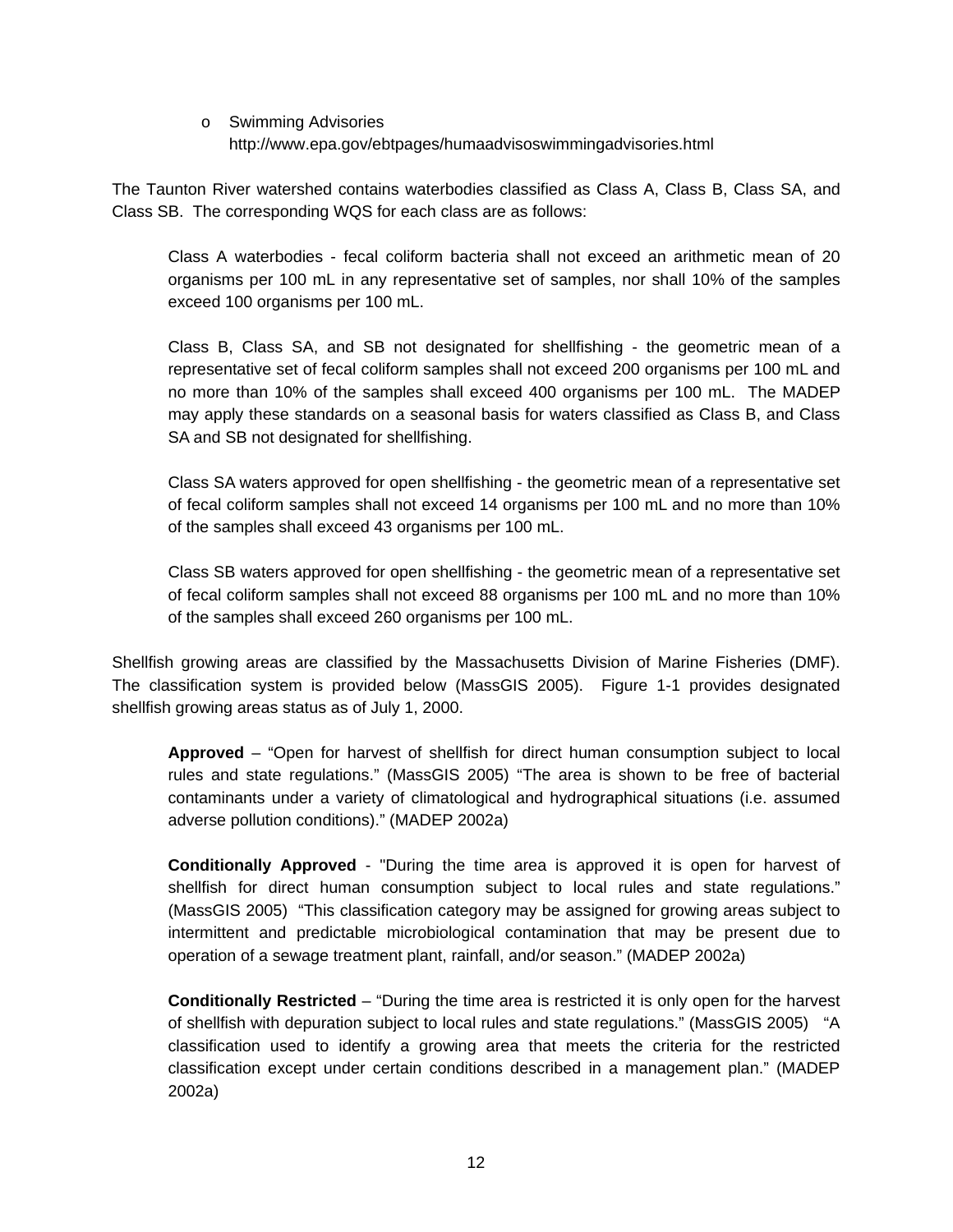- Swimming Advisories
  http://www.epa.gov/ebtpages/humaadvisoswimmingadvisories.html

The Taunton River watershed contains waterbodies classified as Class A, Class B, Class SA, and Class SB. The corresponding WQS for each class are as follows:

> Class A waterbodies - fecal coliform bacteria shall not exceed an arithmetic mean of 20 organisms per 100 mL in any representative set of samples, nor shall 10% of the samples exceed 100 organisms per 100 mL.
>
> Class B, Class SA, and SB not designated for shellfishing - the geometric mean of a representative set of fecal coliform samples shall not exceed 200 organisms per 100 mL and no more than 10% of the samples shall exceed 400 organisms per 100 mL. The MADEP may apply these standards on a seasonal basis for waters classified as Class B, and Class SA and SB not designated for shellfishing.
>
> Class SA waters approved for open shellfishing - the geometric mean of a representative set of fecal coliform samples shall not exceed 14 organisms per 100 mL and no more than 10% of the samples shall exceed 43 organisms per 100 mL.
>
> Class SB waters approved for open shellfishing - the geometric mean of a representative set of fecal coliform samples shall not exceed 88 organisms per 100 mL and no more than 10% of the samples shall exceed 260 organisms per 100 mL.

Shellfish growing areas are classified by the Massachusetts Division of Marine Fisheries (DMF). The classification system is provided below (MassGIS 2005). Figure 1-1 provides designated shellfish growing areas status as of July 1, 2000.

> **Approved** – "Open for harvest of shellfish for direct human consumption subject to local rules and state regulations." (MassGIS 2005) "The area is shown to be free of bacterial contaminants under a variety of climatological and hydrographical situations (i.e. assumed adverse pollution conditions)." (MADEP 2002a)
>
> **Conditionally Approved** - "During the time area is approved it is open for harvest of shellfish for direct human consumption subject to local rules and state regulations." (MassGIS 2005) "This classification category may be assigned for growing areas subject to intermittent and predictable microbiological contamination that may be present due to operation of a sewage treatment plant, rainfall, and/or season." (MADEP 2002a)
>
> **Conditionally Restricted** – "During the time area is restricted it is only open for the harvest of shellfish with depuration subject to local rules and state regulations." (MassGIS 2005) "A classification used to identify a growing area that meets the criteria for the restricted classification except under certain conditions described in a management plan." (MADEP 2002a)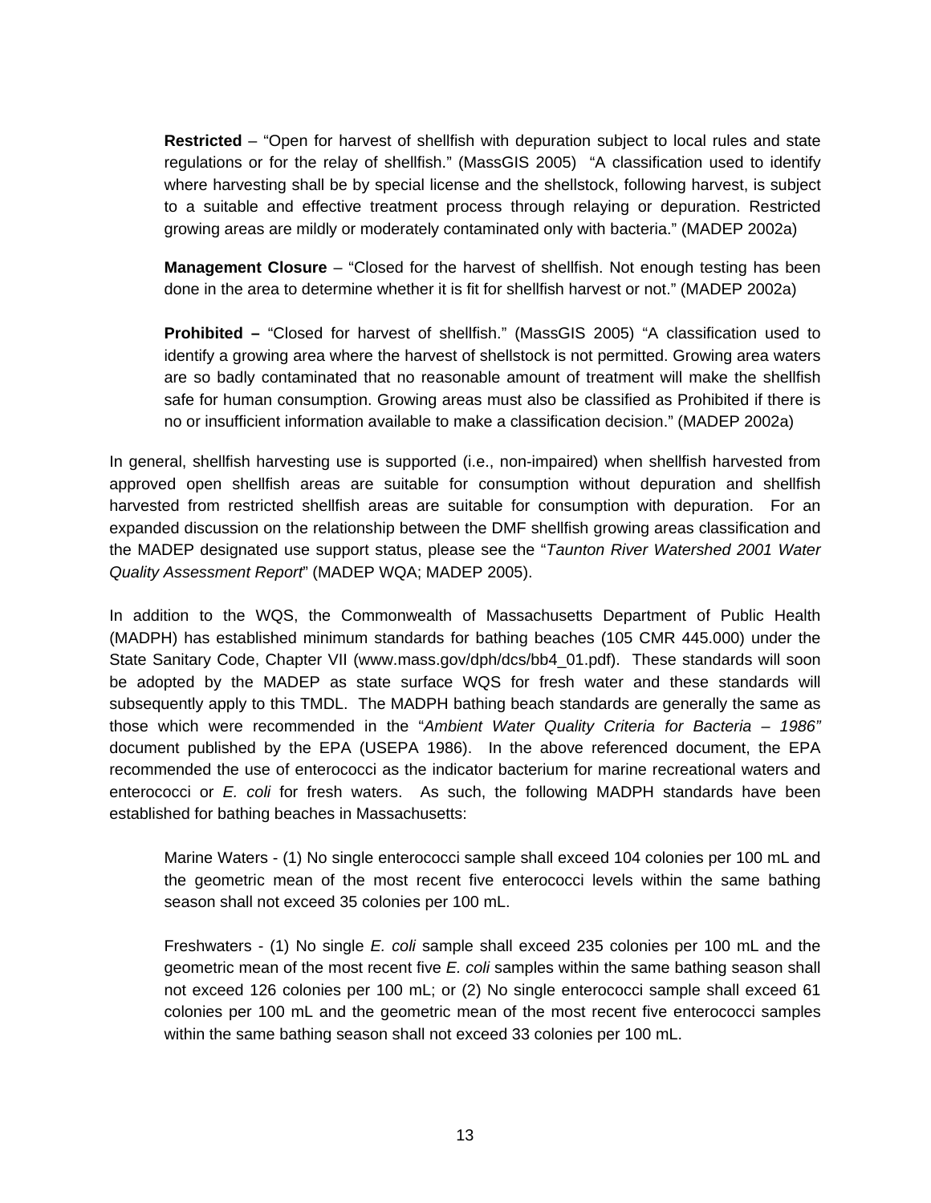**Restricted** – "Open for harvest of shellfish with depuration subject to local rules and state regulations or for the relay of shellfish." (MassGIS 2005) "A classification used to identify where harvesting shall be by special license and the shellstock, following harvest, is subject to a suitable and effective treatment process through relaying or depuration. Restricted growing areas are mildly or moderately contaminated only with bacteria." (MADEP 2002a)

**Management Closure** – "Closed for the harvest of shellfish. Not enough testing has been done in the area to determine whether it is fit for shellfish harvest or not." (MADEP 2002a)

**Prohibited –** "Closed for harvest of shellfish." (MassGIS 2005) "A classification used to identify a growing area where the harvest of shellstock is not permitted. Growing area waters are so badly contaminated that no reasonable amount of treatment will make the shellfish safe for human consumption. Growing areas must also be classified as Prohibited if there is no or insufficient information available to make a classification decision." (MADEP 2002a)

In general, shellfish harvesting use is supported (i.e., non-impaired) when shellfish harvested from approved open shellfish areas are suitable for consumption without depuration and shellfish harvested from restricted shellfish areas are suitable for consumption with depuration. For an expanded discussion on the relationship between the DMF shellfish growing areas classification and the MADEP designated use support status, please see the "*Taunton River Watershed 2001 Water Quality Assessment Report*" (MADEP WQA; MADEP 2005).

In addition to the WQS, the Commonwealth of Massachusetts Department of Public Health (MADPH) has established minimum standards for bathing beaches (105 CMR 445.000) under the State Sanitary Code, Chapter VII (www.mass.gov/dph/dcs/bb4_01.pdf). These standards will soon be adopted by the MADEP as state surface WQS for fresh water and these standards will subsequently apply to this TMDL. The MADPH bathing beach standards are generally the same as those which were recommended in the "*Ambient Water Quality Criteria for Bacteria – 1986"* document published by the EPA (USEPA 1986). In the above referenced document, the EPA recommended the use of enterococci as the indicator bacterium for marine recreational waters and enterococci or *E. coli* for fresh waters. As such, the following MADPH standards have been established for bathing beaches in Massachusetts:

Marine Waters - (1) No single enterococci sample shall exceed 104 colonies per 100 mL and the geometric mean of the most recent five enterococci levels within the same bathing season shall not exceed 35 colonies per 100 mL.

Freshwaters - (1) No single *E. coli* sample shall exceed 235 colonies per 100 mL and the geometric mean of the most recent five *E. coli* samples within the same bathing season shall not exceed 126 colonies per 100 mL; or (2) No single enterococci sample shall exceed 61 colonies per 100 mL and the geometric mean of the most recent five enterococci samples within the same bathing season shall not exceed 33 colonies per 100 mL.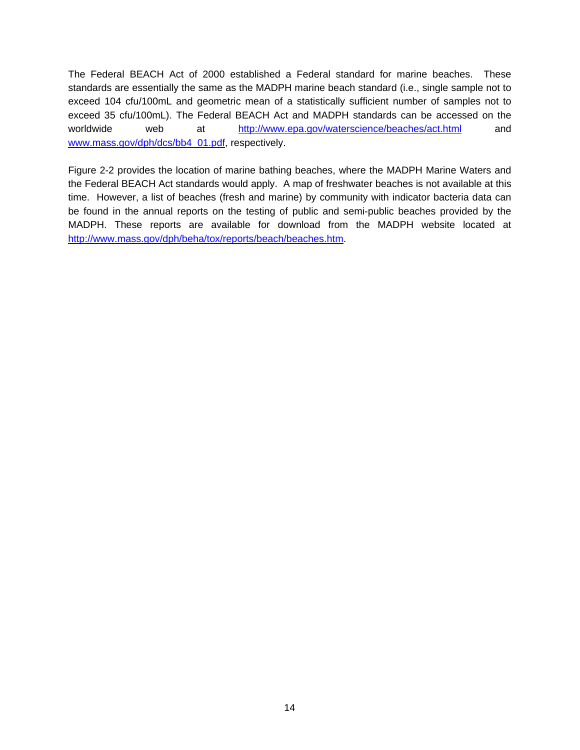The Federal BEACH Act of 2000 established a Federal standard for marine beaches. These standards are essentially the same as the MADPH marine beach standard (i.e., single sample not to exceed 104 cfu/100mL and geometric mean of a statistically sufficient number of samples not to exceed 35 cfu/100mL). The Federal BEACH Act and MADPH standards can be accessed on the worldwide web at http://www.epa.gov/waterscience/beaches/act.html and www.mass.gov/dph/dcs/bb4_01.pdf, respectively.

Figure 2-2 provides the location of marine bathing beaches, where the MADPH Marine Waters and the Federal BEACH Act standards would apply. A map of freshwater beaches is not available at this time. However, a list of beaches (fresh and marine) by community with indicator bacteria data can be found in the annual reports on the testing of public and semi-public beaches provided by the MADPH. These reports are available for download from the MADPH website located at http://www.mass.gov/dph/beha/tox/reports/beach/beaches.htm.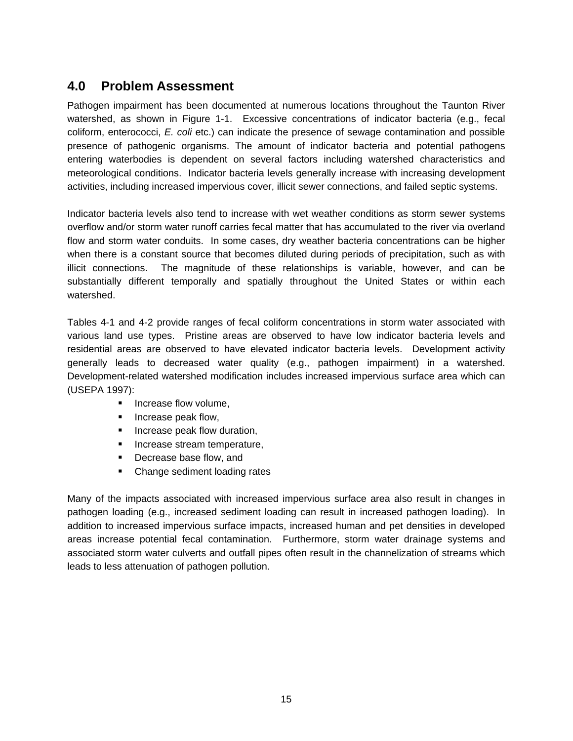## 4.0 Problem Assessment

Pathogen impairment has been documented at numerous locations throughout the Taunton River watershed, as shown in Figure 1-1. Excessive concentrations of indicator bacteria (e.g., fecal coliform, enterococci, *E. coli* etc.) can indicate the presence of sewage contamination and possible presence of pathogenic organisms. The amount of indicator bacteria and potential pathogens entering waterbodies is dependent on several factors including watershed characteristics and meteorological conditions. Indicator bacteria levels generally increase with increasing development activities, including increased impervious cover, illicit sewer connections, and failed septic systems.

Indicator bacteria levels also tend to increase with wet weather conditions as storm sewer systems overflow and/or storm water runoff carries fecal matter that has accumulated to the river via overland flow and storm water conduits. In some cases, dry weather bacteria concentrations can be higher when there is a constant source that becomes diluted during periods of precipitation, such as with illicit connections. The magnitude of these relationships is variable, however, and can be substantially different temporally and spatially throughout the United States or within each watershed.

Tables 4-1 and 4-2 provide ranges of fecal coliform concentrations in storm water associated with various land use types. Pristine areas are observed to have low indicator bacteria levels and residential areas are observed to have elevated indicator bacteria levels. Development activity generally leads to decreased water quality (e.g., pathogen impairment) in a watershed. Development-related watershed modification includes increased impervious surface area which can (USEPA 1997):

- Increase flow volume,
- Increase peak flow,
- Increase peak flow duration,
- Increase stream temperature,
- Decrease base flow, and
- Change sediment loading rates

Many of the impacts associated with increased impervious surface area also result in changes in pathogen loading (e.g., increased sediment loading can result in increased pathogen loading). In addition to increased impervious surface impacts, increased human and pet densities in developed areas increase potential fecal contamination. Furthermore, storm water drainage systems and associated storm water culverts and outfall pipes often result in the channelization of streams which leads to less attenuation of pathogen pollution.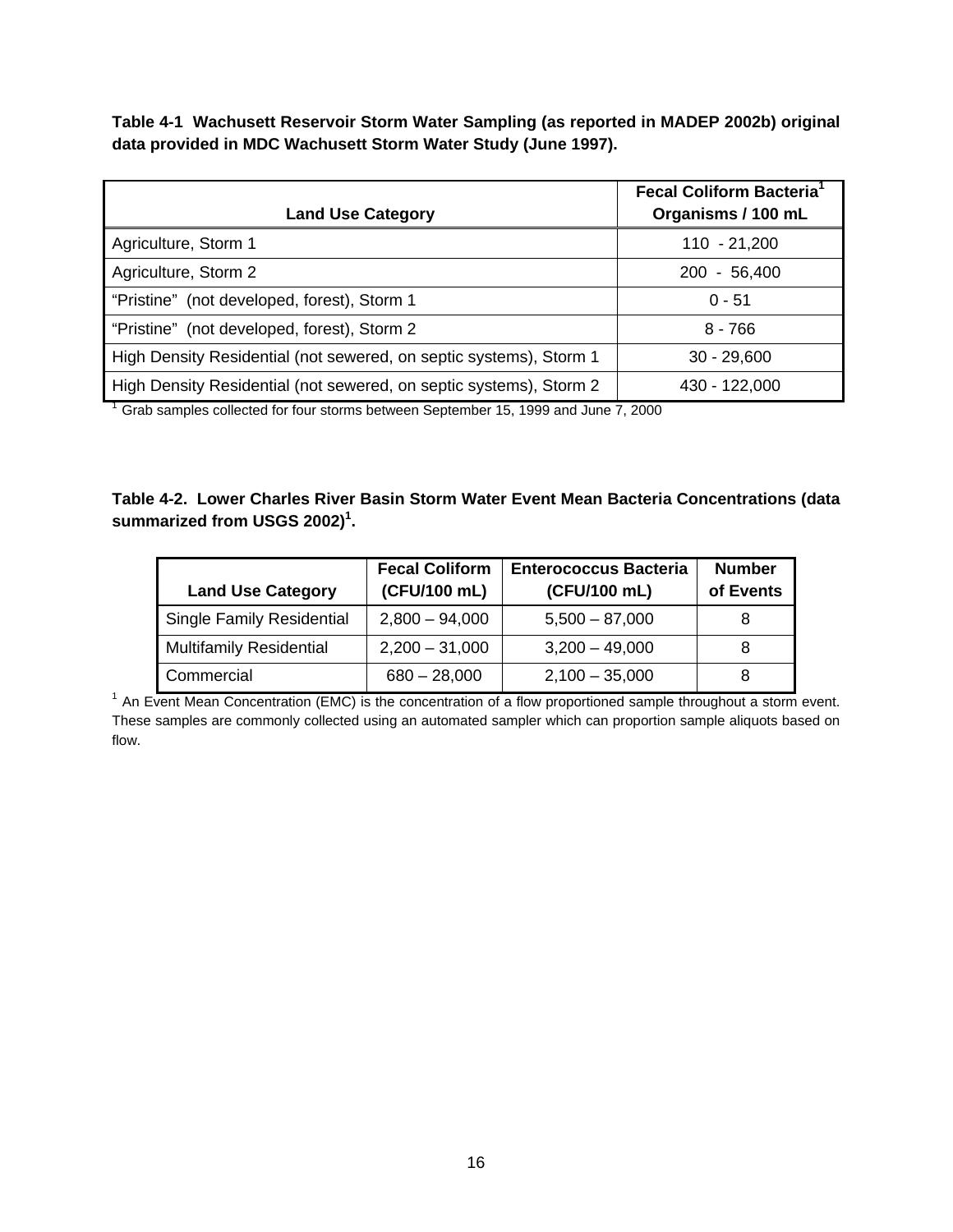**Table 4-1 Wachusett Reservoir Storm Water Sampling (as reported in MADEP 2002b) original data provided in MDC Wachusett Storm Water Study (June 1997).**

| Land Use Category | Fecal Coliform Bacteria[1] Organisms / 100 mL |
|---|---|
| Agriculture, Storm 1 | 110 - 21,200 |
| Agriculture, Storm 2 | 200 - 56,400 |
| "Pristine" (not developed, forest), Storm 1 | 0 - 51 |
| "Pristine" (not developed, forest), Storm 2 | 8 - 766 |
| High Density Residential (not sewered, on septic systems), Storm 1 | 30 - 29,600 |
| High Density Residential (not sewered, on septic systems), Storm 2 | 430 - 122,000 |

[1] Grab samples collected for four storms between September 15, 1999 and June 7, 2000

**Table 4-2. Lower Charles River Basin Storm Water Event Mean Bacteria Concentrations (data summarized from USGS 2002)[1].**

| Land Use Category | Fecal Coliform (CFU/100 mL) | Enterococcus Bacteria (CFU/100 mL) | Number of Events |
|---|---|---|---|
| Single Family Residential | 2,800 – 94,000 | 5,500 – 87,000 | 8 |
| Multifamily Residential | 2,200 – 31,000 | 3,200 – 49,000 | 8 |
| Commercial | 680 – 28,000 | 2,100 – 35,000 | 8 |

[1] An Event Mean Concentration (EMC) is the concentration of a flow proportioned sample throughout a storm event. These samples are commonly collected using an automated sampler which can proportion sample aliquots based on flow.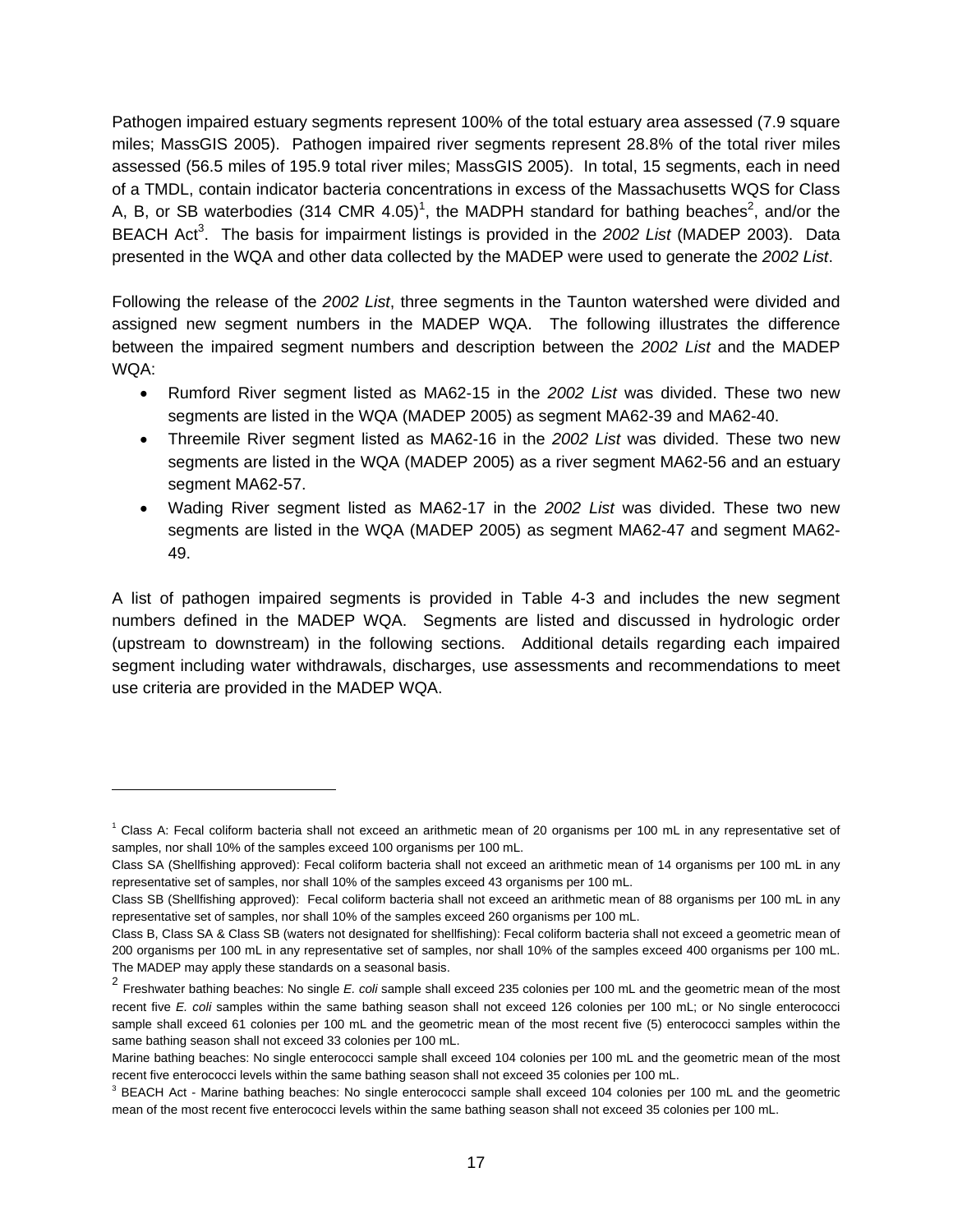Pathogen impaired estuary segments represent 100% of the total estuary area assessed (7.9 square miles; MassGIS 2005). Pathogen impaired river segments represent 28.8% of the total river miles assessed (56.5 miles of 195.9 total river miles; MassGIS 2005). In total, 15 segments, each in need of a TMDL, contain indicator bacteria concentrations in excess of the Massachusetts WQS for Class A, B, or SB waterbodies (314 CMR 4.05)[1], the MADPH standard for bathing beaches[2], and/or the BEACH Act[3]. The basis for impairment listings is provided in the *2002 List* (MADEP 2003). Data presented in the WQA and other data collected by the MADEP were used to generate the *2002 List*.

Following the release of the *2002 List*, three segments in the Taunton watershed were divided and assigned new segment numbers in the MADEP WQA. The following illustrates the difference between the impaired segment numbers and description between the *2002 List* and the MADEP WQA:

- Rumford River segment listed as MA62-15 in the *2002 List* was divided. These two new segments are listed in the WQA (MADEP 2005) as segment MA62-39 and MA62-40.
- Threemile River segment listed as MA62-16 in the *2002 List* was divided. These two new segments are listed in the WQA (MADEP 2005) as a river segment MA62-56 and an estuary segment MA62-57.
- Wading River segment listed as MA62-17 in the *2002 List* was divided. These two new segments are listed in the WQA (MADEP 2005) as segment MA62-47 and segment MA62-49.

A list of pathogen impaired segments is provided in Table 4-3 and includes the new segment numbers defined in the MADEP WQA. Segments are listed and discussed in hydrologic order (upstream to downstream) in the following sections. Additional details regarding each impaired segment including water withdrawals, discharges, use assessments and recommendations to meet use criteria are provided in the MADEP WQA.

---

[1] Class A: Fecal coliform bacteria shall not exceed an arithmetic mean of 20 organisms per 100 mL in any representative set of samples, nor shall 10% of the samples exceed 100 organisms per 100 mL.

Class SA (Shellfishing approved): Fecal coliform bacteria shall not exceed an arithmetic mean of 14 organisms per 100 mL in any representative set of samples, nor shall 10% of the samples exceed 43 organisms per 100 mL.

Class SB (Shellfishing approved): Fecal coliform bacteria shall not exceed an arithmetic mean of 88 organisms per 100 mL in any representative set of samples, nor shall 10% of the samples exceed 260 organisms per 100 mL.

Class B, Class SA & Class SB (waters not designated for shellfishing): Fecal coliform bacteria shall not exceed a geometric mean of 200 organisms per 100 mL in any representative set of samples, nor shall 10% of the samples exceed 400 organisms per 100 mL. The MADEP may apply these standards on a seasonal basis.

[2] Freshwater bathing beaches: No single *E. coli* sample shall exceed 235 colonies per 100 mL and the geometric mean of the most recent five *E. coli* samples within the same bathing season shall not exceed 126 colonies per 100 mL; or No single enterococci sample shall exceed 61 colonies per 100 mL and the geometric mean of the most recent five (5) enterococci samples within the same bathing season shall not exceed 33 colonies per 100 mL.

Marine bathing beaches: No single enterococci sample shall exceed 104 colonies per 100 mL and the geometric mean of the most recent five enterococci levels within the same bathing season shall not exceed 35 colonies per 100 mL.

[3] BEACH Act - Marine bathing beaches: No single enterococci sample shall exceed 104 colonies per 100 mL and the geometric mean of the most recent five enterococci levels within the same bathing season shall not exceed 35 colonies per 100 mL.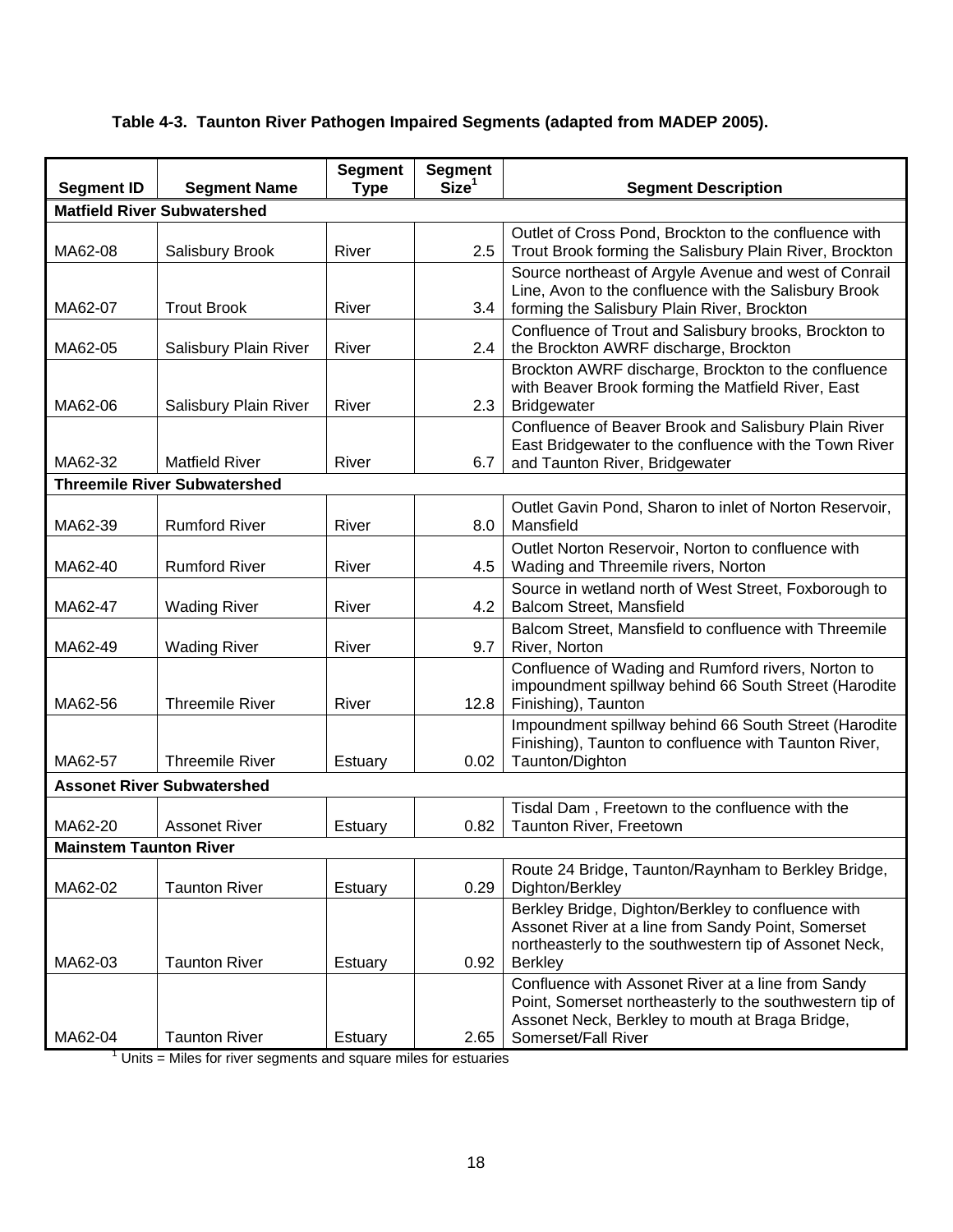**Table 4-3. Taunton River Pathogen Impaired Segments (adapted from MADEP 2005).**

| Segment ID | Segment Name | Segment Type | Segment Size[1] | Segment Description |
|---|---|---|---|---|
| **Matfield River Subwatershed** | | | | |
| MA62-08 | Salisbury Brook | River | 2.5 | Outlet of Cross Pond, Brockton to the confluence with Trout Brook forming the Salisbury Plain River, Brockton |
| MA62-07 | Trout Brook | River | 3.4 | Source northeast of Argyle Avenue and west of Conrail Line, Avon to the confluence with the Salisbury Brook forming the Salisbury Plain River, Brockton |
| MA62-05 | Salisbury Plain River | River | 2.4 | Confluence of Trout and Salisbury brooks, Brockton to the Brockton AWRF discharge, Brockton |
| MA62-06 | Salisbury Plain River | River | 2.3 | Brockton AWRF discharge, Brockton to the confluence with Beaver Brook forming the Matfield River, East Bridgewater |
| MA62-32 | Matfield River | River | 6.7 | Confluence of Beaver Brook and Salisbury Plain River East Bridgewater to the confluence with the Town River and Taunton River, Bridgewater |
| **Threemile River Subwatershed** | | | | |
| MA62-39 | Rumford River | River | 8.0 | Outlet Gavin Pond, Sharon to inlet of Norton Reservoir, Mansfield |
| MA62-40 | Rumford River | River | 4.5 | Outlet Norton Reservoir, Norton to confluence with Wading and Threemile rivers, Norton |
| MA62-47 | Wading River | River | 4.2 | Source in wetland north of West Street, Foxborough to Balcom Street, Mansfield |
| MA62-49 | Wading River | River | 9.7 | Balcom Street, Mansfield to confluence with Threemile River, Norton |
| MA62-56 | Threemile River | River | 12.8 | Confluence of Wading and Rumford rivers, Norton to impoundment spillway behind 66 South Street (Harodite Finishing), Taunton |
| MA62-57 | Threemile River | Estuary | 0.02 | Impoundment spillway behind 66 South Street (Harodite Finishing), Taunton to confluence with Taunton River, Taunton/Dighton |
| **Assonet River Subwatershed** | | | | |
| MA62-20 | Assonet River | Estuary | 0.82 | Tisdal Dam , Freetown to the confluence with the Taunton River, Freetown |
| **Mainstem Taunton River** | | | | |
| MA62-02 | Taunton River | Estuary | 0.29 | Route 24 Bridge, Taunton/Raynham to Berkley Bridge, Dighton/Berkley |
| MA62-03 | Taunton River | Estuary | 0.92 | Berkley Bridge, Dighton/Berkley to confluence with Assonet River at a line from Sandy Point, Somerset northeasterly to the southwestern tip of Assonet Neck, Berkley |
| MA62-04 | Taunton River | Estuary | 2.65 | Confluence with Assonet River at a line from Sandy Point, Somerset northeasterly to the southwestern tip of Assonet Neck, Berkley to mouth at Braga Bridge, Somerset/Fall River |

[1] Units = Miles for river segments and square miles for estuaries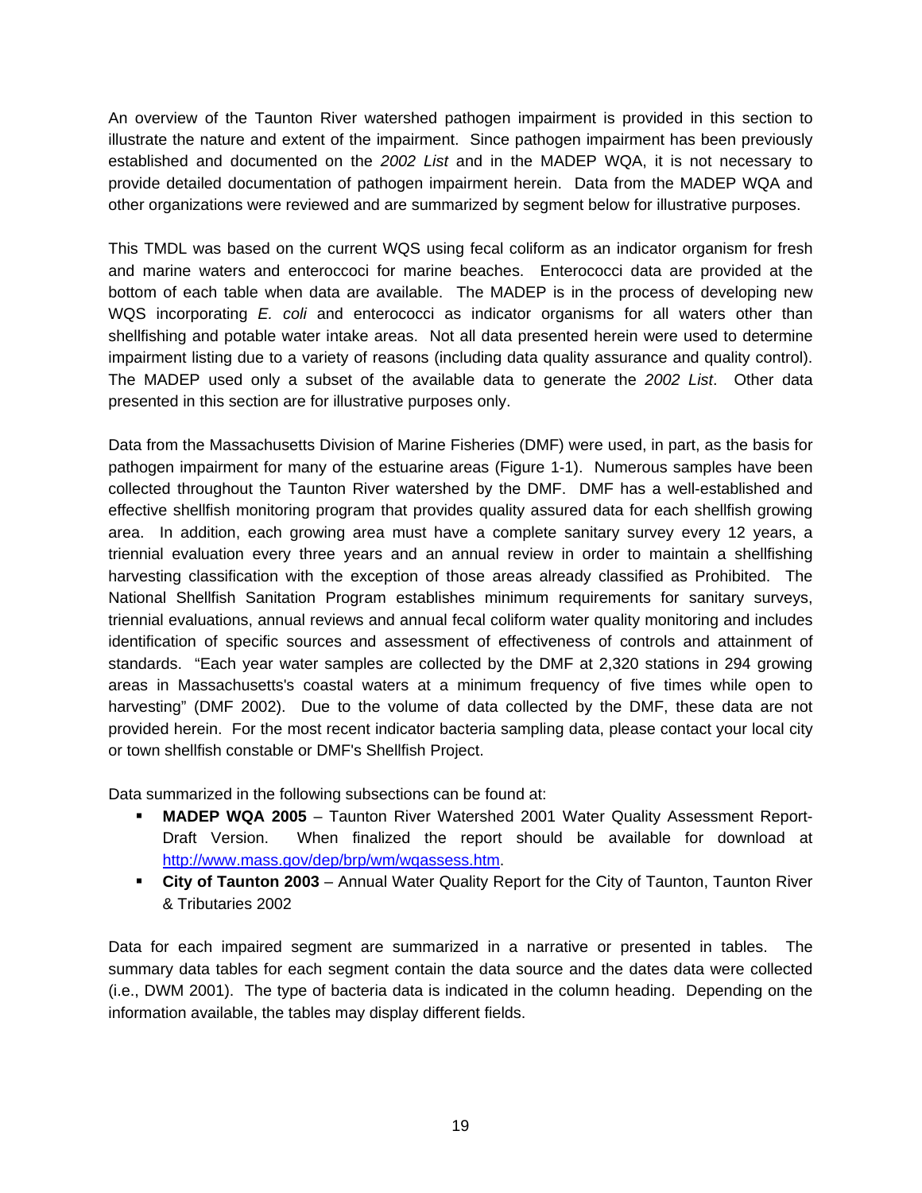An overview of the Taunton River watershed pathogen impairment is provided in this section to illustrate the nature and extent of the impairment. Since pathogen impairment has been previously established and documented on the *2002 List* and in the MADEP WQA, it is not necessary to provide detailed documentation of pathogen impairment herein. Data from the MADEP WQA and other organizations were reviewed and are summarized by segment below for illustrative purposes.

This TMDL was based on the current WQS using fecal coliform as an indicator organism for fresh and marine waters and enteroccoci for marine beaches. Enterococci data are provided at the bottom of each table when data are available. The MADEP is in the process of developing new WQS incorporating *E. coli* and enterococci as indicator organisms for all waters other than shellfishing and potable water intake areas. Not all data presented herein were used to determine impairment listing due to a variety of reasons (including data quality assurance and quality control). The MADEP used only a subset of the available data to generate the *2002 List*. Other data presented in this section are for illustrative purposes only.

Data from the Massachusetts Division of Marine Fisheries (DMF) were used, in part, as the basis for pathogen impairment for many of the estuarine areas (Figure 1-1). Numerous samples have been collected throughout the Taunton River watershed by the DMF. DMF has a well-established and effective shellfish monitoring program that provides quality assured data for each shellfish growing area. In addition, each growing area must have a complete sanitary survey every 12 years, a triennial evaluation every three years and an annual review in order to maintain a shellfishing harvesting classification with the exception of those areas already classified as Prohibited. The National Shellfish Sanitation Program establishes minimum requirements for sanitary surveys, triennial evaluations, annual reviews and annual fecal coliform water quality monitoring and includes identification of specific sources and assessment of effectiveness of controls and attainment of standards. "Each year water samples are collected by the DMF at 2,320 stations in 294 growing areas in Massachusetts's coastal waters at a minimum frequency of five times while open to harvesting" (DMF 2002). Due to the volume of data collected by the DMF, these data are not provided herein. For the most recent indicator bacteria sampling data, please contact your local city or town shellfish constable or DMF's Shellfish Project.

Data summarized in the following subsections can be found at:

- **MADEP WQA 2005** – Taunton River Watershed 2001 Water Quality Assessment Report-Draft Version. When finalized the report should be available for download at http://www.mass.gov/dep/brp/wm/wqassess.htm.
- **City of Taunton 2003** – Annual Water Quality Report for the City of Taunton, Taunton River & Tributaries 2002

Data for each impaired segment are summarized in a narrative or presented in tables. The summary data tables for each segment contain the data source and the dates data were collected (i.e., DWM 2001). The type of bacteria data is indicated in the column heading. Depending on the information available, the tables may display different fields.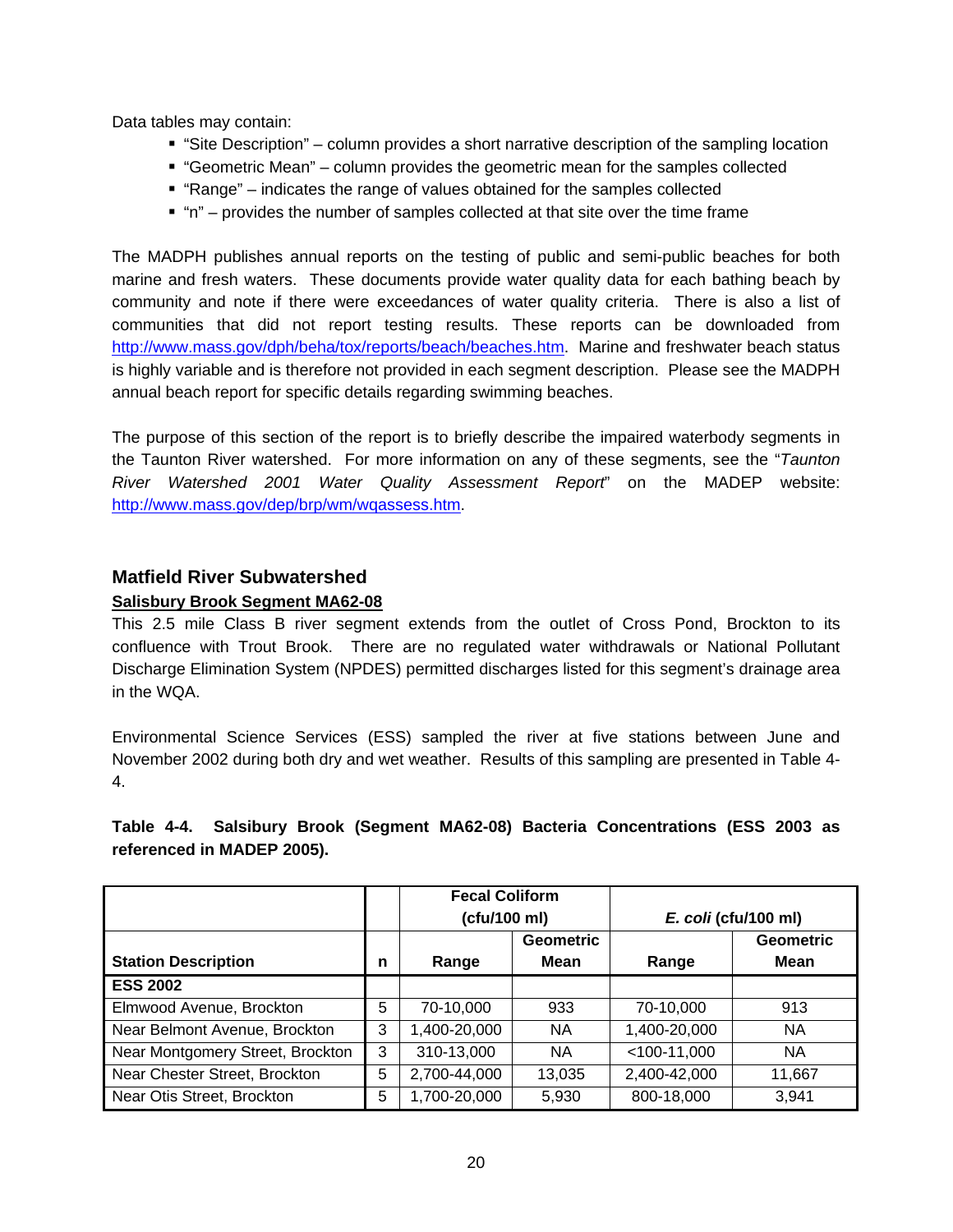Data tables may contain:

- "Site Description" – column provides a short narrative description of the sampling location
- "Geometric Mean" – column provides the geometric mean for the samples collected
- "Range" – indicates the range of values obtained for the samples collected
- "n" – provides the number of samples collected at that site over the time frame

The MADPH publishes annual reports on the testing of public and semi-public beaches for both marine and fresh waters. These documents provide water quality data for each bathing beach by community and note if there were exceedances of water quality criteria. There is also a list of communities that did not report testing results. These reports can be downloaded from http://www.mass.gov/dph/beha/tox/reports/beach/beaches.htm. Marine and freshwater beach status is highly variable and is therefore not provided in each segment description. Please see the MADPH annual beach report for specific details regarding swimming beaches.

The purpose of this section of the report is to briefly describe the impaired waterbody segments in the Taunton River watershed. For more information on any of these segments, see the "*Taunton River Watershed 2001 Water Quality Assessment Report*" on the MADEP website: http://www.mass.gov/dep/brp/wm/wqassess.htm.

## Matfield River Subwatershed

### Salisbury Brook Segment MA62-08

This 2.5 mile Class B river segment extends from the outlet of Cross Pond, Brockton to its confluence with Trout Brook. There are no regulated water withdrawals or National Pollutant Discharge Elimination System (NPDES) permitted discharges listed for this segment's drainage area in the WQA.

Environmental Science Services (ESS) sampled the river at five stations between June and November 2002 during both dry and wet weather. Results of this sampling are presented in Table 4-4.

**Table 4-4. Salsibury Brook (Segment MA62-08) Bacteria Concentrations (ESS 2003 as referenced in MADEP 2005).**

| | | Fecal Coliform (cfu/100 ml) | | *E. coli* (cfu/100 ml) | |
|---|---|---|---|---|---|
| **Station Description** | **n** | **Range** | **Geometric Mean** | **Range** | **Geometric Mean** |
| **ESS 2002** | | | | | |
| Elmwood Avenue, Brockton | 5 | 70-10,000 | 933 | 70-10,000 | 913 |
| Near Belmont Avenue, Brockton | 3 | 1,400-20,000 | NA | 1,400-20,000 | NA |
| Near Montgomery Street, Brockton | 3 | 310-13,000 | NA | <100-11,000 | NA |
| Near Chester Street, Brockton | 5 | 2,700-44,000 | 13,035 | 2,400-42,000 | 11,667 |
| Near Otis Street, Brockton | 5 | 1,700-20,000 | 5,930 | 800-18,000 | 3,941 |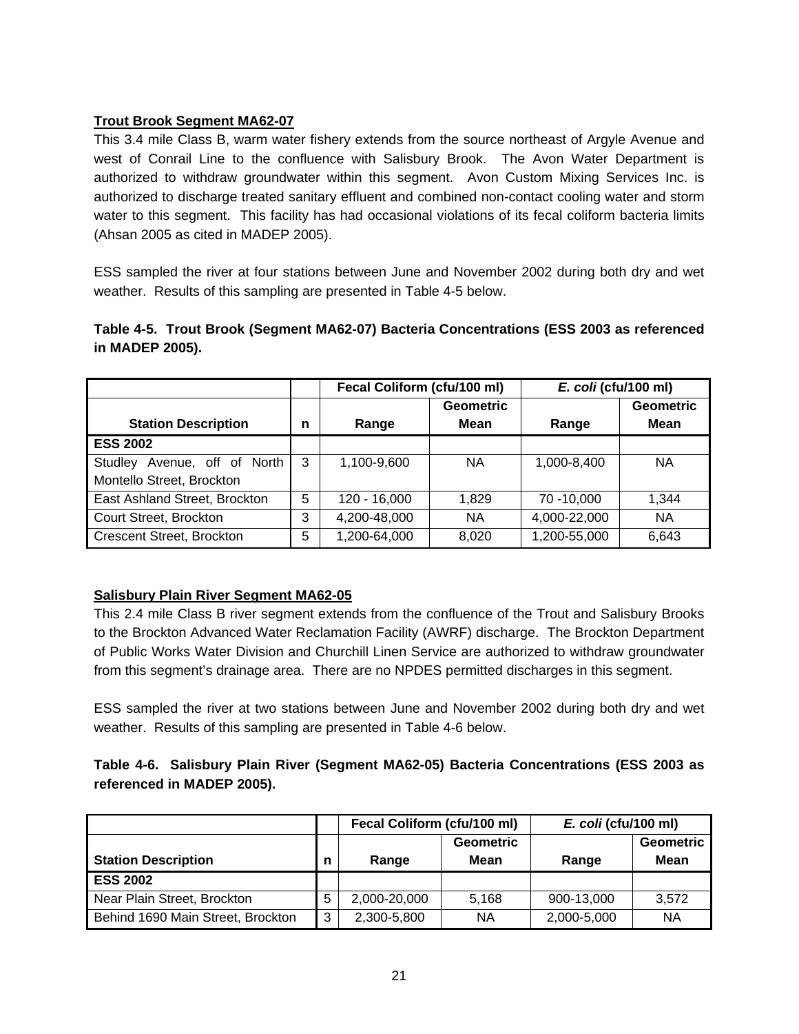**Trout Brook Segment MA62-07**

This 3.4 mile Class B, warm water fishery extends from the source northeast of Argyle Avenue and west of Conrail Line to the confluence with Salisbury Brook. The Avon Water Department is authorized to withdraw groundwater within this segment. Avon Custom Mixing Services Inc. is authorized to discharge treated sanitary effluent and combined non-contact cooling water and storm water to this segment. This facility has had occasional violations of its fecal coliform bacteria limits (Ahsan 2005 as cited in MADEP 2005).

ESS sampled the river at four stations between June and November 2002 during both dry and wet weather. Results of this sampling are presented in Table 4-5 below.

**Table 4-5. Trout Brook (Segment MA62-07) Bacteria Concentrations (ESS 2003 as referenced in MADEP 2005).**

| | | Fecal Coliform (cfu/100 ml) | | *E. coli* (cfu/100 ml) | |
|---|---|---|---|---|---|
| **Station Description** | **n** | **Range** | **Geometric Mean** | **Range** | **Geometric Mean** |
| **ESS 2002** | | | | | |
| Studley Avenue, off of North Montello Street, Brockton | 3 | 1,100-9,600 | NA | 1,000-8,400 | NA |
| East Ashland Street, Brockton | 5 | 120 - 16,000 | 1,829 | 70 -10,000 | 1,344 |
| Court Street, Brockton | 3 | 4,200-48,000 | NA | 4,000-22,000 | NA |
| Crescent Street, Brockton | 5 | 1,200-64,000 | 8,020 | 1,200-55,000 | 6,643 |

**Salisbury Plain River Segment MA62-05**

This 2.4 mile Class B river segment extends from the confluence of the Trout and Salisbury Brooks to the Brockton Advanced Water Reclamation Facility (AWRF) discharge. The Brockton Department of Public Works Water Division and Churchill Linen Service are authorized to withdraw groundwater from this segment's drainage area. There are no NPDES permitted discharges in this segment.

ESS sampled the river at two stations between June and November 2002 during both dry and wet weather. Results of this sampling are presented in Table 4-6 below.

**Table 4-6. Salisbury Plain River (Segment MA62-05) Bacteria Concentrations (ESS 2003 as referenced in MADEP 2005).**

| | | Fecal Coliform (cfu/100 ml) | | *E. coli* (cfu/100 ml) | |
|---|---|---|---|---|---|
| **Station Description** | **n** | **Range** | **Geometric Mean** | **Range** | **Geometric Mean** |
| **ESS 2002** | | | | | |
| Near Plain Street, Brockton | 5 | 2,000-20,000 | 5,168 | 900-13,000 | 3,572 |
| Behind 1690 Main Street, Brockton | 3 | 2,300-5,800 | NA | 2,000-5,000 | NA |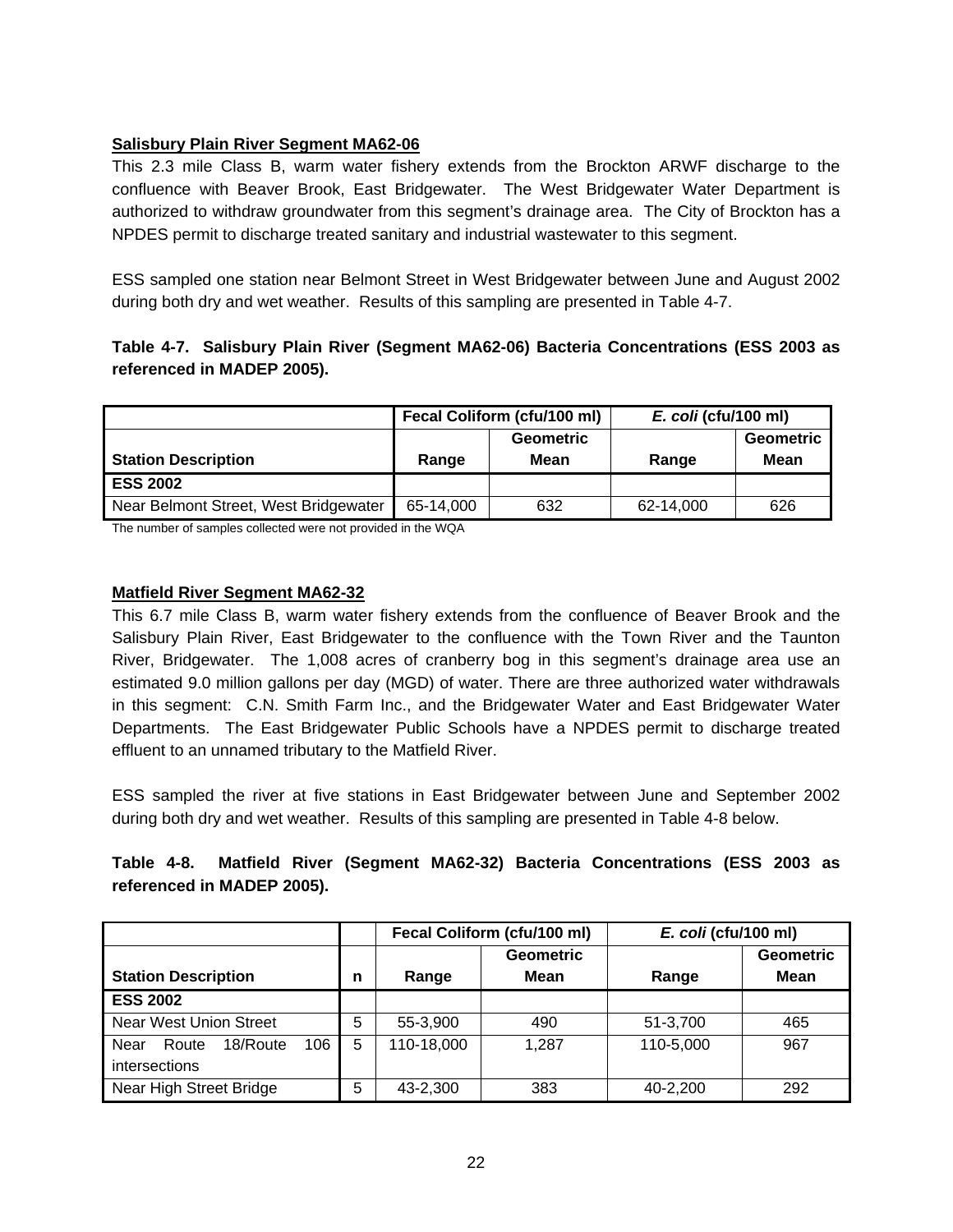**Salisbury Plain River Segment MA62-06**

This 2.3 mile Class B, warm water fishery extends from the Brockton ARWF discharge to the confluence with Beaver Brook, East Bridgewater. The West Bridgewater Water Department is authorized to withdraw groundwater from this segment's drainage area. The City of Brockton has a NPDES permit to discharge treated sanitary and industrial wastewater to this segment.

ESS sampled one station near Belmont Street in West Bridgewater between June and August 2002 during both dry and wet weather. Results of this sampling are presented in Table 4-7.

**Table 4-7. Salisbury Plain River (Segment MA62-06) Bacteria Concentrations (ESS 2003 as referenced in MADEP 2005).**

| | Fecal Coliform (cfu/100 ml) | | *E. coli* (cfu/100 ml) | |
|---|---|---|---|---|
| **Station Description** | **Range** | **Geometric Mean** | **Range** | **Geometric Mean** |
| **ESS 2002** | | | | |
| Near Belmont Street, West Bridgewater | 65-14,000 | 632 | 62-14,000 | 626 |

The number of samples collected were not provided in the WQA

**Matfield River Segment MA62-32**

This 6.7 mile Class B, warm water fishery extends from the confluence of Beaver Brook and the Salisbury Plain River, East Bridgewater to the confluence with the Town River and the Taunton River, Bridgewater. The 1,008 acres of cranberry bog in this segment's drainage area use an estimated 9.0 million gallons per day (MGD) of water. There are three authorized water withdrawals in this segment: C.N. Smith Farm Inc., and the Bridgewater Water and East Bridgewater Water Departments. The East Bridgewater Public Schools have a NPDES permit to discharge treated effluent to an unnamed tributary to the Matfield River.

ESS sampled the river at five stations in East Bridgewater between June and September 2002 during both dry and wet weather. Results of this sampling are presented in Table 4-8 below.

**Table 4-8. Matfield River (Segment MA62-32) Bacteria Concentrations (ESS 2003 as referenced in MADEP 2005).**

| | | Fecal Coliform (cfu/100 ml) | | *E. coli* (cfu/100 ml) | |
|---|---|---|---|---|---|
| **Station Description** | **n** | **Range** | **Geometric Mean** | **Range** | **Geometric Mean** |
| **ESS 2002** | | | | | |
| Near West Union Street | 5 | 55-3,900 | 490 | 51-3,700 | 465 |
| Near Route 18/Route 106 intersections | 5 | 110-18,000 | 1,287 | 110-5,000 | 967 |
| Near High Street Bridge | 5 | 43-2,300 | 383 | 40-2,200 | 292 |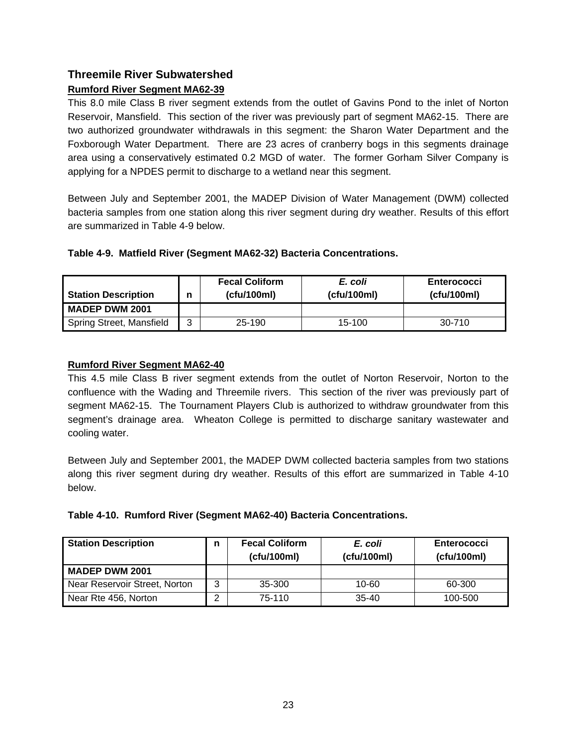## Threemile River Subwatershed

**Rumford River Segment MA62-39**

This 8.0 mile Class B river segment extends from the outlet of Gavins Pond to the inlet of Norton Reservoir, Mansfield. This section of the river was previously part of segment MA62-15. There are two authorized groundwater withdrawals in this segment: the Sharon Water Department and the Foxborough Water Department. There are 23 acres of cranberry bogs in this segments drainage area using a conservatively estimated 0.2 MGD of water. The former Gorham Silver Company is applying for a NPDES permit to discharge to a wetland near this segment.

Between July and September 2001, the MADEP Division of Water Management (DWM) collected bacteria samples from one station along this river segment during dry weather. Results of this effort are summarized in Table 4-9 below.

**Table 4-9. Matfield River (Segment MA62-32) Bacteria Concentrations.**

| Station Description | n | Fecal Coliform (cfu/100ml) | *E. coli* (cfu/100ml) | Enterococci (cfu/100ml) |
|---|---|---|---|---|
| **MADEP DWM 2001** | | | | |
| Spring Street, Mansfield | 3 | 25-190 | 15-100 | 30-710 |

**Rumford River Segment MA62-40**

This 4.5 mile Class B river segment extends from the outlet of Norton Reservoir, Norton to the confluence with the Wading and Threemile rivers. This section of the river was previously part of segment MA62-15. The Tournament Players Club is authorized to withdraw groundwater from this segment's drainage area. Wheaton College is permitted to discharge sanitary wastewater and cooling water.

Between July and September 2001, the MADEP DWM collected bacteria samples from two stations along this river segment during dry weather. Results of this effort are summarized in Table 4-10 below.

**Table 4-10. Rumford River (Segment MA62-40) Bacteria Concentrations.**

| Station Description | n | Fecal Coliform (cfu/100ml) | *E. coli* (cfu/100ml) | Enterococci (cfu/100ml) |
|---|---|---|---|---|
| **MADEP DWM 2001** | | | | |
| Near Reservoir Street, Norton | 3 | 35-300 | 10-60 | 60-300 |
| Near Rte 456, Norton | 2 | 75-110 | 35-40 | 100-500 |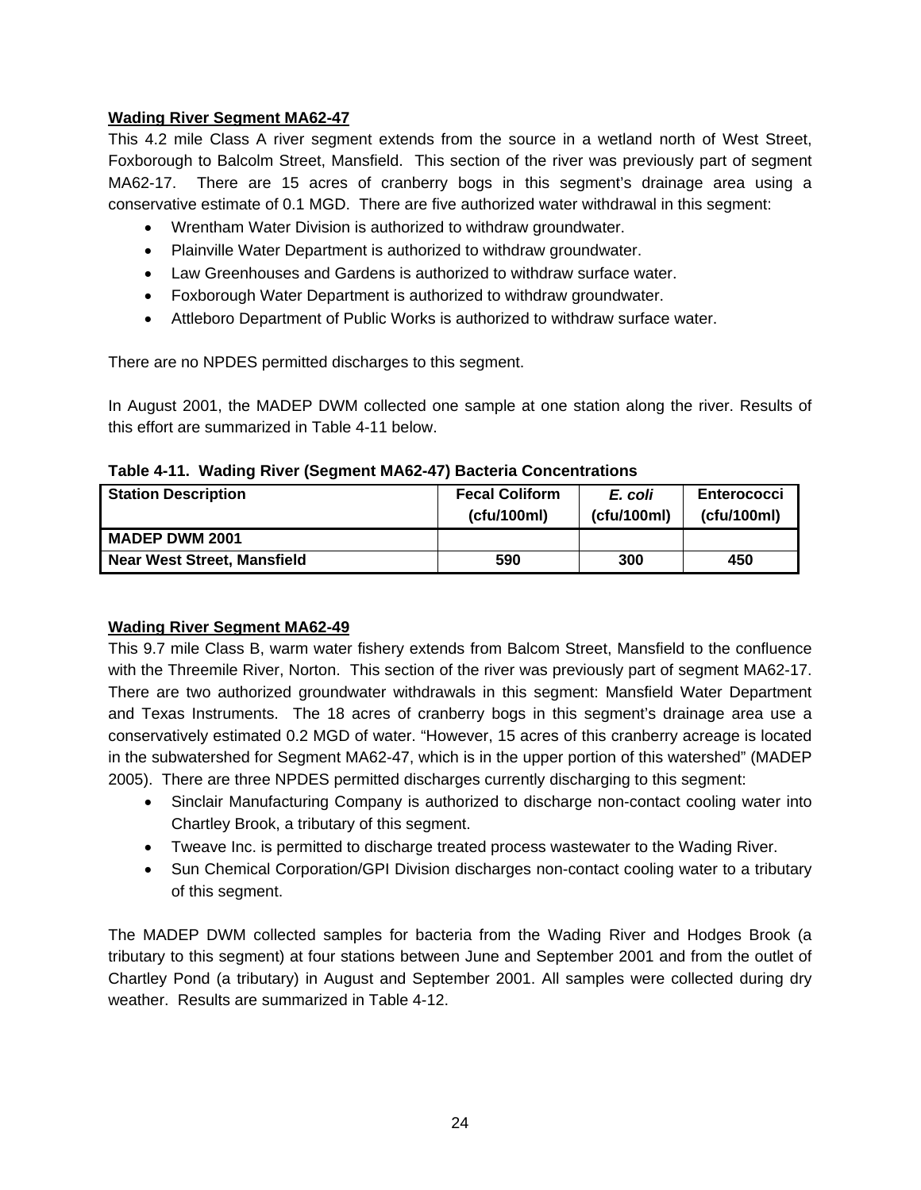**Wading River Segment MA62-47**

This 4.2 mile Class A river segment extends from the source in a wetland north of West Street, Foxborough to Balcolm Street, Mansfield. This section of the river was previously part of segment MA62-17. There are 15 acres of cranberry bogs in this segment's drainage area using a conservative estimate of 0.1 MGD. There are five authorized water withdrawal in this segment:

- Wrentham Water Division is authorized to withdraw groundwater.
- Plainville Water Department is authorized to withdraw groundwater.
- Law Greenhouses and Gardens is authorized to withdraw surface water.
- Foxborough Water Department is authorized to withdraw groundwater.
- Attleboro Department of Public Works is authorized to withdraw surface water.

There are no NPDES permitted discharges to this segment.

In August 2001, the MADEP DWM collected one sample at one station along the river. Results of this effort are summarized in Table 4-11 below.

**Table 4-11. Wading River (Segment MA62-47) Bacteria Concentrations**

| Station Description | Fecal Coliform (cfu/100ml) | *E. coli* (cfu/100ml) | Enterococci (cfu/100ml) |
|---|---|---|---|
| **MADEP DWM 2001** | | | |
| **Near West Street, Mansfield** | **590** | **300** | **450** |

**Wading River Segment MA62-49**

This 9.7 mile Class B, warm water fishery extends from Balcom Street, Mansfield to the confluence with the Threemile River, Norton. This section of the river was previously part of segment MA62-17. There are two authorized groundwater withdrawals in this segment: Mansfield Water Department and Texas Instruments. The 18 acres of cranberry bogs in this segment's drainage area use a conservatively estimated 0.2 MGD of water. "However, 15 acres of this cranberry acreage is located in the subwatershed for Segment MA62-47, which is in the upper portion of this watershed" (MADEP 2005). There are three NPDES permitted discharges currently discharging to this segment:

- Sinclair Manufacturing Company is authorized to discharge non-contact cooling water into Chartley Brook, a tributary of this segment.
- Tweave Inc. is permitted to discharge treated process wastewater to the Wading River.
- Sun Chemical Corporation/GPI Division discharges non-contact cooling water to a tributary of this segment.

The MADEP DWM collected samples for bacteria from the Wading River and Hodges Brook (a tributary to this segment) at four stations between June and September 2001 and from the outlet of Chartley Pond (a tributary) in August and September 2001. All samples were collected during dry weather. Results are summarized in Table 4-12.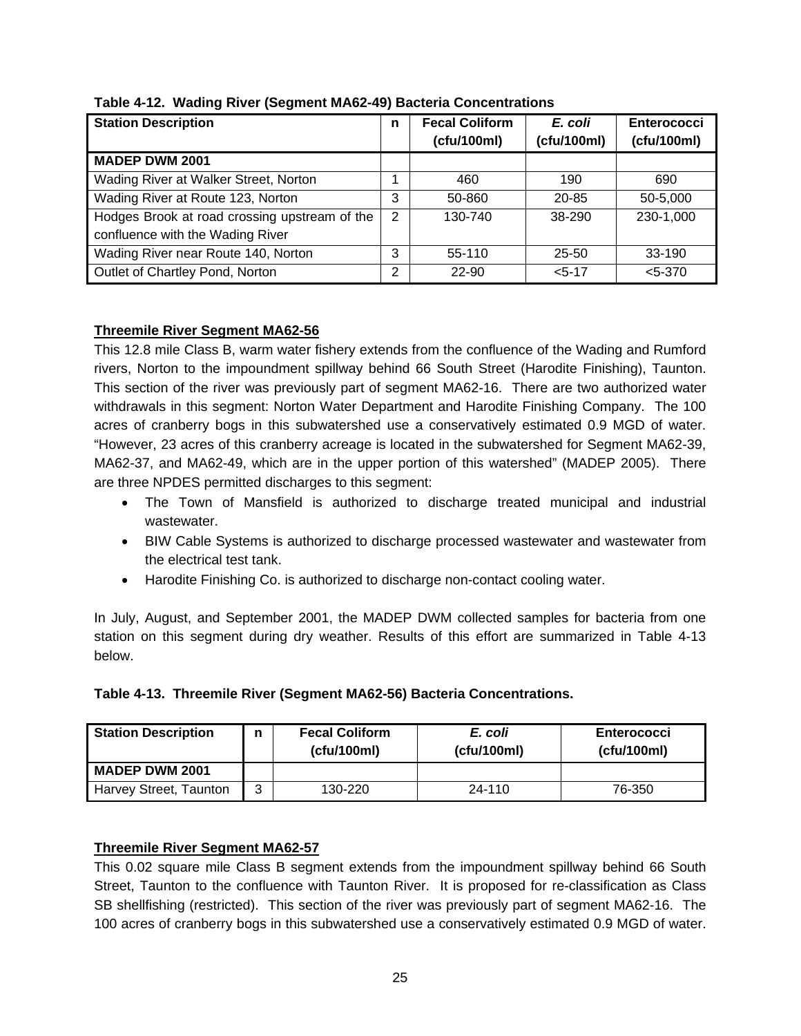**Table 4-12. Wading River (Segment MA62-49) Bacteria Concentrations**

| Station Description | n | Fecal Coliform (cfu/100ml) | *E. coli* (cfu/100ml) | Enterococci (cfu/100ml) |
|---|---|---|---|---|
| **MADEP DWM 2001** | | | | |
| Wading River at Walker Street, Norton | 1 | 460 | 190 | 690 |
| Wading River at Route 123, Norton | 3 | 50-860 | 20-85 | 50-5,000 |
| Hodges Brook at road crossing upstream of the confluence with the Wading River | 2 | 130-740 | 38-290 | 230-1,000 |
| Wading River near Route 140, Norton | 3 | 55-110 | 25-50 | 33-190 |
| Outlet of Chartley Pond, Norton | 2 | 22-90 | <5-17 | <5-370 |

**Threemile River Segment MA62-56**

This 12.8 mile Class B, warm water fishery extends from the confluence of the Wading and Rumford rivers, Norton to the impoundment spillway behind 66 South Street (Harodite Finishing), Taunton. This section of the river was previously part of segment MA62-16. There are two authorized water withdrawals in this segment: Norton Water Department and Harodite Finishing Company. The 100 acres of cranberry bogs in this subwatershed use a conservatively estimated 0.9 MGD of water. "However, 23 acres of this cranberry acreage is located in the subwatershed for Segment MA62-39, MA62-37, and MA62-49, which are in the upper portion of this watershed" (MADEP 2005). There are three NPDES permitted discharges to this segment:

- The Town of Mansfield is authorized to discharge treated municipal and industrial wastewater.
- BIW Cable Systems is authorized to discharge processed wastewater and wastewater from the electrical test tank.
- Harodite Finishing Co. is authorized to discharge non-contact cooling water.

In July, August, and September 2001, the MADEP DWM collected samples for bacteria from one station on this segment during dry weather. Results of this effort are summarized in Table 4-13 below.

**Table 4-13. Threemile River (Segment MA62-56) Bacteria Concentrations.**

| Station Description | n | Fecal Coliform (cfu/100ml) | *E. coli* (cfu/100ml) | Enterococci (cfu/100ml) |
|---|---|---|---|---|
| **MADEP DWM 2001** | | | | |
| Harvey Street, Taunton | 3 | 130-220 | 24-110 | 76-350 |

**Threemile River Segment MA62-57**

This 0.02 square mile Class B segment extends from the impoundment spillway behind 66 South Street, Taunton to the confluence with Taunton River. It is proposed for re-classification as Class SB shellfishing (restricted). This section of the river was previously part of segment MA62-16. The 100 acres of cranberry bogs in this subwatershed use a conservatively estimated 0.9 MGD of water.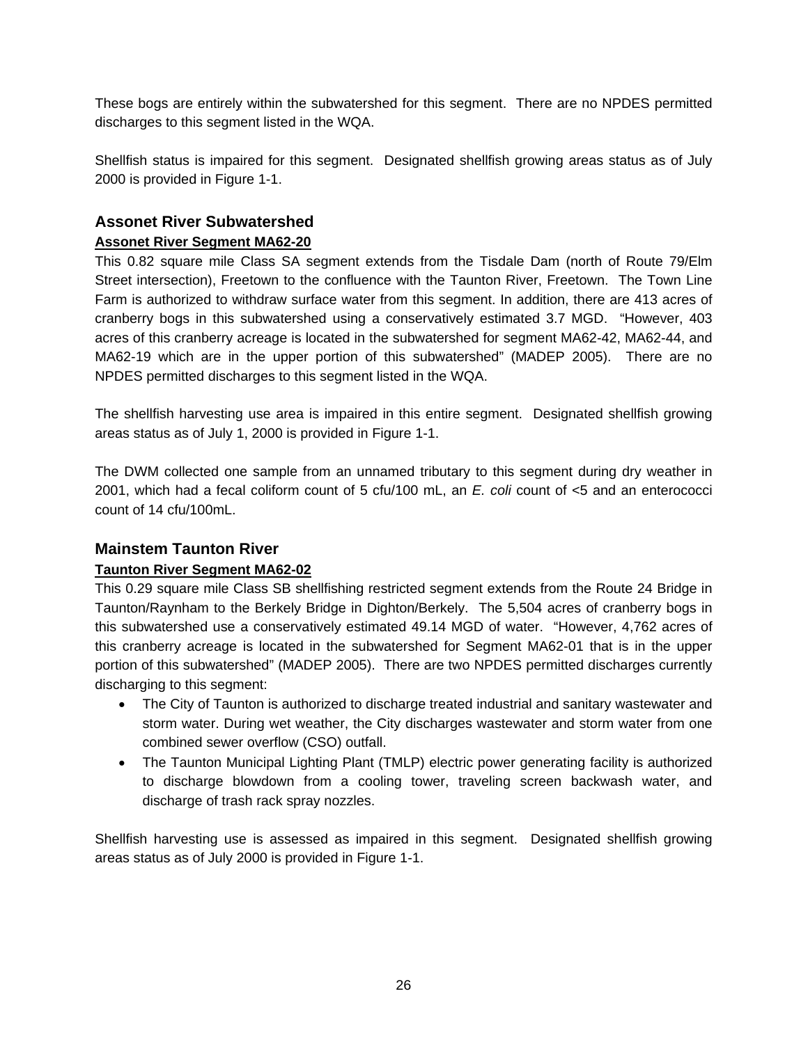These bogs are entirely within the subwatershed for this segment. There are no NPDES permitted discharges to this segment listed in the WQA.

Shellfish status is impaired for this segment. Designated shellfish growing areas status as of July 2000 is provided in Figure 1-1.

## Assonet River Subwatershed

**Assonet River Segment MA62-20**

This 0.82 square mile Class SA segment extends from the Tisdale Dam (north of Route 79/Elm Street intersection), Freetown to the confluence with the Taunton River, Freetown. The Town Line Farm is authorized to withdraw surface water from this segment. In addition, there are 413 acres of cranberry bogs in this subwatershed using a conservatively estimated 3.7 MGD. "However, 403 acres of this cranberry acreage is located in the subwatershed for segment MA62-42, MA62-44, and MA62-19 which are in the upper portion of this subwatershed" (MADEP 2005). There are no NPDES permitted discharges to this segment listed in the WQA.

The shellfish harvesting use area is impaired in this entire segment. Designated shellfish growing areas status as of July 1, 2000 is provided in Figure 1-1.

The DWM collected one sample from an unnamed tributary to this segment during dry weather in 2001, which had a fecal coliform count of 5 cfu/100 mL, an *E. coli* count of <5 and an enterococci count of 14 cfu/100mL.

## Mainstem Taunton River

**Taunton River Segment MA62-02**

This 0.29 square mile Class SB shellfishing restricted segment extends from the Route 24 Bridge in Taunton/Raynham to the Berkely Bridge in Dighton/Berkely. The 5,504 acres of cranberry bogs in this subwatershed use a conservatively estimated 49.14 MGD of water. "However, 4,762 acres of this cranberry acreage is located in the subwatershed for Segment MA62-01 that is in the upper portion of this subwatershed" (MADEP 2005). There are two NPDES permitted discharges currently discharging to this segment:

- The City of Taunton is authorized to discharge treated industrial and sanitary wastewater and storm water. During wet weather, the City discharges wastewater and storm water from one combined sewer overflow (CSO) outfall.
- The Taunton Municipal Lighting Plant (TMLP) electric power generating facility is authorized to discharge blowdown from a cooling tower, traveling screen backwash water, and discharge of trash rack spray nozzles.

Shellfish harvesting use is assessed as impaired in this segment. Designated shellfish growing areas status as of July 2000 is provided in Figure 1-1.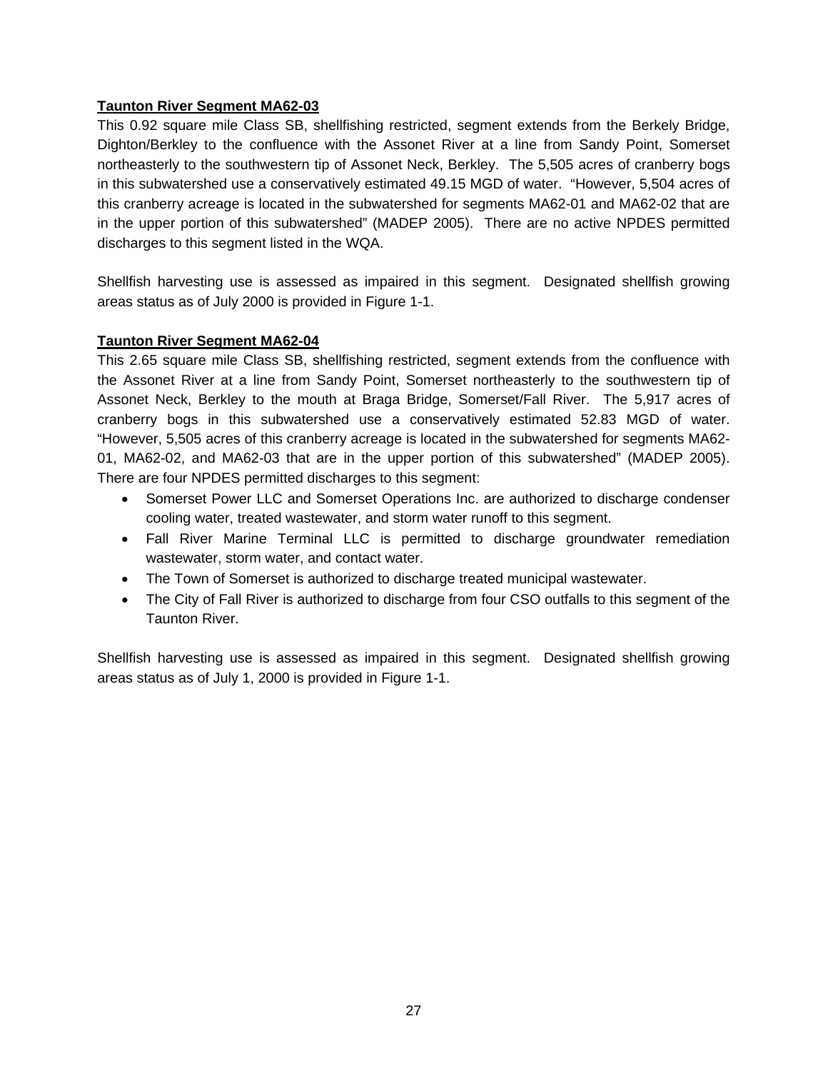**Taunton River Segment MA62-03**

This 0.92 square mile Class SB, shellfishing restricted, segment extends from the Berkely Bridge, Dighton/Berkley to the confluence with the Assonet River at a line from Sandy Point, Somerset northeasterly to the southwestern tip of Assonet Neck, Berkley. The 5,505 acres of cranberry bogs in this subwatershed use a conservatively estimated 49.15 MGD of water. "However, 5,504 acres of this cranberry acreage is located in the subwatershed for segments MA62-01 and MA62-02 that are in the upper portion of this subwatershed" (MADEP 2005). There are no active NPDES permitted discharges to this segment listed in the WQA.

Shellfish harvesting use is assessed as impaired in this segment. Designated shellfish growing areas status as of July 2000 is provided in Figure 1-1.

**Taunton River Segment MA62-04**

This 2.65 square mile Class SB, shellfishing restricted, segment extends from the confluence with the Assonet River at a line from Sandy Point, Somerset northeasterly to the southwestern tip of Assonet Neck, Berkley to the mouth at Braga Bridge, Somerset/Fall River. The 5,917 acres of cranberry bogs in this subwatershed use a conservatively estimated 52.83 MGD of water. "However, 5,505 acres of this cranberry acreage is located in the subwatershed for segments MA62-01, MA62-02, and MA62-03 that are in the upper portion of this subwatershed" (MADEP 2005). There are four NPDES permitted discharges to this segment:

- Somerset Power LLC and Somerset Operations Inc. are authorized to discharge condenser cooling water, treated wastewater, and storm water runoff to this segment.
- Fall River Marine Terminal LLC is permitted to discharge groundwater remediation wastewater, storm water, and contact water.
- The Town of Somerset is authorized to discharge treated municipal wastewater.
- The City of Fall River is authorized to discharge from four CSO outfalls to this segment of the Taunton River.

Shellfish harvesting use is assessed as impaired in this segment. Designated shellfish growing areas status as of July 1, 2000 is provided in Figure 1-1.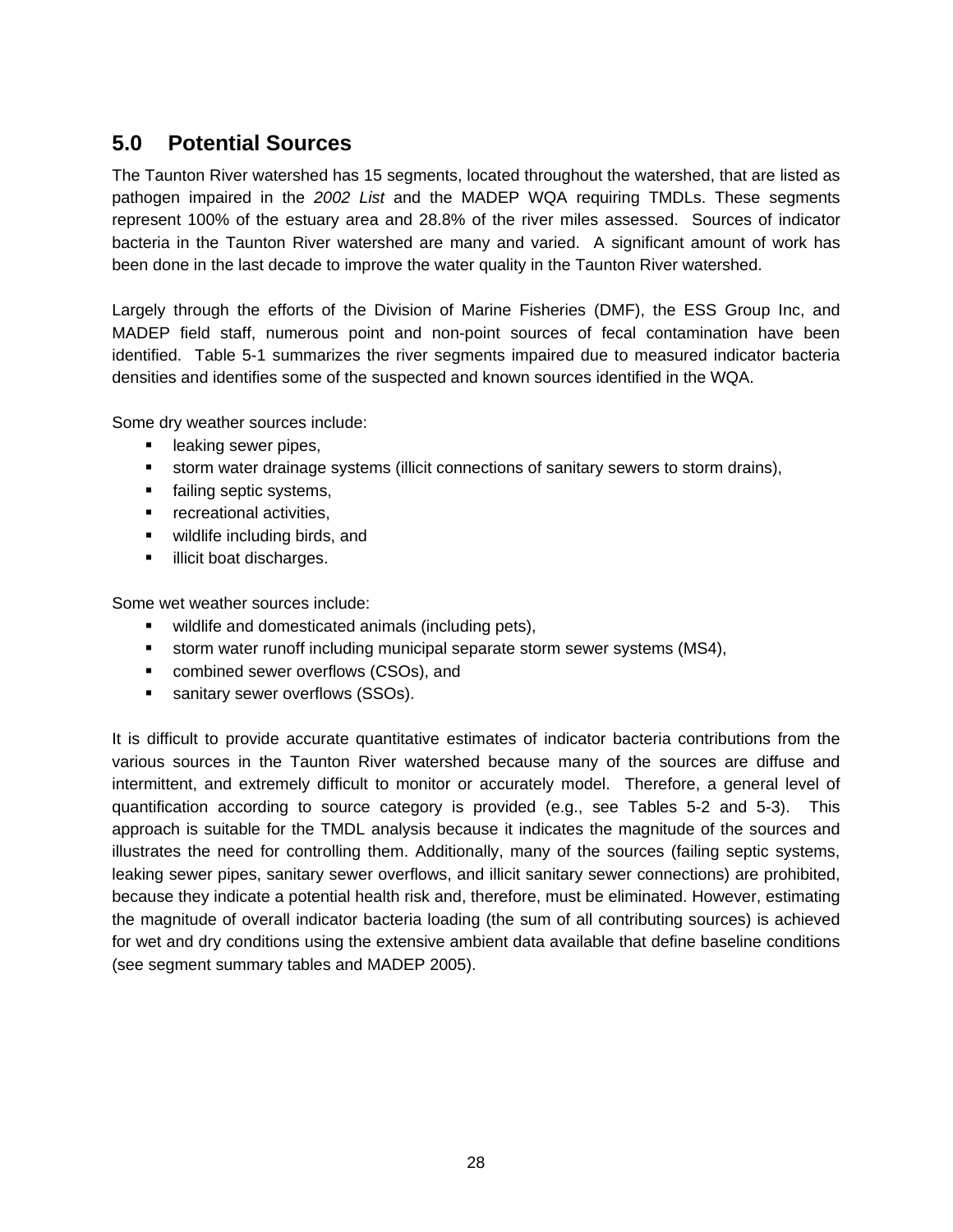## 5.0 Potential Sources

The Taunton River watershed has 15 segments, located throughout the watershed, that are listed as pathogen impaired in the *2002 List* and the MADEP WQA requiring TMDLs. These segments represent 100% of the estuary area and 28.8% of the river miles assessed. Sources of indicator bacteria in the Taunton River watershed are many and varied. A significant amount of work has been done in the last decade to improve the water quality in the Taunton River watershed.

Largely through the efforts of the Division of Marine Fisheries (DMF), the ESS Group Inc, and MADEP field staff, numerous point and non-point sources of fecal contamination have been identified. Table 5-1 summarizes the river segments impaired due to measured indicator bacteria densities and identifies some of the suspected and known sources identified in the WQA.

Some dry weather sources include:

- leaking sewer pipes,
- storm water drainage systems (illicit connections of sanitary sewers to storm drains),
- failing septic systems,
- recreational activities,
- wildlife including birds, and
- illicit boat discharges.

Some wet weather sources include:

- wildlife and domesticated animals (including pets),
- storm water runoff including municipal separate storm sewer systems (MS4),
- combined sewer overflows (CSOs), and
- sanitary sewer overflows (SSOs).

It is difficult to provide accurate quantitative estimates of indicator bacteria contributions from the various sources in the Taunton River watershed because many of the sources are diffuse and intermittent, and extremely difficult to monitor or accurately model. Therefore, a general level of quantification according to source category is provided (e.g., see Tables 5-2 and 5-3). This approach is suitable for the TMDL analysis because it indicates the magnitude of the sources and illustrates the need for controlling them. Additionally, many of the sources (failing septic systems, leaking sewer pipes, sanitary sewer overflows, and illicit sanitary sewer connections) are prohibited, because they indicate a potential health risk and, therefore, must be eliminated. However, estimating the magnitude of overall indicator bacteria loading (the sum of all contributing sources) is achieved for wet and dry conditions using the extensive ambient data available that define baseline conditions (see segment summary tables and MADEP 2005).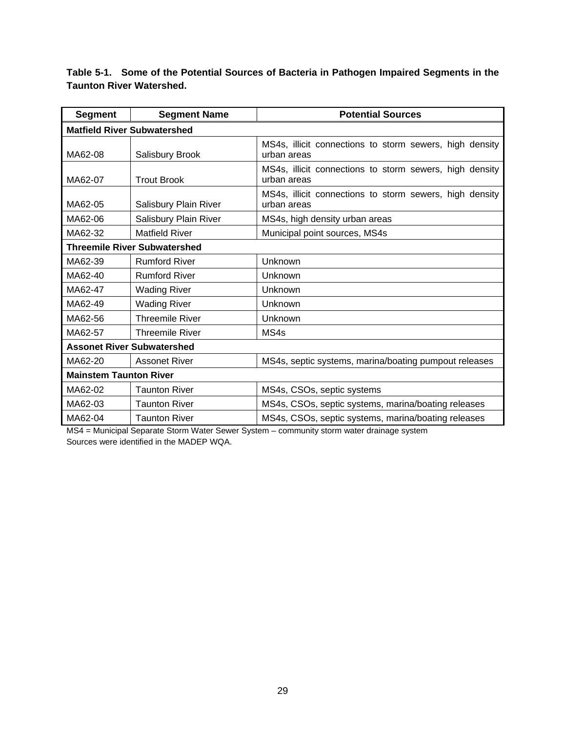**Table 5-1. Some of the Potential Sources of Bacteria in Pathogen Impaired Segments in the Taunton River Watershed.**

| Segment | Segment Name | Potential Sources |
|---|---|---|
| **Matfield River Subwatershed** | | |
| MA62-08 | Salisbury Brook | MS4s, illicit connections to storm sewers, high density urban areas |
| MA62-07 | Trout Brook | MS4s, illicit connections to storm sewers, high density urban areas |
| MA62-05 | Salisbury Plain River | MS4s, illicit connections to storm sewers, high density urban areas |
| MA62-06 | Salisbury Plain River | MS4s, high density urban areas |
| MA62-32 | Matfield River | Municipal point sources, MS4s |
| **Threemile River Subwatershed** | | |
| MA62-39 | Rumford River | Unknown |
| MA62-40 | Rumford River | Unknown |
| MA62-47 | Wading River | Unknown |
| MA62-49 | Wading River | Unknown |
| MA62-56 | Threemile River | Unknown |
| MA62-57 | Threemile River | MS4s |
| **Assonet River Subwatershed** | | |
| MA62-20 | Assonet River | MS4s, septic systems, marina/boating pumpout releases |
| **Mainstem Taunton River** | | |
| MA62-02 | Taunton River | MS4s, CSOs, septic systems |
| MA62-03 | Taunton River | MS4s, CSOs, septic systems, marina/boating releases |
| MA62-04 | Taunton River | MS4s, CSOs, septic systems, marina/boating releases |

MS4 = Municipal Separate Storm Water Sewer System – community storm water drainage system
Sources were identified in the MADEP WQA.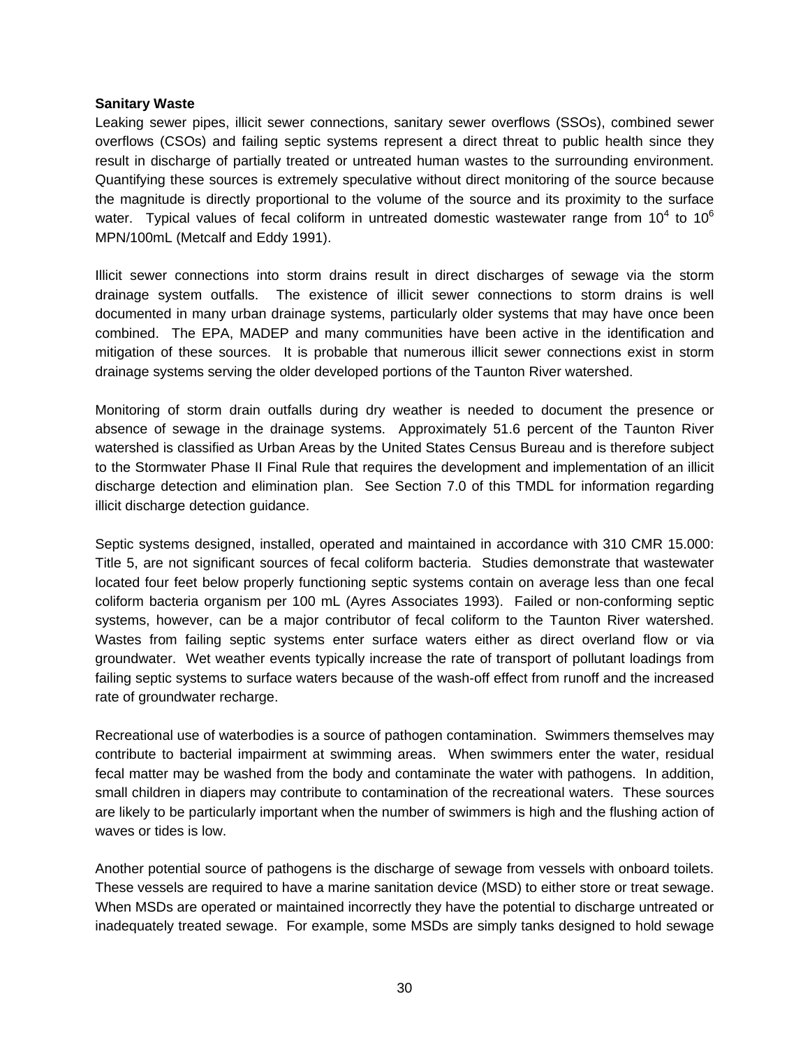**Sanitary Waste**

Leaking sewer pipes, illicit sewer connections, sanitary sewer overflows (SSOs), combined sewer overflows (CSOs) and failing septic systems represent a direct threat to public health since they result in discharge of partially treated or untreated human wastes to the surrounding environment. Quantifying these sources is extremely speculative without direct monitoring of the source because the magnitude is directly proportional to the volume of the source and its proximity to the surface water. Typical values of fecal coliform in untreated domestic wastewater range from $10^4$ to $10^6$ MPN/100mL (Metcalf and Eddy 1991).

Illicit sewer connections into storm drains result in direct discharges of sewage via the storm drainage system outfalls. The existence of illicit sewer connections to storm drains is well documented in many urban drainage systems, particularly older systems that may have once been combined. The EPA, MADEP and many communities have been active in the identification and mitigation of these sources. It is probable that numerous illicit sewer connections exist in storm drainage systems serving the older developed portions of the Taunton River watershed.

Monitoring of storm drain outfalls during dry weather is needed to document the presence or absence of sewage in the drainage systems. Approximately 51.6 percent of the Taunton River watershed is classified as Urban Areas by the United States Census Bureau and is therefore subject to the Stormwater Phase II Final Rule that requires the development and implementation of an illicit discharge detection and elimination plan. See Section 7.0 of this TMDL for information regarding illicit discharge detection guidance.

Septic systems designed, installed, operated and maintained in accordance with 310 CMR 15.000: Title 5, are not significant sources of fecal coliform bacteria. Studies demonstrate that wastewater located four feet below properly functioning septic systems contain on average less than one fecal coliform bacteria organism per 100 mL (Ayres Associates 1993). Failed or non-conforming septic systems, however, can be a major contributor of fecal coliform to the Taunton River watershed. Wastes from failing septic systems enter surface waters either as direct overland flow or via groundwater. Wet weather events typically increase the rate of transport of pollutant loadings from failing septic systems to surface waters because of the wash-off effect from runoff and the increased rate of groundwater recharge.

Recreational use of waterbodies is a source of pathogen contamination. Swimmers themselves may contribute to bacterial impairment at swimming areas. When swimmers enter the water, residual fecal matter may be washed from the body and contaminate the water with pathogens. In addition, small children in diapers may contribute to contamination of the recreational waters. These sources are likely to be particularly important when the number of swimmers is high and the flushing action of waves or tides is low.

Another potential source of pathogens is the discharge of sewage from vessels with onboard toilets. These vessels are required to have a marine sanitation device (MSD) to either store or treat sewage. When MSDs are operated or maintained incorrectly they have the potential to discharge untreated or inadequately treated sewage. For example, some MSDs are simply tanks designed to hold sewage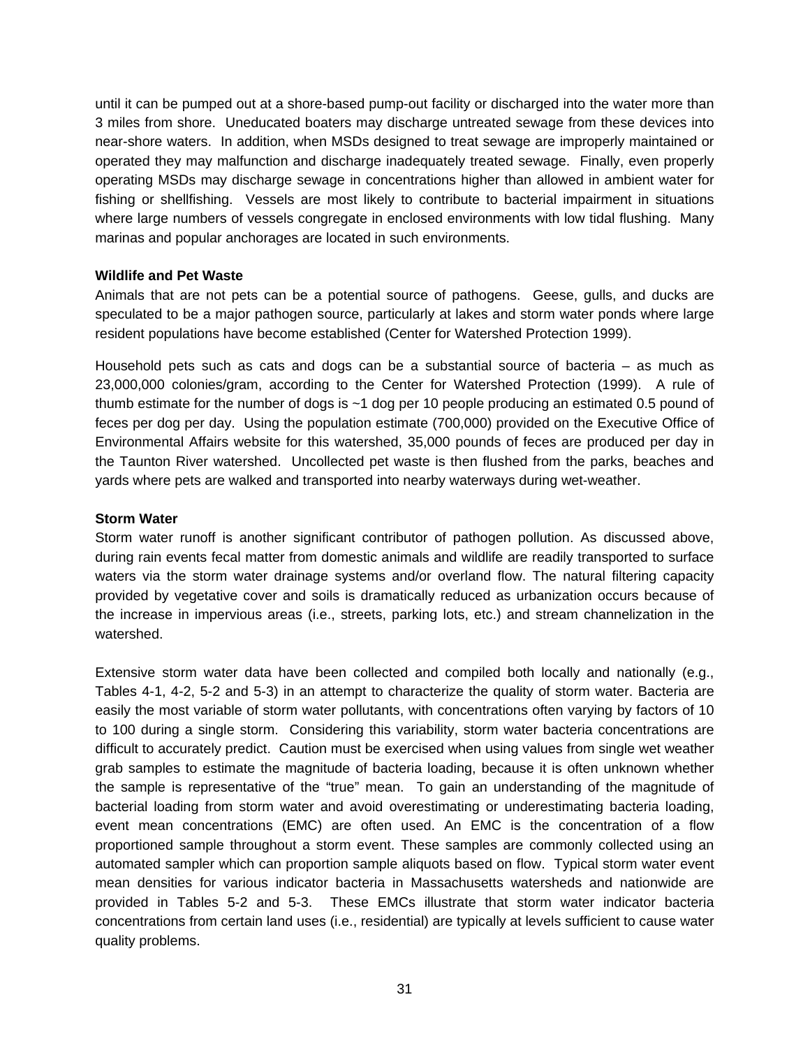until it can be pumped out at a shore-based pump-out facility or discharged into the water more than 3 miles from shore. Uneducated boaters may discharge untreated sewage from these devices into near-shore waters. In addition, when MSDs designed to treat sewage are improperly maintained or operated they may malfunction and discharge inadequately treated sewage. Finally, even properly operating MSDs may discharge sewage in concentrations higher than allowed in ambient water for fishing or shellfishing. Vessels are most likely to contribute to bacterial impairment in situations where large numbers of vessels congregate in enclosed environments with low tidal flushing. Many marinas and popular anchorages are located in such environments.

**Wildlife and Pet Waste**

Animals that are not pets can be a potential source of pathogens. Geese, gulls, and ducks are speculated to be a major pathogen source, particularly at lakes and storm water ponds where large resident populations have become established (Center for Watershed Protection 1999).

Household pets such as cats and dogs can be a substantial source of bacteria – as much as 23,000,000 colonies/gram, according to the Center for Watershed Protection (1999). A rule of thumb estimate for the number of dogs is ~1 dog per 10 people producing an estimated 0.5 pound of feces per dog per day. Using the population estimate (700,000) provided on the Executive Office of Environmental Affairs website for this watershed, 35,000 pounds of feces are produced per day in the Taunton River watershed. Uncollected pet waste is then flushed from the parks, beaches and yards where pets are walked and transported into nearby waterways during wet-weather.

**Storm Water**

Storm water runoff is another significant contributor of pathogen pollution. As discussed above, during rain events fecal matter from domestic animals and wildlife are readily transported to surface waters via the storm water drainage systems and/or overland flow. The natural filtering capacity provided by vegetative cover and soils is dramatically reduced as urbanization occurs because of the increase in impervious areas (i.e., streets, parking lots, etc.) and stream channelization in the watershed.

Extensive storm water data have been collected and compiled both locally and nationally (e.g., Tables 4-1, 4-2, 5-2 and 5-3) in an attempt to characterize the quality of storm water. Bacteria are easily the most variable of storm water pollutants, with concentrations often varying by factors of 10 to 100 during a single storm. Considering this variability, storm water bacteria concentrations are difficult to accurately predict. Caution must be exercised when using values from single wet weather grab samples to estimate the magnitude of bacteria loading, because it is often unknown whether the sample is representative of the "true" mean. To gain an understanding of the magnitude of bacterial loading from storm water and avoid overestimating or underestimating bacteria loading, event mean concentrations (EMC) are often used. An EMC is the concentration of a flow proportioned sample throughout a storm event. These samples are commonly collected using an automated sampler which can proportion sample aliquots based on flow. Typical storm water event mean densities for various indicator bacteria in Massachusetts watersheds and nationwide are provided in Tables 5-2 and 5-3. These EMCs illustrate that storm water indicator bacteria concentrations from certain land uses (i.e., residential) are typically at levels sufficient to cause water quality problems.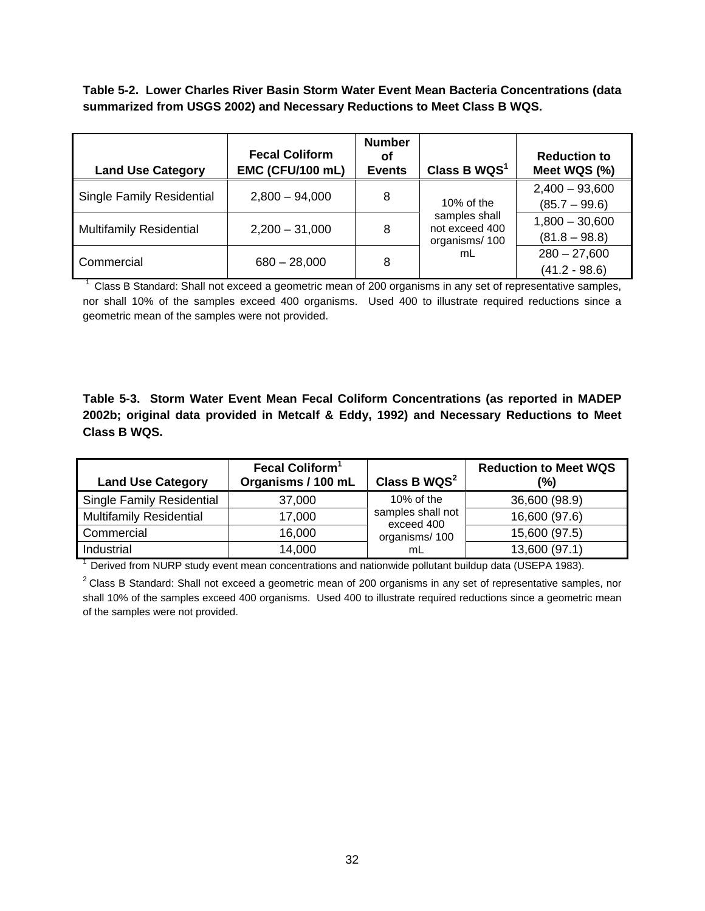**Table 5-2. Lower Charles River Basin Storm Water Event Mean Bacteria Concentrations (data summarized from USGS 2002) and Necessary Reductions to Meet Class B WQS.**

| Land Use Category | Fecal Coliform EMC (CFU/100 mL) | Number of Events | Class B WQS[1] | Reduction to Meet WQS (%) |
|---|---|---|---|---|
| Single Family Residential | 2,800 – 94,000 | 8 | 10% of the samples shall not exceed 400 organisms/ 100 mL | 2,400 – 93,600 (85.7 – 99.6) |
| Multifamily Residential | 2,200 – 31,000 | 8 | | 1,800 – 30,600 (81.8 – 98.8) |
| Commercial | 680 – 28,000 | 8 | | 280 – 27,600 (41.2 - 98.6) |

[1] Class B Standard: Shall not exceed a geometric mean of 200 organisms in any set of representative samples, nor shall 10% of the samples exceed 400 organisms. Used 400 to illustrate required reductions since a geometric mean of the samples were not provided.

**Table 5-3. Storm Water Event Mean Fecal Coliform Concentrations (as reported in MADEP 2002b; original data provided in Metcalf & Eddy, 1992) and Necessary Reductions to Meet Class B WQS.**

| Land Use Category | Fecal Coliform[1] Organisms / 100 mL | Class B WQS[2] | Reduction to Meet WQS (%) |
|---|---|---|---|
| Single Family Residential | 37,000 | 10% of the samples shall not exceed 400 organisms/ 100 mL | 36,600 (98.9) |
| Multifamily Residential | 17,000 | | 16,600 (97.6) |
| Commercial | 16,000 | | 15,600 (97.5) |
| Industrial | 14,000 | | 13,600 (97.1) |

[1] Derived from NURP study event mean concentrations and nationwide pollutant buildup data (USEPA 1983).

[2] Class B Standard: Shall not exceed a geometric mean of 200 organisms in any set of representative samples, nor shall 10% of the samples exceed 400 organisms. Used 400 to illustrate required reductions since a geometric mean of the samples were not provided.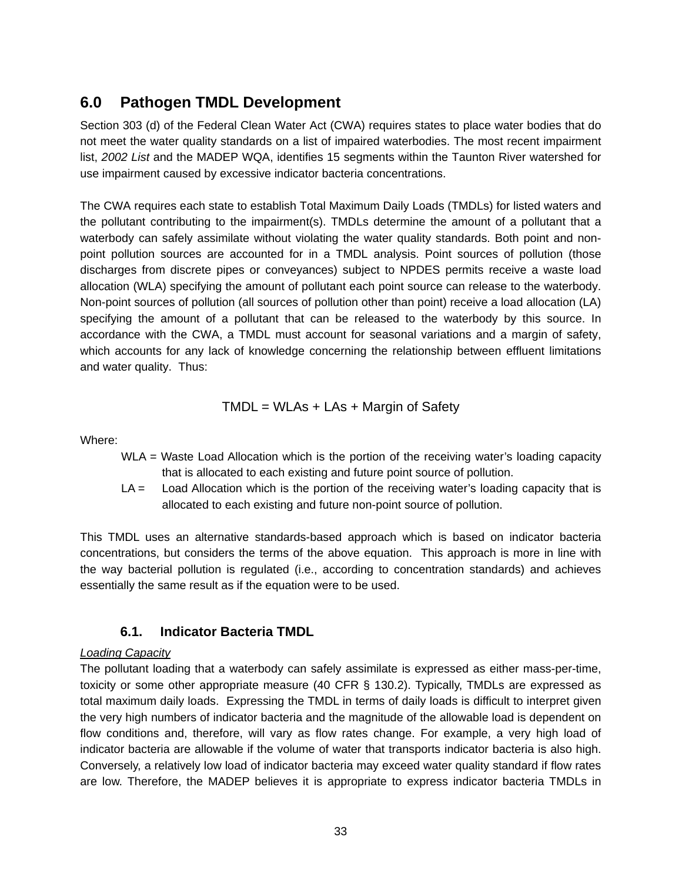# 6.0 Pathogen TMDL Development

Section 303 (d) of the Federal Clean Water Act (CWA) requires states to place water bodies that do not meet the water quality standards on a list of impaired waterbodies. The most recent impairment list, *2002 List* and the MADEP WQA, identifies 15 segments within the Taunton River watershed for use impairment caused by excessive indicator bacteria concentrations.

The CWA requires each state to establish Total Maximum Daily Loads (TMDLs) for listed waters and the pollutant contributing to the impairment(s). TMDLs determine the amount of a pollutant that a waterbody can safely assimilate without violating the water quality standards. Both point and non-point pollution sources are accounted for in a TMDL analysis. Point sources of pollution (those discharges from discrete pipes or conveyances) subject to NPDES permits receive a waste load allocation (WLA) specifying the amount of pollutant each point source can release to the waterbody. Non-point sources of pollution (all sources of pollution other than point) receive a load allocation (LA) specifying the amount of a pollutant that can be released to the waterbody by this source. In accordance with the CWA, a TMDL must account for seasonal variations and a margin of safety, which accounts for any lack of knowledge concerning the relationship between effluent limitations and water quality. Thus:

$$TMDL = WLAs + LAs + \text{Margin of Safety}$$

Where:

WLA = Waste Load Allocation which is the portion of the receiving water's loading capacity that is allocated to each existing and future point source of pollution.

LA = Load Allocation which is the portion of the receiving water's loading capacity that is allocated to each existing and future non-point source of pollution.

This TMDL uses an alternative standards-based approach which is based on indicator bacteria concentrations, but considers the terms of the above equation. This approach is more in line with the way bacterial pollution is regulated (i.e., according to concentration standards) and achieves essentially the same result as if the equation were to be used.

## 6.1. Indicator Bacteria TMDL

*Loading Capacity*

The pollutant loading that a waterbody can safely assimilate is expressed as either mass-per-time, toxicity or some other appropriate measure (40 CFR § 130.2). Typically, TMDLs are expressed as total maximum daily loads. Expressing the TMDL in terms of daily loads is difficult to interpret given the very high numbers of indicator bacteria and the magnitude of the allowable load is dependent on flow conditions and, therefore, will vary as flow rates change. For example, a very high load of indicator bacteria are allowable if the volume of water that transports indicator bacteria is also high. Conversely, a relatively low load of indicator bacteria may exceed water quality standard if flow rates are low. Therefore, the MADEP believes it is appropriate to express indicator bacteria TMDLs in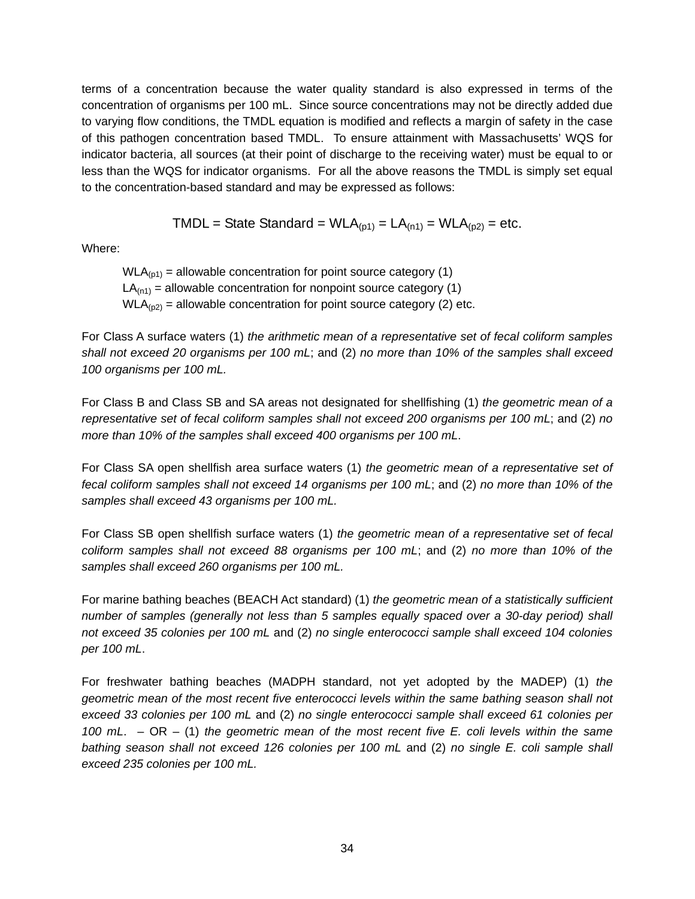terms of a concentration because the water quality standard is also expressed in terms of the concentration of organisms per 100 mL. Since source concentrations may not be directly added due to varying flow conditions, the TMDL equation is modified and reflects a margin of safety in the case of this pathogen concentration based TMDL. To ensure attainment with Massachusetts' WQS for indicator bacteria, all sources (at their point of discharge to the receiving water) must be equal to or less than the WQS for indicator organisms. For all the above reasons the TMDL is simply set equal to the concentration-based standard and may be expressed as follows:

$$\text{TMDL} = \text{State Standard} = WLA_{(p1)} = LA_{(n1)} = WLA_{(p2)} = \text{etc.}$$

Where:

$WLA_{(p1)}$ = allowable concentration for point source category (1)
$LA_{(n1)}$ = allowable concentration for nonpoint source category (1)
$WLA_{(p2)}$ = allowable concentration for point source category (2) etc.

For Class A surface waters (1) *the arithmetic mean of a representative set of fecal coliform samples shall not exceed 20 organisms per 100 mL*; and (2) *no more than 10% of the samples shall exceed 100 organisms per 100 mL.*

For Class B and Class SB and SA areas not designated for shellfishing (1) *the geometric mean of a representative set of fecal coliform samples shall not exceed 200 organisms per 100 mL*; and (2) *no more than 10% of the samples shall exceed 400 organisms per 100 mL*.

For Class SA open shellfish area surface waters (1) *the geometric mean of a representative set of fecal coliform samples shall not exceed 14 organisms per 100 mL*; and (2) *no more than 10% of the samples shall exceed 43 organisms per 100 mL.*

For Class SB open shellfish surface waters (1) *the geometric mean of a representative set of fecal coliform samples shall not exceed 88 organisms per 100 mL*; and (2) *no more than 10% of the samples shall exceed 260 organisms per 100 mL.*

For marine bathing beaches (BEACH Act standard) (1) *the geometric mean of a statistically sufficient number of samples (generally not less than 5 samples equally spaced over a 30-day period) shall not exceed 35 colonies per 100 mL* and (2) *no single enterococci sample shall exceed 104 colonies per 100 mL*.

For freshwater bathing beaches (MADPH standard, not yet adopted by the MADEP) (1) *the geometric mean of the most recent five enterococci levels within the same bathing season shall not exceed 33 colonies per 100 mL* and (2) *no single enterococci sample shall exceed 61 colonies per 100 mL*. – OR – (1) *the geometric mean of the most recent five E. coli levels within the same bathing season shall not exceed 126 colonies per 100 mL* and (2) *no single E. coli sample shall exceed 235 colonies per 100 mL.*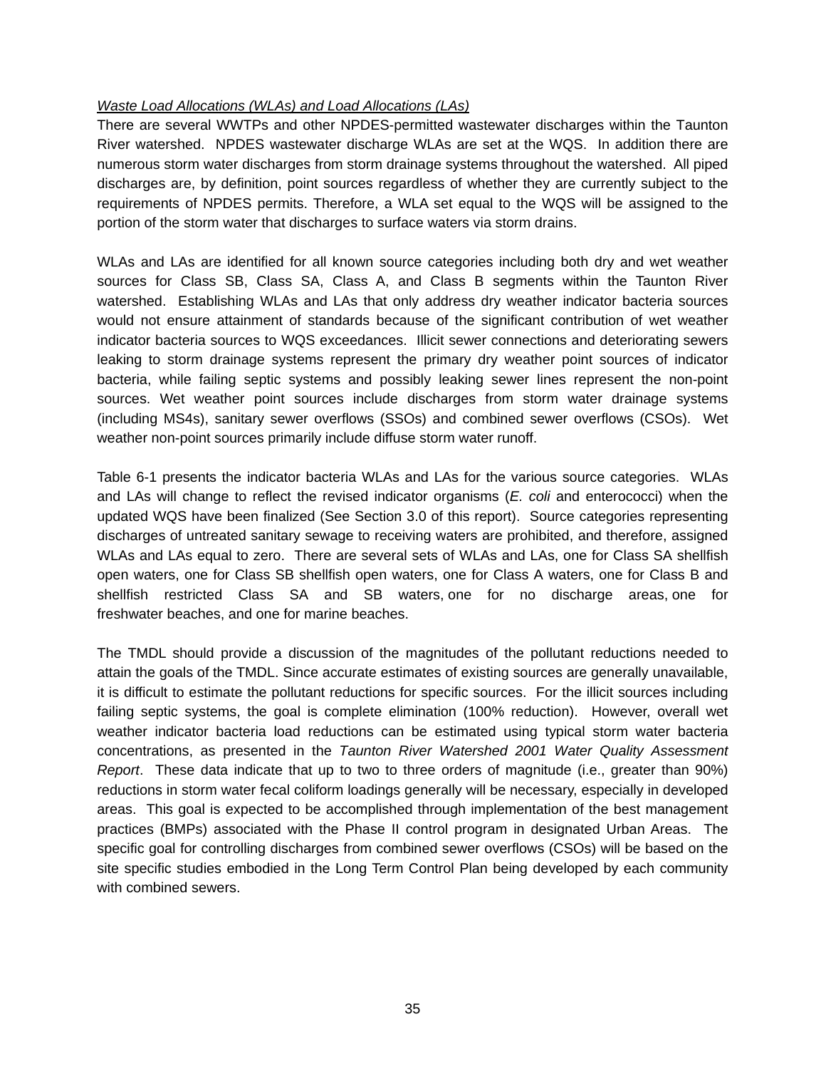*Waste Load Allocations (WLAs) and Load Allocations (LAs)*

There are several WWTPs and other NPDES-permitted wastewater discharges within the Taunton River watershed. NPDES wastewater discharge WLAs are set at the WQS. In addition there are numerous storm water discharges from storm drainage systems throughout the watershed. All piped discharges are, by definition, point sources regardless of whether they are currently subject to the requirements of NPDES permits. Therefore, a WLA set equal to the WQS will be assigned to the portion of the storm water that discharges to surface waters via storm drains.

WLAs and LAs are identified for all known source categories including both dry and wet weather sources for Class SB, Class SA, Class A, and Class B segments within the Taunton River watershed. Establishing WLAs and LAs that only address dry weather indicator bacteria sources would not ensure attainment of standards because of the significant contribution of wet weather indicator bacteria sources to WQS exceedances. Illicit sewer connections and deteriorating sewers leaking to storm drainage systems represent the primary dry weather point sources of indicator bacteria, while failing septic systems and possibly leaking sewer lines represent the non-point sources. Wet weather point sources include discharges from storm water drainage systems (including MS4s), sanitary sewer overflows (SSOs) and combined sewer overflows (CSOs). Wet weather non-point sources primarily include diffuse storm water runoff.

Table 6-1 presents the indicator bacteria WLAs and LAs for the various source categories. WLAs and LAs will change to reflect the revised indicator organisms (*E. coli* and enterococci) when the updated WQS have been finalized (See Section 3.0 of this report). Source categories representing discharges of untreated sanitary sewage to receiving waters are prohibited, and therefore, assigned WLAs and LAs equal to zero. There are several sets of WLAs and LAs, one for Class SA shellfish open waters, one for Class SB shellfish open waters, one for Class A waters, one for Class B and shellfish restricted Class SA and SB waters, one for no discharge areas, one for freshwater beaches, and one for marine beaches.

The TMDL should provide a discussion of the magnitudes of the pollutant reductions needed to attain the goals of the TMDL. Since accurate estimates of existing sources are generally unavailable, it is difficult to estimate the pollutant reductions for specific sources. For the illicit sources including failing septic systems, the goal is complete elimination (100% reduction). However, overall wet weather indicator bacteria load reductions can be estimated using typical storm water bacteria concentrations, as presented in the *Taunton River Watershed 2001 Water Quality Assessment Report*. These data indicate that up to two to three orders of magnitude (i.e., greater than 90%) reductions in storm water fecal coliform loadings generally will be necessary, especially in developed areas. This goal is expected to be accomplished through implementation of the best management practices (BMPs) associated with the Phase II control program in designated Urban Areas. The specific goal for controlling discharges from combined sewer overflows (CSOs) will be based on the site specific studies embodied in the Long Term Control Plan being developed by each community with combined sewers.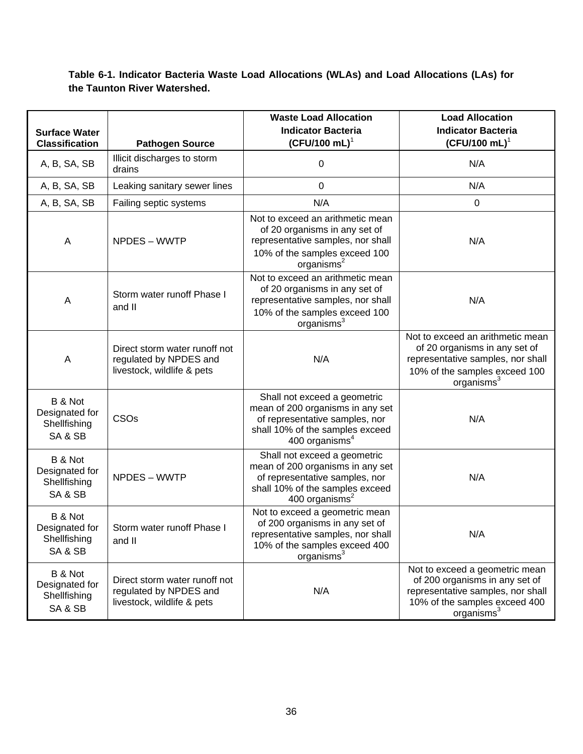**Table 6-1. Indicator Bacteria Waste Load Allocations (WLAs) and Load Allocations (LAs) for the Taunton River Watershed.**

| Surface Water Classification | Pathogen Source | Waste Load Allocation Indicator Bacteria (CFU/100 mL)[1] | Load Allocation Indicator Bacteria (CFU/100 mL)[1] |
|---|---|---|---|
| A, B, SA, SB | Illicit discharges to storm drains | 0 | N/A |
| A, B, SA, SB | Leaking sanitary sewer lines | 0 | N/A |
| A, B, SA, SB | Failing septic systems | N/A | 0 |
| A | NPDES – WWTP | Not to exceed an arithmetic mean of 20 organisms in any set of representative samples, nor shall 10% of the samples exceed 100 organisms[2] | N/A |
| A | Storm water runoff Phase I and II | Not to exceed an arithmetic mean of 20 organisms in any set of representative samples, nor shall 10% of the samples exceed 100 organisms[3] | N/A |
| A | Direct storm water runoff not regulated by NPDES and livestock, wildlife & pets | N/A | Not to exceed an arithmetic mean of 20 organisms in any set of representative samples, nor shall 10% of the samples exceed 100 organisms[3] |
| B & Not Designated for Shellfishing SA & SB | CSOs | Shall not exceed a geometric mean of 200 organisms in any set of representative samples, nor shall 10% of the samples exceed 400 organisms[4] | N/A |
| B & Not Designated for Shellfishing SA & SB | NPDES – WWTP | Shall not exceed a geometric mean of 200 organisms in any set of representative samples, nor shall 10% of the samples exceed 400 organisms[2] | N/A |
| B & Not Designated for Shellfishing SA & SB | Storm water runoff Phase I and II | Not to exceed a geometric mean of 200 organisms in any set of representative samples, nor shall 10% of the samples exceed 400 organisms[3] | N/A |
| B & Not Designated for Shellfishing SA & SB | Direct storm water runoff not regulated by NPDES and livestock, wildlife & pets | N/A | Not to exceed a geometric mean of 200 organisms in any set of representative samples, nor shall 10% of the samples exceed 400 organisms[3] |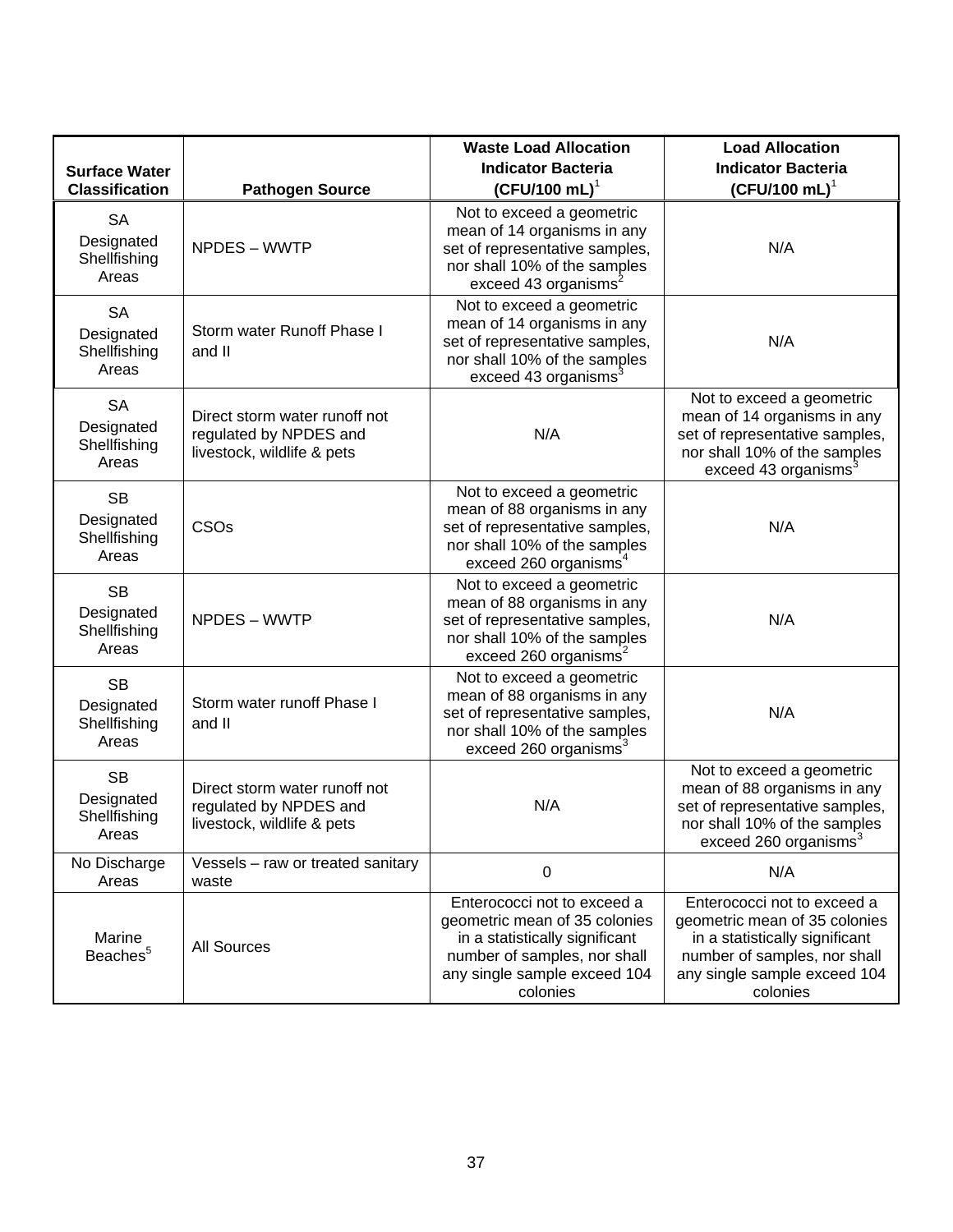| Surface Water Classification | Pathogen Source | Waste Load Allocation Indicator Bacteria (CFU/100 mL)[1] | Load Allocation Indicator Bacteria (CFU/100 mL)[1] |
|---|---|---|---|
| SA Designated Shellfishing Areas | NPDES – WWTP | Not to exceed a geometric mean of 14 organisms in any set of representative samples, nor shall 10% of the samples exceed 43 organisms[2] | N/A |
| SA Designated Shellfishing Areas | Storm water Runoff Phase I and II | Not to exceed a geometric mean of 14 organisms in any set of representative samples, nor shall 10% of the samples exceed 43 organisms[3] | N/A |
| SA Designated Shellfishing Areas | Direct storm water runoff not regulated by NPDES and livestock, wildlife & pets | N/A | Not to exceed a geometric mean of 14 organisms in any set of representative samples, nor shall 10% of the samples exceed 43 organisms[3] |
| SB Designated Shellfishing Areas | CSOs | Not to exceed a geometric mean of 88 organisms in any set of representative samples, nor shall 10% of the samples exceed 260 organisms[4] | N/A |
| SB Designated Shellfishing Areas | NPDES – WWTP | Not to exceed a geometric mean of 88 organisms in any set of representative samples, nor shall 10% of the samples exceed 260 organisms[2] | N/A |
| SB Designated Shellfishing Areas | Storm water runoff Phase I and II | Not to exceed a geometric mean of 88 organisms in any set of representative samples, nor shall 10% of the samples exceed 260 organisms[3] | N/A |
| SB Designated Shellfishing Areas | Direct storm water runoff not regulated by NPDES and livestock, wildlife & pets | N/A | Not to exceed a geometric mean of 88 organisms in any set of representative samples, nor shall 10% of the samples exceed 260 organisms[3] |
| No Discharge Areas | Vessels – raw or treated sanitary waste | 0 | N/A |
| Marine Beaches[5] | All Sources | Enterococci not to exceed a geometric mean of 35 colonies in a statistically significant number of samples, nor shall any single sample exceed 104 colonies | Enterococci not to exceed a geometric mean of 35 colonies in a statistically significant number of samples, nor shall any single sample exceed 104 colonies |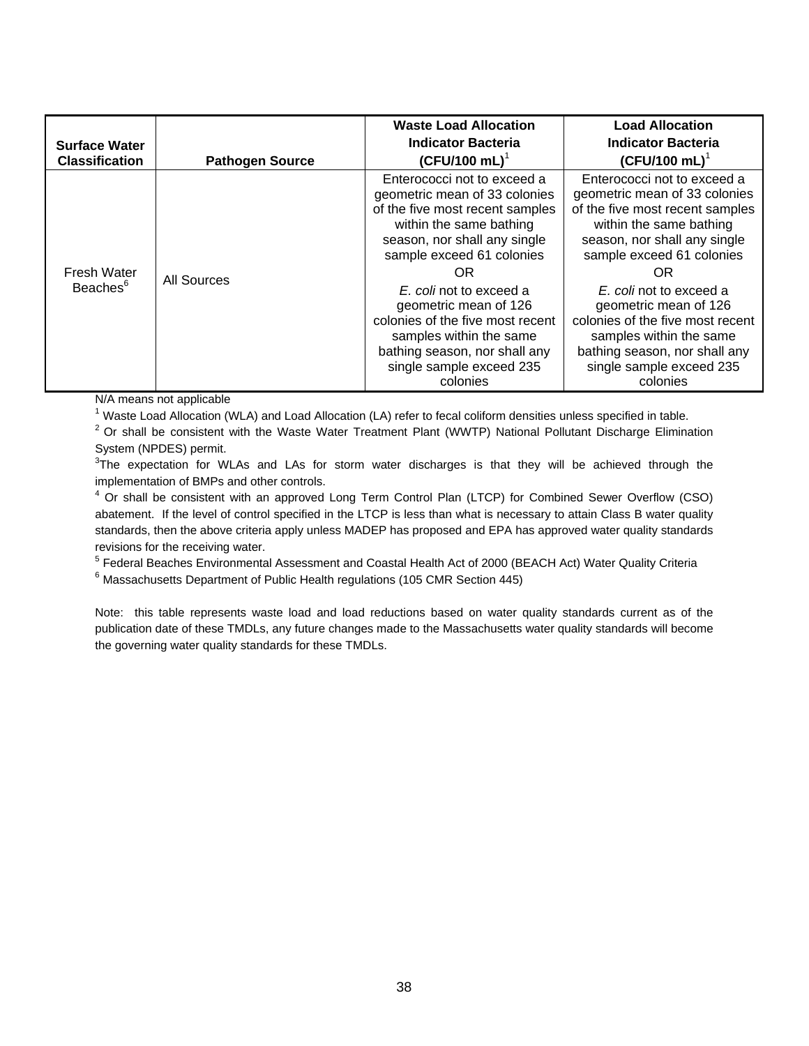| Surface Water Classification | Pathogen Source | Waste Load Allocation Indicator Bacteria (CFU/100 mL)[1] | Load Allocation Indicator Bacteria (CFU/100 mL)[1] |
|---|---|---|---|
| Fresh Water Beaches[6] | All Sources | Enterococci not to exceed a geometric mean of 33 colonies of the five most recent samples within the same bathing season, nor shall any single sample exceed 61 colonies OR *E. coli* not to exceed a geometric mean of 126 colonies of the five most recent samples within the same bathing season, nor shall any single sample exceed 235 colonies | Enterococci not to exceed a geometric mean of 33 colonies of the five most recent samples within the same bathing season, nor shall any single sample exceed 61 colonies OR *E. coli* not to exceed a geometric mean of 126 colonies of the five most recent samples within the same bathing season, nor shall any single sample exceed 235 colonies |

N/A means not applicable

[1] Waste Load Allocation (WLA) and Load Allocation (LA) refer to fecal coliform densities unless specified in table.

[2] Or shall be consistent with the Waste Water Treatment Plant (WWTP) National Pollutant Discharge Elimination System (NPDES) permit.

[3] The expectation for WLAs and LAs for storm water discharges is that they will be achieved through the implementation of BMPs and other controls.

[4] Or shall be consistent with an approved Long Term Control Plan (LTCP) for Combined Sewer Overflow (CSO) abatement. If the level of control specified in the LTCP is less than what is necessary to attain Class B water quality standards, then the above criteria apply unless MADEP has proposed and EPA has approved water quality standards revisions for the receiving water.

[5] Federal Beaches Environmental Assessment and Coastal Health Act of 2000 (BEACH Act) Water Quality Criteria

[6] Massachusetts Department of Public Health regulations (105 CMR Section 445)

Note: this table represents waste load and load reductions based on water quality standards current as of the publication date of these TMDLs, any future changes made to the Massachusetts water quality standards will become the governing water quality standards for these TMDLs.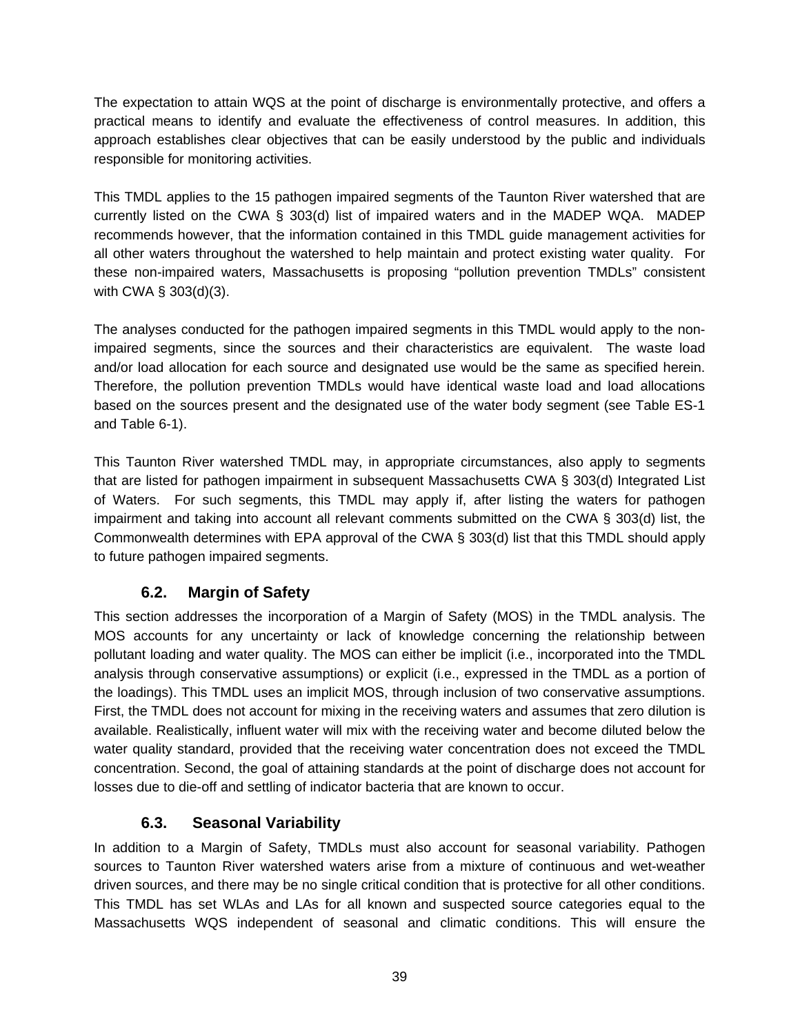The expectation to attain WQS at the point of discharge is environmentally protective, and offers a practical means to identify and evaluate the effectiveness of control measures. In addition, this approach establishes clear objectives that can be easily understood by the public and individuals responsible for monitoring activities.

This TMDL applies to the 15 pathogen impaired segments of the Taunton River watershed that are currently listed on the CWA § 303(d) list of impaired waters and in the MADEP WQA. MADEP recommends however, that the information contained in this TMDL guide management activities for all other waters throughout the watershed to help maintain and protect existing water quality. For these non-impaired waters, Massachusetts is proposing "pollution prevention TMDLs" consistent with CWA § 303(d)(3).

The analyses conducted for the pathogen impaired segments in this TMDL would apply to the non-impaired segments, since the sources and their characteristics are equivalent. The waste load and/or load allocation for each source and designated use would be the same as specified herein. Therefore, the pollution prevention TMDLs would have identical waste load and load allocations based on the sources present and the designated use of the water body segment (see Table ES-1 and Table 6-1).

This Taunton River watershed TMDL may, in appropriate circumstances, also apply to segments that are listed for pathogen impairment in subsequent Massachusetts CWA § 303(d) Integrated List of Waters. For such segments, this TMDL may apply if, after listing the waters for pathogen impairment and taking into account all relevant comments submitted on the CWA § 303(d) list, the Commonwealth determines with EPA approval of the CWA § 303(d) list that this TMDL should apply to future pathogen impaired segments.

## 6.2. Margin of Safety

This section addresses the incorporation of a Margin of Safety (MOS) in the TMDL analysis. The MOS accounts for any uncertainty or lack of knowledge concerning the relationship between pollutant loading and water quality. The MOS can either be implicit (i.e., incorporated into the TMDL analysis through conservative assumptions) or explicit (i.e., expressed in the TMDL as a portion of the loadings). This TMDL uses an implicit MOS, through inclusion of two conservative assumptions. First, the TMDL does not account for mixing in the receiving waters and assumes that zero dilution is available. Realistically, influent water will mix with the receiving water and become diluted below the water quality standard, provided that the receiving water concentration does not exceed the TMDL concentration. Second, the goal of attaining standards at the point of discharge does not account for losses due to die-off and settling of indicator bacteria that are known to occur.

## 6.3. Seasonal Variability

In addition to a Margin of Safety, TMDLs must also account for seasonal variability. Pathogen sources to Taunton River watershed waters arise from a mixture of continuous and wet-weather driven sources, and there may be no single critical condition that is protective for all other conditions. This TMDL has set WLAs and LAs for all known and suspected source categories equal to the Massachusetts WQS independent of seasonal and climatic conditions. This will ensure the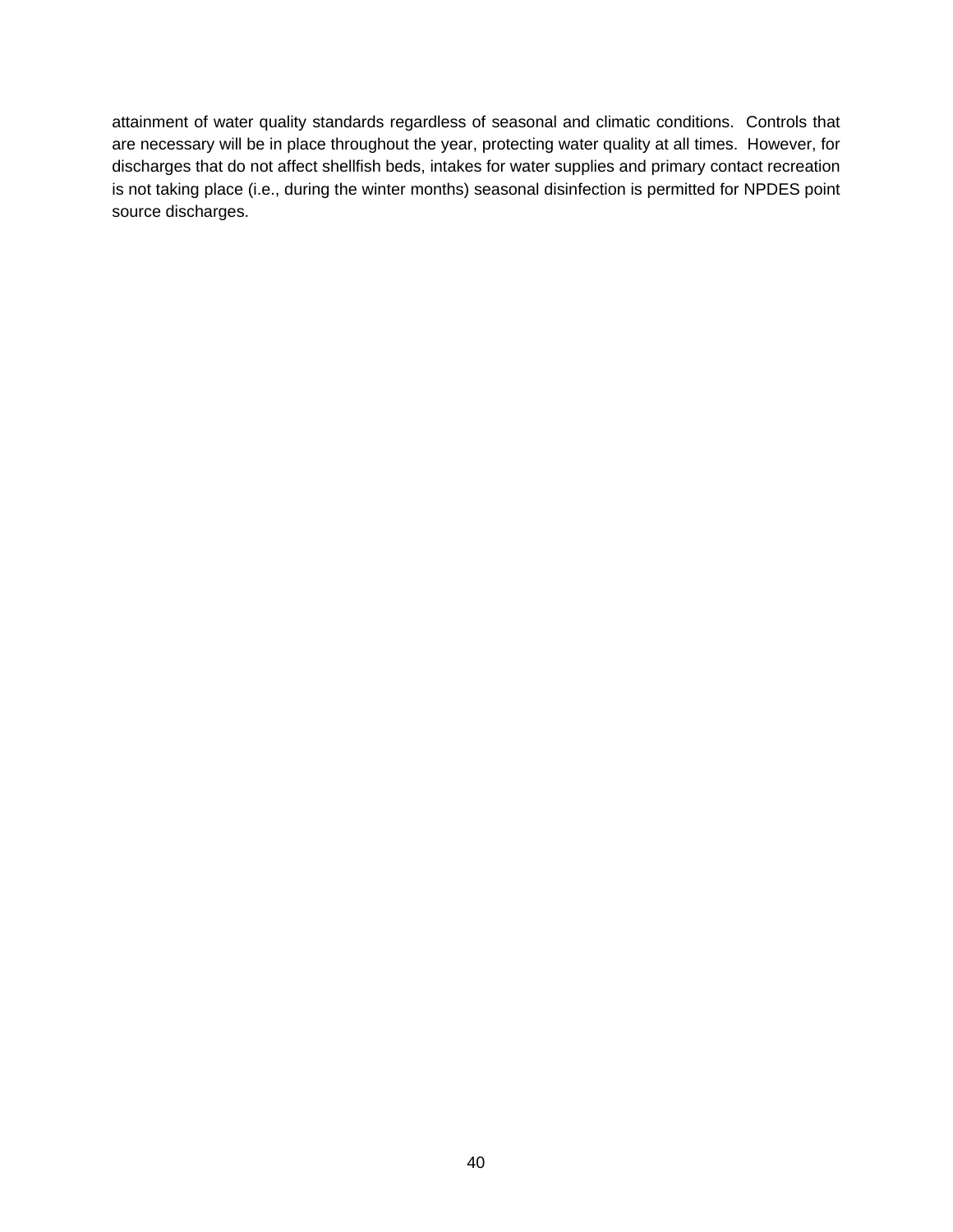attainment of water quality standards regardless of seasonal and climatic conditions. Controls that are necessary will be in place throughout the year, protecting water quality at all times. However, for discharges that do not affect shellfish beds, intakes for water supplies and primary contact recreation is not taking place (i.e., during the winter months) seasonal disinfection is permitted for NPDES point source discharges.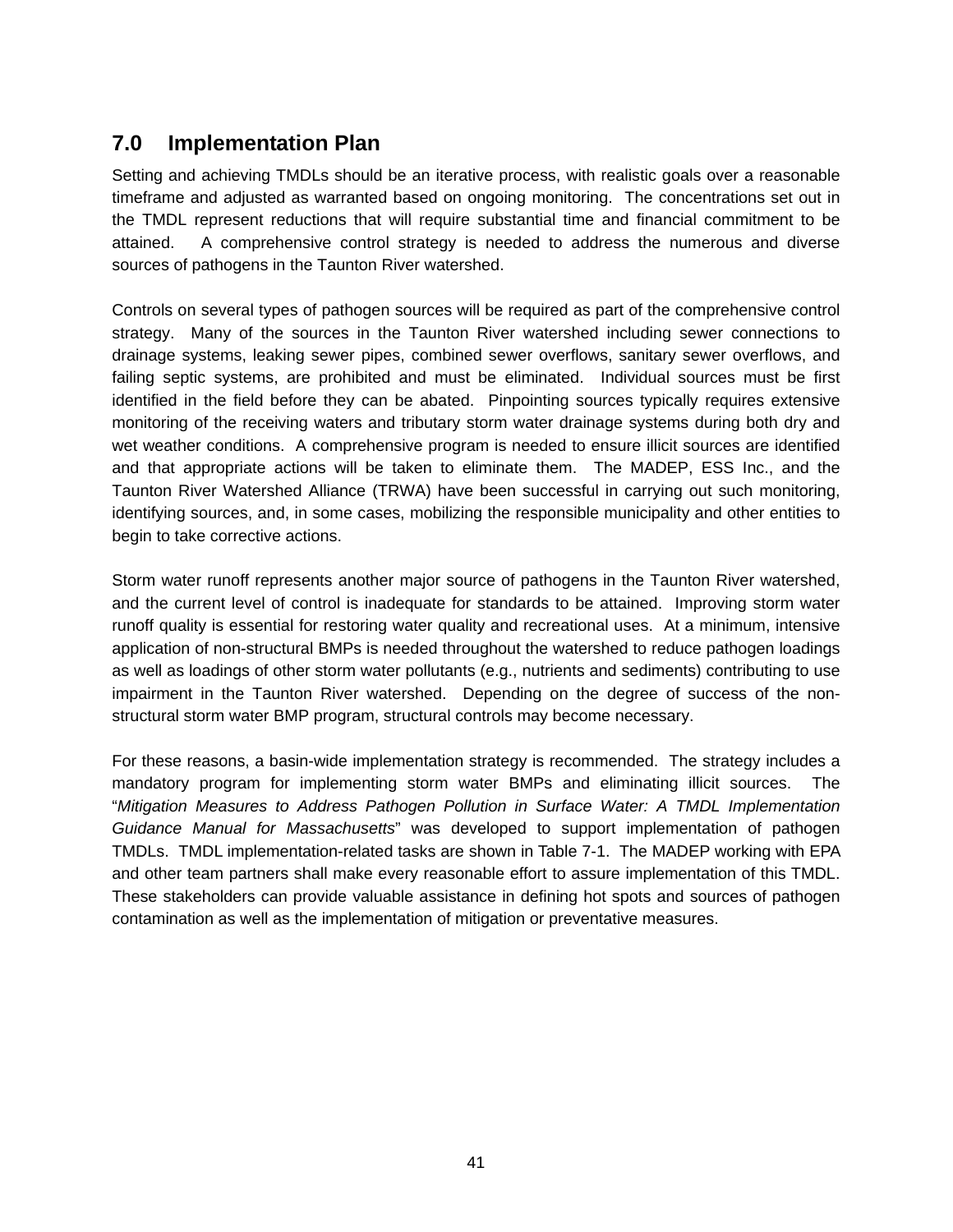## 7.0 Implementation Plan

Setting and achieving TMDLs should be an iterative process, with realistic goals over a reasonable timeframe and adjusted as warranted based on ongoing monitoring. The concentrations set out in the TMDL represent reductions that will require substantial time and financial commitment to be attained. A comprehensive control strategy is needed to address the numerous and diverse sources of pathogens in the Taunton River watershed.

Controls on several types of pathogen sources will be required as part of the comprehensive control strategy. Many of the sources in the Taunton River watershed including sewer connections to drainage systems, leaking sewer pipes, combined sewer overflows, sanitary sewer overflows, and failing septic systems, are prohibited and must be eliminated. Individual sources must be first identified in the field before they can be abated. Pinpointing sources typically requires extensive monitoring of the receiving waters and tributary storm water drainage systems during both dry and wet weather conditions. A comprehensive program is needed to ensure illicit sources are identified and that appropriate actions will be taken to eliminate them. The MADEP, ESS Inc., and the Taunton River Watershed Alliance (TRWA) have been successful in carrying out such monitoring, identifying sources, and, in some cases, mobilizing the responsible municipality and other entities to begin to take corrective actions.

Storm water runoff represents another major source of pathogens in the Taunton River watershed, and the current level of control is inadequate for standards to be attained. Improving storm water runoff quality is essential for restoring water quality and recreational uses. At a minimum, intensive application of non-structural BMPs is needed throughout the watershed to reduce pathogen loadings as well as loadings of other storm water pollutants (e.g., nutrients and sediments) contributing to use impairment in the Taunton River watershed. Depending on the degree of success of the non-structural storm water BMP program, structural controls may become necessary.

For these reasons, a basin-wide implementation strategy is recommended. The strategy includes a mandatory program for implementing storm water BMPs and eliminating illicit sources. The "*Mitigation Measures to Address Pathogen Pollution in Surface Water: A TMDL Implementation Guidance Manual for Massachusetts*" was developed to support implementation of pathogen TMDLs. TMDL implementation-related tasks are shown in Table 7-1. The MADEP working with EPA and other team partners shall make every reasonable effort to assure implementation of this TMDL. These stakeholders can provide valuable assistance in defining hot spots and sources of pathogen contamination as well as the implementation of mitigation or preventative measures.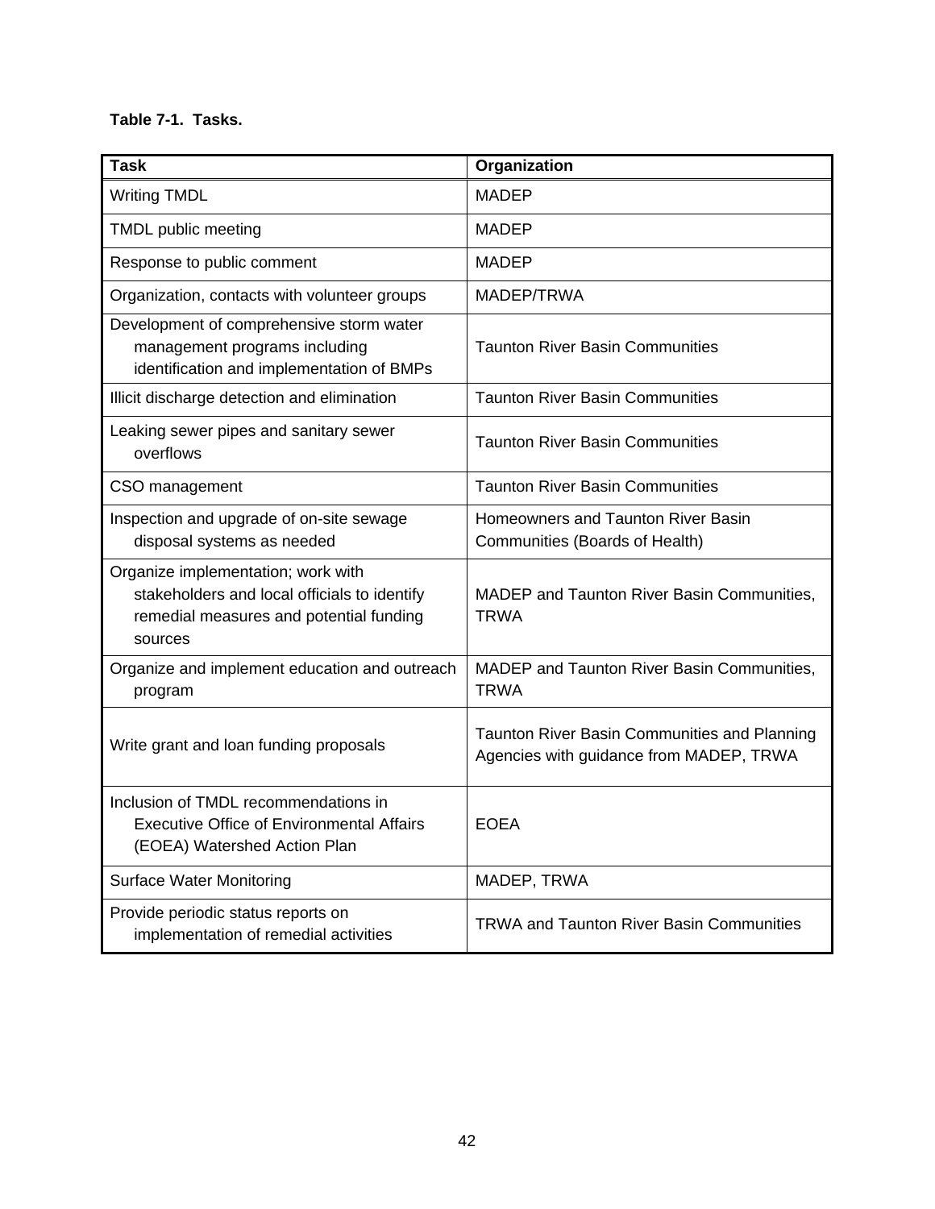**Table 7-1. Tasks.**

| Task | Organization |
|---|---|
| Writing TMDL | MADEP |
| TMDL public meeting | MADEP |
| Response to public comment | MADEP |
| Organization, contacts with volunteer groups | MADEP/TRWA |
| Development of comprehensive storm water management programs including identification and implementation of BMPs | Taunton River Basin Communities |
| Illicit discharge detection and elimination | Taunton River Basin Communities |
| Leaking sewer pipes and sanitary sewer overflows | Taunton River Basin Communities |
| CSO management | Taunton River Basin Communities |
| Inspection and upgrade of on-site sewage disposal systems as needed | Homeowners and Taunton River Basin Communities (Boards of Health) |
| Organize implementation; work with stakeholders and local officials to identify remedial measures and potential funding sources | MADEP and Taunton River Basin Communities, TRWA |
| Organize and implement education and outreach program | MADEP and Taunton River Basin Communities, TRWA |
| Write grant and loan funding proposals | Taunton River Basin Communities and Planning Agencies with guidance from MADEP, TRWA |
| Inclusion of TMDL recommendations in Executive Office of Environmental Affairs (EOEA) Watershed Action Plan | EOEA |
| Surface Water Monitoring | MADEP, TRWA |
| Provide periodic status reports on implementation of remedial activities | TRWA and Taunton River Basin Communities |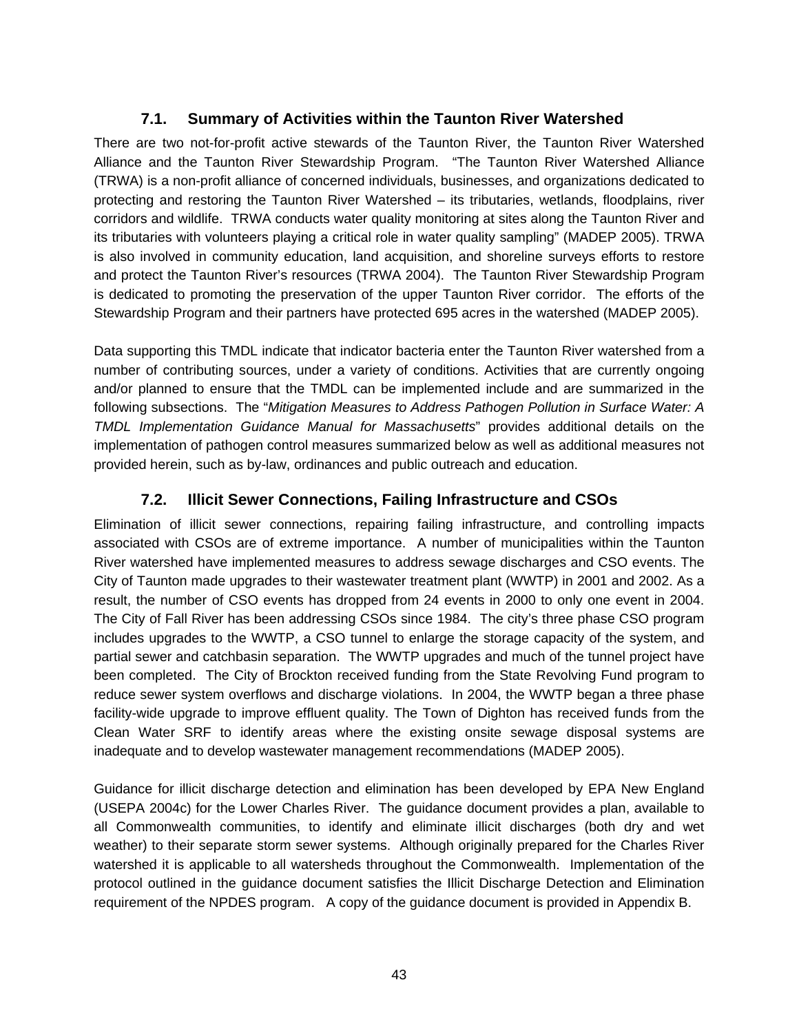## 7.1. Summary of Activities within the Taunton River Watershed

There are two not-for-profit active stewards of the Taunton River, the Taunton River Watershed Alliance and the Taunton River Stewardship Program. "The Taunton River Watershed Alliance (TRWA) is a non-profit alliance of concerned individuals, businesses, and organizations dedicated to protecting and restoring the Taunton River Watershed – its tributaries, wetlands, floodplains, river corridors and wildlife. TRWA conducts water quality monitoring at sites along the Taunton River and its tributaries with volunteers playing a critical role in water quality sampling" (MADEP 2005). TRWA is also involved in community education, land acquisition, and shoreline surveys efforts to restore and protect the Taunton River's resources (TRWA 2004). The Taunton River Stewardship Program is dedicated to promoting the preservation of the upper Taunton River corridor. The efforts of the Stewardship Program and their partners have protected 695 acres in the watershed (MADEP 2005).

Data supporting this TMDL indicate that indicator bacteria enter the Taunton River watershed from a number of contributing sources, under a variety of conditions. Activities that are currently ongoing and/or planned to ensure that the TMDL can be implemented include and are summarized in the following subsections. The "*Mitigation Measures to Address Pathogen Pollution in Surface Water: A TMDL Implementation Guidance Manual for Massachusetts*" provides additional details on the implementation of pathogen control measures summarized below as well as additional measures not provided herein, such as by-law, ordinances and public outreach and education.

## 7.2. Illicit Sewer Connections, Failing Infrastructure and CSOs

Elimination of illicit sewer connections, repairing failing infrastructure, and controlling impacts associated with CSOs are of extreme importance. A number of municipalities within the Taunton River watershed have implemented measures to address sewage discharges and CSO events. The City of Taunton made upgrades to their wastewater treatment plant (WWTP) in 2001 and 2002. As a result, the number of CSO events has dropped from 24 events in 2000 to only one event in 2004. The City of Fall River has been addressing CSOs since 1984. The city's three phase CSO program includes upgrades to the WWTP, a CSO tunnel to enlarge the storage capacity of the system, and partial sewer and catchbasin separation. The WWTP upgrades and much of the tunnel project have been completed. The City of Brockton received funding from the State Revolving Fund program to reduce sewer system overflows and discharge violations. In 2004, the WWTP began a three phase facility-wide upgrade to improve effluent quality. The Town of Dighton has received funds from the Clean Water SRF to identify areas where the existing onsite sewage disposal systems are inadequate and to develop wastewater management recommendations (MADEP 2005).

Guidance for illicit discharge detection and elimination has been developed by EPA New England (USEPA 2004c) for the Lower Charles River. The guidance document provides a plan, available to all Commonwealth communities, to identify and eliminate illicit discharges (both dry and wet weather) to their separate storm sewer systems. Although originally prepared for the Charles River watershed it is applicable to all watersheds throughout the Commonwealth. Implementation of the protocol outlined in the guidance document satisfies the Illicit Discharge Detection and Elimination requirement of the NPDES program. A copy of the guidance document is provided in Appendix B.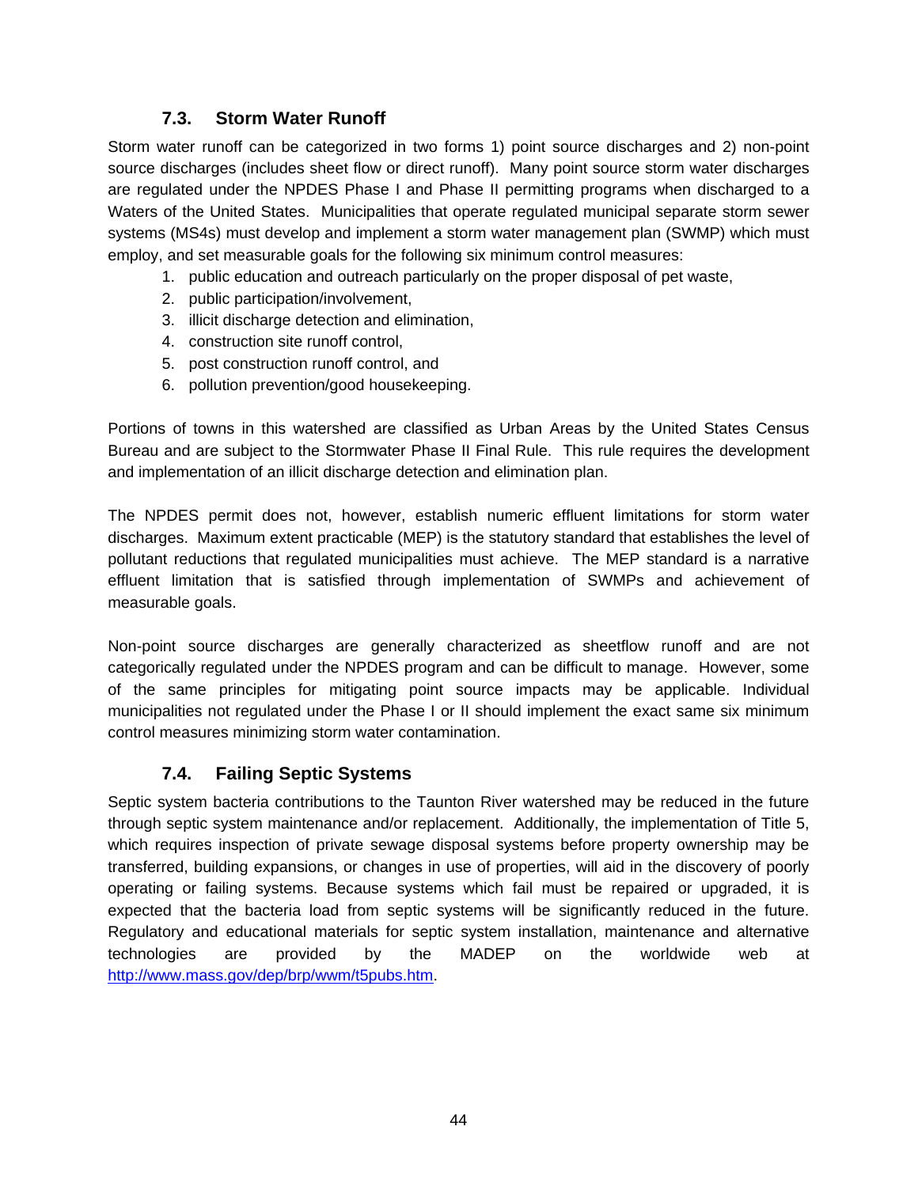### 7.3. Storm Water Runoff

Storm water runoff can be categorized in two forms 1) point source discharges and 2) non-point source discharges (includes sheet flow or direct runoff). Many point source storm water discharges are regulated under the NPDES Phase I and Phase II permitting programs when discharged to a Waters of the United States. Municipalities that operate regulated municipal separate storm sewer systems (MS4s) must develop and implement a storm water management plan (SWMP) which must employ, and set measurable goals for the following six minimum control measures:

1. public education and outreach particularly on the proper disposal of pet waste,
2. public participation/involvement,
3. illicit discharge detection and elimination,
4. construction site runoff control,
5. post construction runoff control, and
6. pollution prevention/good housekeeping.

Portions of towns in this watershed are classified as Urban Areas by the United States Census Bureau and are subject to the Stormwater Phase II Final Rule. This rule requires the development and implementation of an illicit discharge detection and elimination plan.

The NPDES permit does not, however, establish numeric effluent limitations for storm water discharges. Maximum extent practicable (MEP) is the statutory standard that establishes the level of pollutant reductions that regulated municipalities must achieve. The MEP standard is a narrative effluent limitation that is satisfied through implementation of SWMPs and achievement of measurable goals.

Non-point source discharges are generally characterized as sheetflow runoff and are not categorically regulated under the NPDES program and can be difficult to manage. However, some of the same principles for mitigating point source impacts may be applicable. Individual municipalities not regulated under the Phase I or II should implement the exact same six minimum control measures minimizing storm water contamination.

### 7.4. Failing Septic Systems

Septic system bacteria contributions to the Taunton River watershed may be reduced in the future through septic system maintenance and/or replacement. Additionally, the implementation of Title 5, which requires inspection of private sewage disposal systems before property ownership may be transferred, building expansions, or changes in use of properties, will aid in the discovery of poorly operating or failing systems. Because systems which fail must be repaired or upgraded, it is expected that the bacteria load from septic systems will be significantly reduced in the future. Regulatory and educational materials for septic system installation, maintenance and alternative technologies are provided by the MADEP on the worldwide web at http://www.mass.gov/dep/brp/wwm/t5pubs.htm.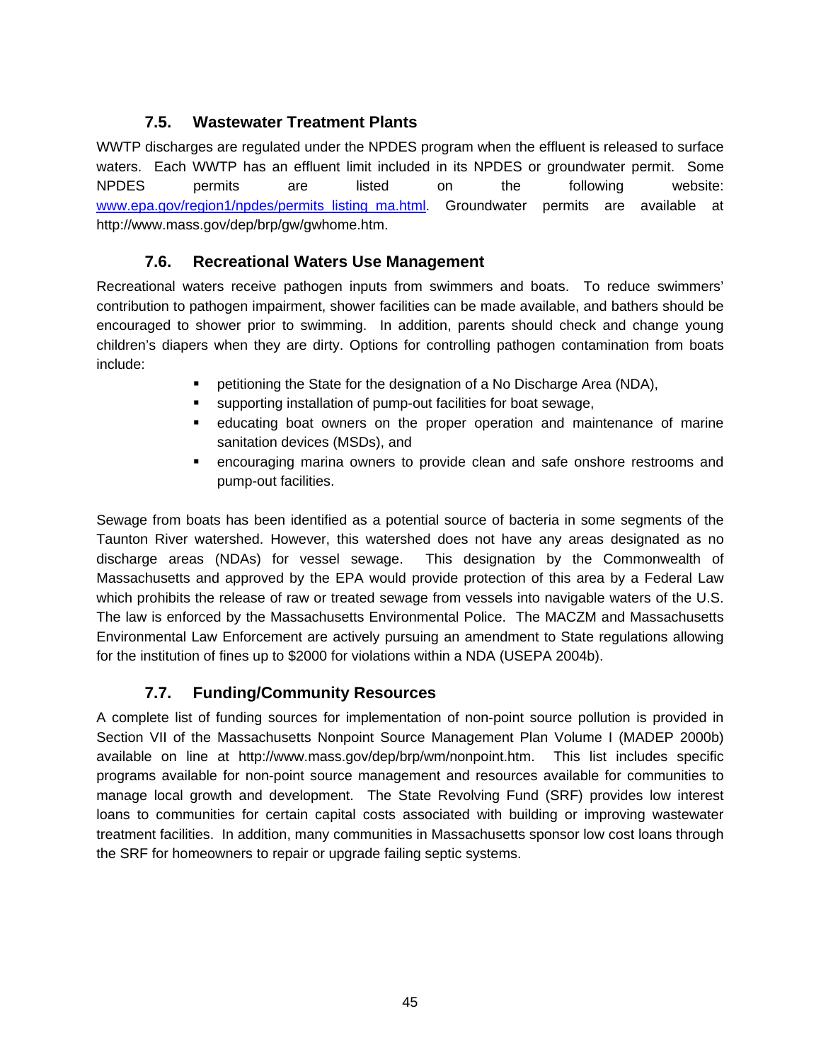## 7.5. Wastewater Treatment Plants

WWTP discharges are regulated under the NPDES program when the effluent is released to surface waters. Each WWTP has an effluent limit included in its NPDES or groundwater permit. Some NPDES permits are listed on the following website: www.epa.gov/region1/npdes/permits_listing_ma.html. Groundwater permits are available at http://www.mass.gov/dep/brp/gw/gwhome.htm.

## 7.6. Recreational Waters Use Management

Recreational waters receive pathogen inputs from swimmers and boats. To reduce swimmers' contribution to pathogen impairment, shower facilities can be made available, and bathers should be encouraged to shower prior to swimming. In addition, parents should check and change young children's diapers when they are dirty. Options for controlling pathogen contamination from boats include:

- petitioning the State for the designation of a No Discharge Area (NDA),
- supporting installation of pump-out facilities for boat sewage,
- educating boat owners on the proper operation and maintenance of marine sanitation devices (MSDs), and
- encouraging marina owners to provide clean and safe onshore restrooms and pump-out facilities.

Sewage from boats has been identified as a potential source of bacteria in some segments of the Taunton River watershed. However, this watershed does not have any areas designated as no discharge areas (NDAs) for vessel sewage. This designation by the Commonwealth of Massachusetts and approved by the EPA would provide protection of this area by a Federal Law which prohibits the release of raw or treated sewage from vessels into navigable waters of the U.S. The law is enforced by the Massachusetts Environmental Police. The MACZM and Massachusetts Environmental Law Enforcement are actively pursuing an amendment to State regulations allowing for the institution of fines up to $2000 for violations within a NDA (USEPA 2004b).

## 7.7. Funding/Community Resources

A complete list of funding sources for implementation of non-point source pollution is provided in Section VII of the Massachusetts Nonpoint Source Management Plan Volume I (MADEP 2000b) available on line at http://www.mass.gov/dep/brp/wm/nonpoint.htm. This list includes specific programs available for non-point source management and resources available for communities to manage local growth and development. The State Revolving Fund (SRF) provides low interest loans to communities for certain capital costs associated with building or improving wastewater treatment facilities. In addition, many communities in Massachusetts sponsor low cost loans through the SRF for homeowners to repair or upgrade failing septic systems.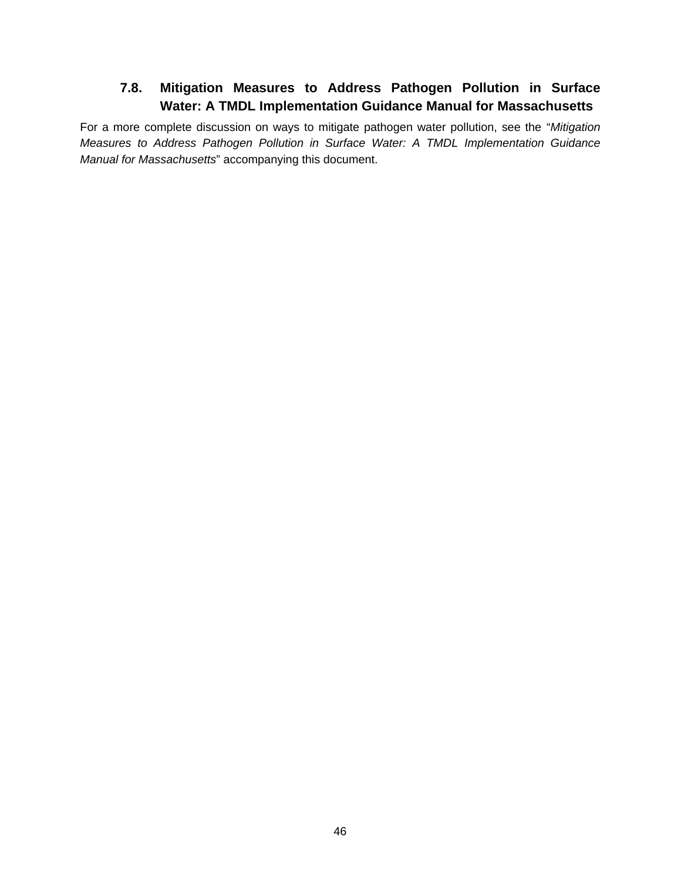## 7.8. Mitigation Measures to Address Pathogen Pollution in Surface Water: A TMDL Implementation Guidance Manual for Massachusetts

For a more complete discussion on ways to mitigate pathogen water pollution, see the "*Mitigation Measures to Address Pathogen Pollution in Surface Water: A TMDL Implementation Guidance Manual for Massachusetts*" accompanying this document.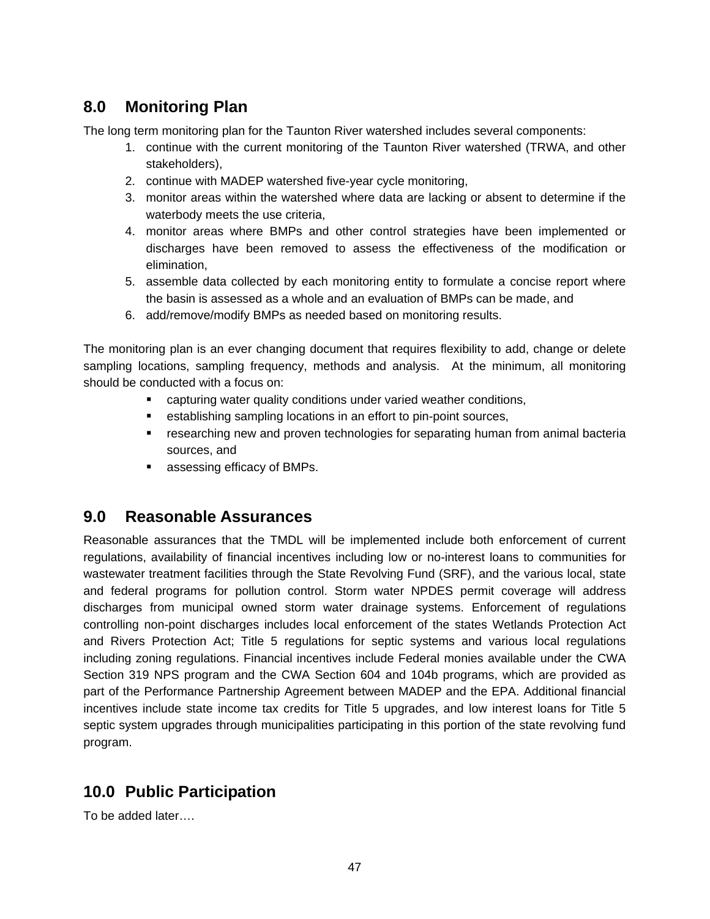## 8.0 Monitoring Plan

The long term monitoring plan for the Taunton River watershed includes several components:

1. continue with the current monitoring of the Taunton River watershed (TRWA, and other stakeholders),
2. continue with MADEP watershed five-year cycle monitoring,
3. monitor areas within the watershed where data are lacking or absent to determine if the waterbody meets the use criteria,
4. monitor areas where BMPs and other control strategies have been implemented or discharges have been removed to assess the effectiveness of the modification or elimination,
5. assemble data collected by each monitoring entity to formulate a concise report where the basin is assessed as a whole and an evaluation of BMPs can be made, and
6. add/remove/modify BMPs as needed based on monitoring results.

The monitoring plan is an ever changing document that requires flexibility to add, change or delete sampling locations, sampling frequency, methods and analysis. At the minimum, all monitoring should be conducted with a focus on:

- capturing water quality conditions under varied weather conditions,
- establishing sampling locations in an effort to pin-point sources,
- researching new and proven technologies for separating human from animal bacteria sources, and
- assessing efficacy of BMPs.

## 9.0 Reasonable Assurances

Reasonable assurances that the TMDL will be implemented include both enforcement of current regulations, availability of financial incentives including low or no-interest loans to communities for wastewater treatment facilities through the State Revolving Fund (SRF), and the various local, state and federal programs for pollution control. Storm water NPDES permit coverage will address discharges from municipal owned storm water drainage systems. Enforcement of regulations controlling non-point discharges includes local enforcement of the states Wetlands Protection Act and Rivers Protection Act; Title 5 regulations for septic systems and various local regulations including zoning regulations. Financial incentives include Federal monies available under the CWA Section 319 NPS program and the CWA Section 604 and 104b programs, which are provided as part of the Performance Partnership Agreement between MADEP and the EPA. Additional financial incentives include state income tax credits for Title 5 upgrades, and low interest loans for Title 5 septic system upgrades through municipalities participating in this portion of the state revolving fund program.

## 10.0 Public Participation

To be added later….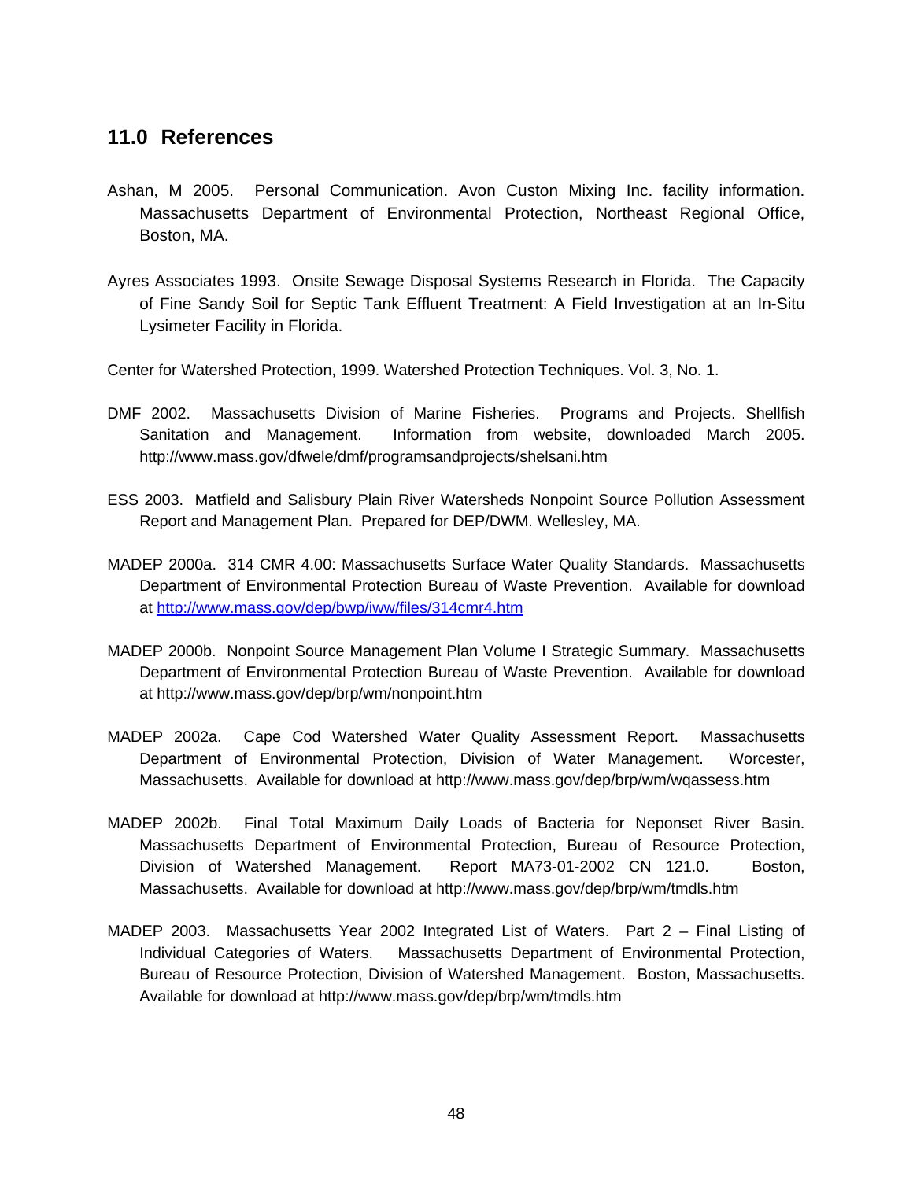## 11.0 References

Ashan, M 2005. Personal Communication. Avon Custon Mixing Inc. facility information. Massachusetts Department of Environmental Protection, Northeast Regional Office, Boston, MA.

Ayres Associates 1993. Onsite Sewage Disposal Systems Research in Florida. The Capacity of Fine Sandy Soil for Septic Tank Effluent Treatment: A Field Investigation at an In-Situ Lysimeter Facility in Florida.

Center for Watershed Protection, 1999. Watershed Protection Techniques. Vol. 3, No. 1.

DMF 2002. Massachusetts Division of Marine Fisheries. Programs and Projects. Shellfish Sanitation and Management. Information from website, downloaded March 2005. http://www.mass.gov/dfwele/dmf/programsandprojects/shelsani.htm

ESS 2003. Matfield and Salisbury Plain River Watersheds Nonpoint Source Pollution Assessment Report and Management Plan. Prepared for DEP/DWM. Wellesley, MA.

MADEP 2000a. 314 CMR 4.00: Massachusetts Surface Water Quality Standards. Massachusetts Department of Environmental Protection Bureau of Waste Prevention. Available for download at http://www.mass.gov/dep/bwp/iww/files/314cmr4.htm

MADEP 2000b. Nonpoint Source Management Plan Volume I Strategic Summary. Massachusetts Department of Environmental Protection Bureau of Waste Prevention. Available for download at http://www.mass.gov/dep/brp/wm/nonpoint.htm

MADEP 2002a. Cape Cod Watershed Water Quality Assessment Report. Massachusetts Department of Environmental Protection, Division of Water Management. Worcester, Massachusetts. Available for download at http://www.mass.gov/dep/brp/wm/wqassess.htm

MADEP 2002b. Final Total Maximum Daily Loads of Bacteria for Neponset River Basin. Massachusetts Department of Environmental Protection, Bureau of Resource Protection, Division of Watershed Management. Report MA73-01-2002 CN 121.0. Boston, Massachusetts. Available for download at http://www.mass.gov/dep/brp/wm/tmdls.htm

MADEP 2003. Massachusetts Year 2002 Integrated List of Waters. Part 2 – Final Listing of Individual Categories of Waters. Massachusetts Department of Environmental Protection, Bureau of Resource Protection, Division of Watershed Management. Boston, Massachusetts. Available for download at http://www.mass.gov/dep/brp/wm/tmdls.htm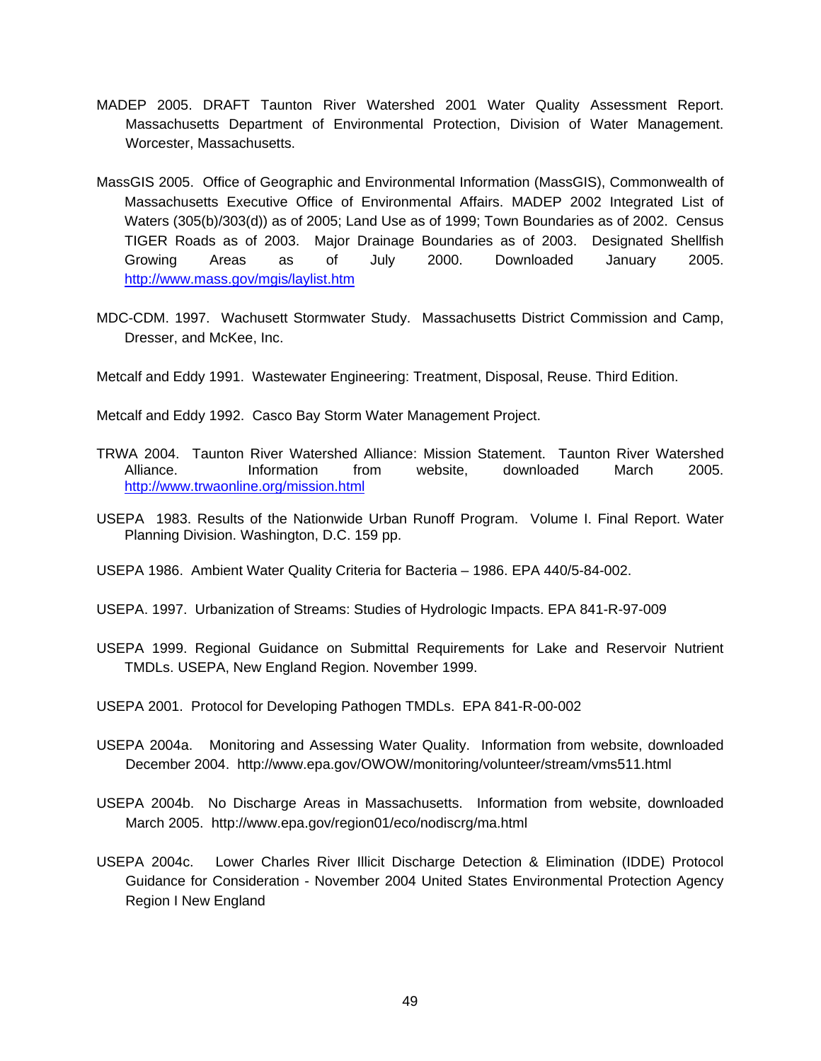MADEP 2005. DRAFT Taunton River Watershed 2001 Water Quality Assessment Report. Massachusetts Department of Environmental Protection, Division of Water Management. Worcester, Massachusetts.

MassGIS 2005. Office of Geographic and Environmental Information (MassGIS), Commonwealth of Massachusetts Executive Office of Environmental Affairs. MADEP 2002 Integrated List of Waters (305(b)/303(d)) as of 2005; Land Use as of 1999; Town Boundaries as of 2002. Census TIGER Roads as of 2003. Major Drainage Boundaries as of 2003. Designated Shellfish Growing Areas as of July 2000. Downloaded January 2005. http://www.mass.gov/mgis/laylist.htm

MDC-CDM. 1997. Wachusett Stormwater Study. Massachusetts District Commission and Camp, Dresser, and McKee, Inc.

Metcalf and Eddy 1991. Wastewater Engineering: Treatment, Disposal, Reuse. Third Edition.

Metcalf and Eddy 1992. Casco Bay Storm Water Management Project.

TRWA 2004. Taunton River Watershed Alliance: Mission Statement. Taunton River Watershed Alliance. Information from website, downloaded March 2005. http://www.trwaonline.org/mission.html

USEPA 1983. Results of the Nationwide Urban Runoff Program. Volume I. Final Report. Water Planning Division. Washington, D.C. 159 pp.

USEPA 1986. Ambient Water Quality Criteria for Bacteria – 1986. EPA 440/5-84-002.

USEPA. 1997. Urbanization of Streams: Studies of Hydrologic Impacts. EPA 841-R-97-009

USEPA 1999. Regional Guidance on Submittal Requirements for Lake and Reservoir Nutrient TMDLs. USEPA, New England Region. November 1999.

USEPA 2001. Protocol for Developing Pathogen TMDLs. EPA 841-R-00-002

USEPA 2004a. Monitoring and Assessing Water Quality. Information from website, downloaded December 2004. http://www.epa.gov/OWOW/monitoring/volunteer/stream/vms511.html

USEPA 2004b. No Discharge Areas in Massachusetts. Information from website, downloaded March 2005. http://www.epa.gov/region01/eco/nodiscrg/ma.html

USEPA 2004c. Lower Charles River Illicit Discharge Detection & Elimination (IDDE) Protocol Guidance for Consideration - November 2004 United States Environmental Protection Agency Region I New England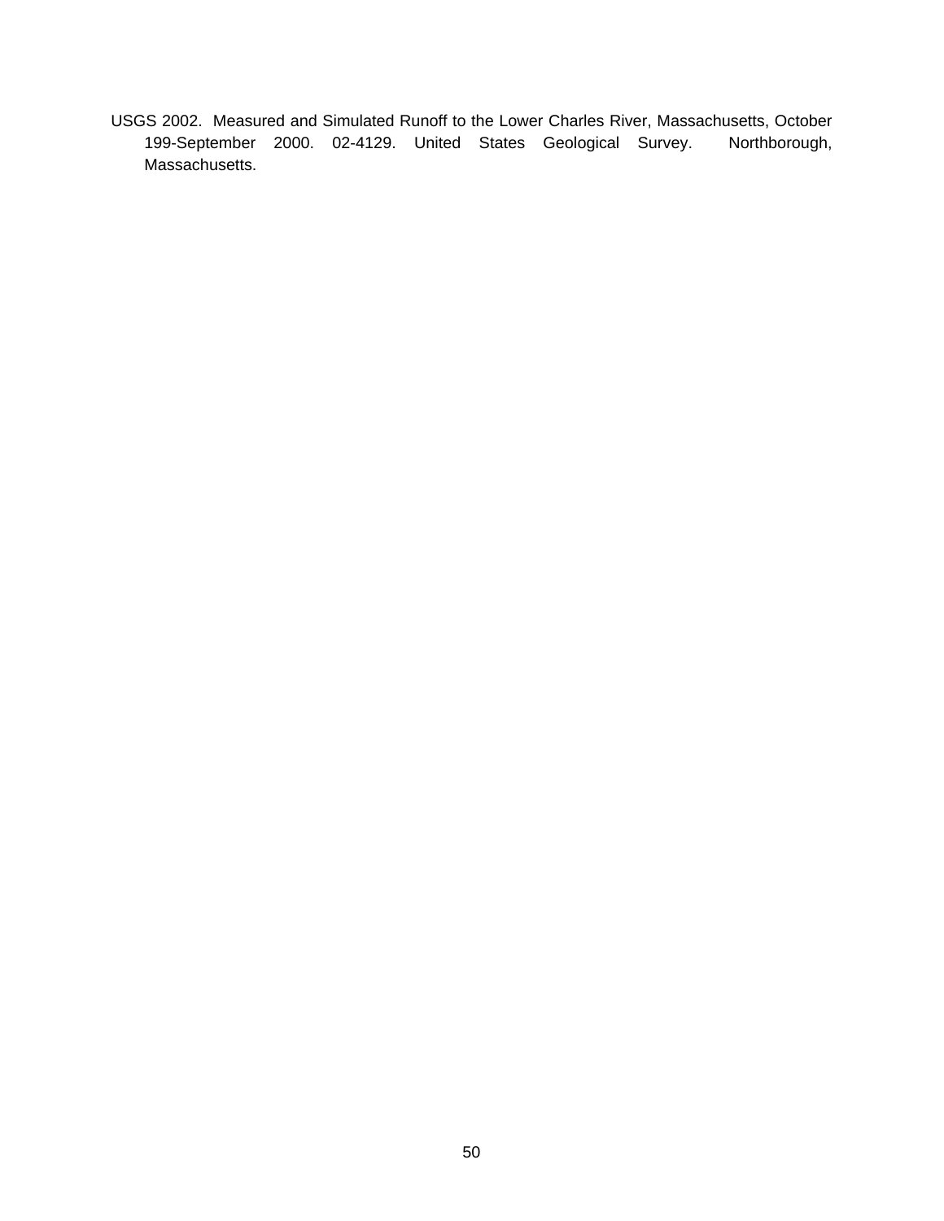USGS 2002. Measured and Simulated Runoff to the Lower Charles River, Massachusetts, October 199-September 2000. 02-4129. United States Geological Survey. Northborough, Massachusetts.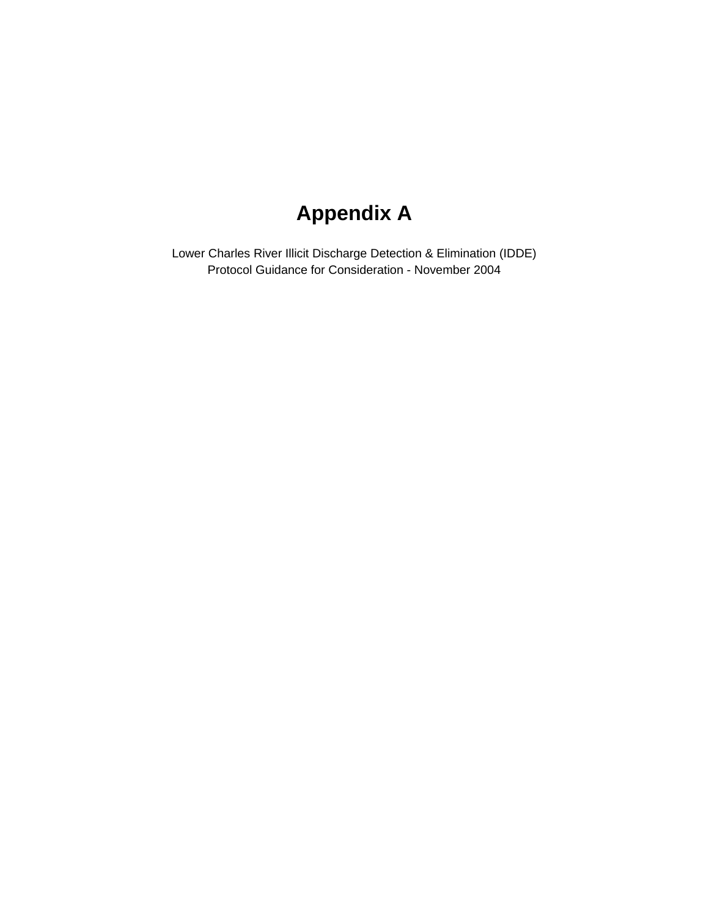# Appendix A

Lower Charles River Illicit Discharge Detection & Elimination (IDDE)
Protocol Guidance for Consideration - November 2004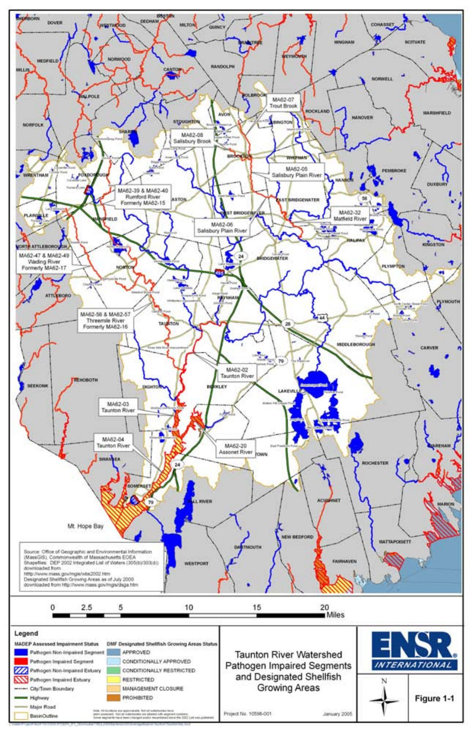Source: Office of Geographic and Environmental Information (MassGIS), Commonwealth of Massachusetts EOEA
Shapefiles: DEP 2002 Integrated List of Waters (305(b)/303(d)) downloaded from http://www.mass.gov/mgis/wbs2002.htm
Designated Shellfish Growing Areas as of July 2000 downloaded from http://www.mass.gov/mgis/dsga.htm

**Legend**

**MADEP Assessed Impairment Status**
- Pathogen Non-Impaired Segment
- Pathogen Impaired Segment
- Pathogen Non-Impaired Estuary
- Pathogen Impaired Estuary
- City/Town Boundary
- Highway
- Major Road
- BasinOutline

**DMF Designated Shellfish Growing Areas Status**
- APPROVED
- CONDITIONALLY APPROVED
- CONDITIONALLY RESTRICTED
- RESTRICTED
- MANAGEMENT CLOSURE
- PROHIBITED

Note: All locations are approximate. Not all waterbodies have been assessed. Not all waterbodies are labeled with segment numbers. Some segments have been changed and/or renumbered since the 2002 List was published.

**Taunton River Watershed Pathogen Impaired Segments and Designated Shellfish Growing Areas**

Project No. 10598-001 January 2005

ENSR INTERNATIONAL

**Figure 1-1**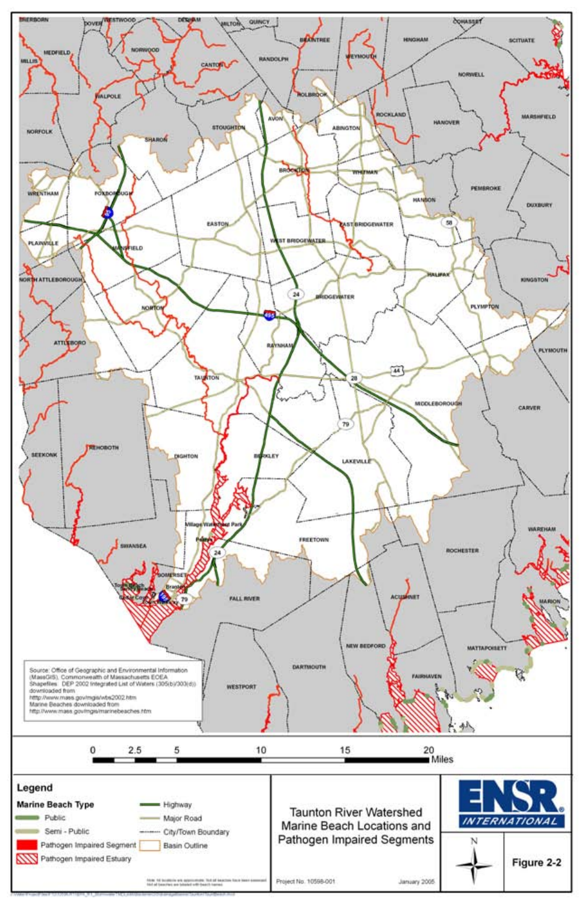Source: Office of Geographic and Environmental Information (MassGIS), Commonwealth of Massachusetts EOEA
Shapefiles: DEP 2002 Integrated List of Waters (305(b)/303(d)) downloaded from
http://www.mass.gov/mgis/wbs2002.htm
Marine Beaches downloaded from
http://www.mass.gov/mgis/marinebeaches.htm

0 2.5 5 10 15 20
Miles

**Legend**

**Marine Beach Type**

Public

Semi - Public

Pathogen Impaired Segment

Pathogen Impaired Estuary

Highway

Major Road

City/Town Boundary

Basin Outline

Taunton River Watershed
Marine Beach Locations and
Pathogen Impaired Segments

Project No. 10598-001

January 2005

ENSR INTERNATIONAL

N

Figure 2-2